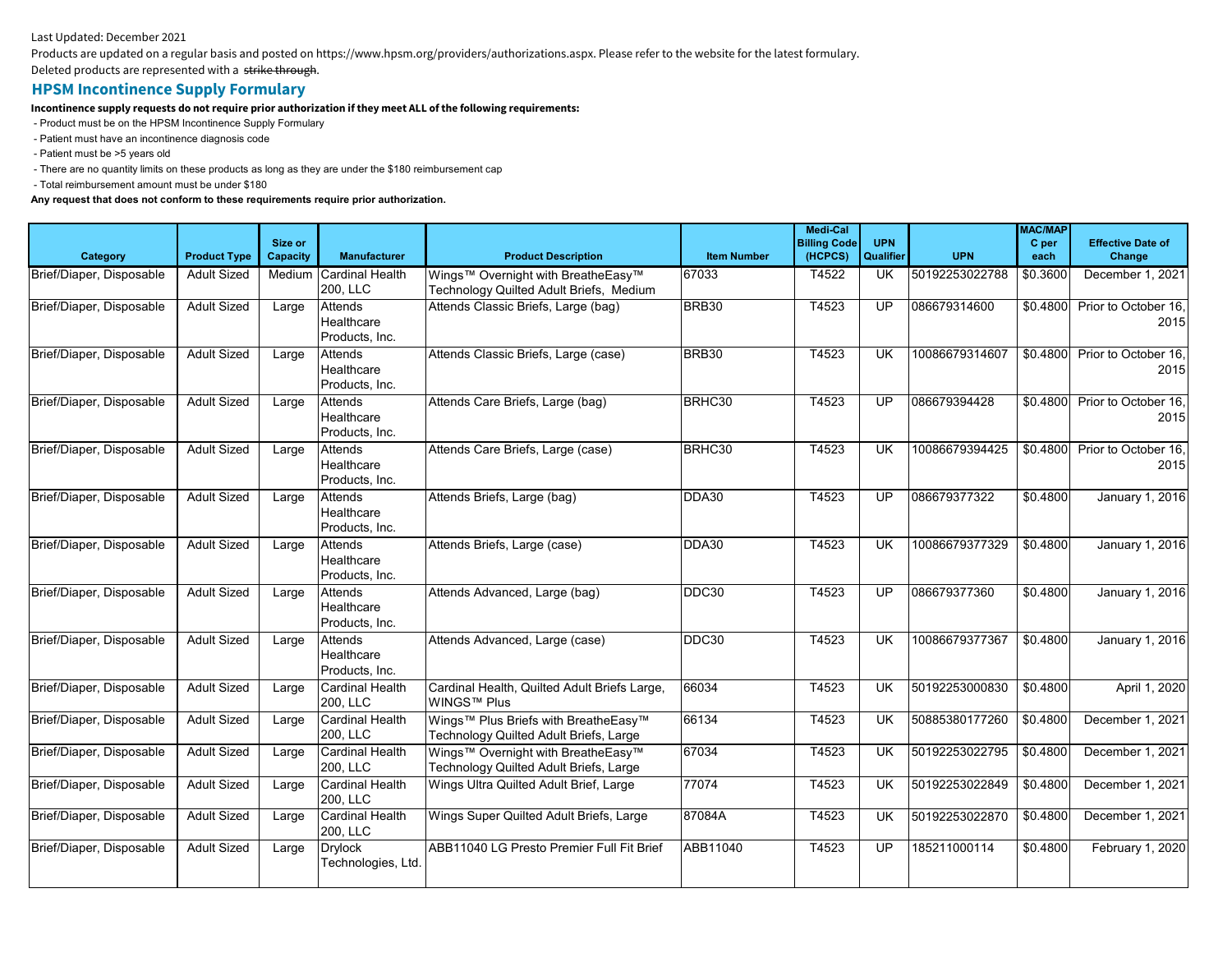Last Updated: December 2021

Products are updated on a regular basis and posted on https://www.hpsm.org/providers/authorizations.aspx. Please refer to the website for the latest formulary.

Deleted products are represented with a ~~strike through~~.

## HPSM Incontinence Supply Formulary

**Incontinence supply requests do not require prior authorization if they meet ALL of the following requirements:**

- Product must be on the HPSM Incontinence Supply Formulary
- Patient must have an incontinence diagnosis code
- Patient must be >5 years old
- There are no quantity limits on these products as long as they are under the $180 reimbursement cap
- Total reimbursement amount must be under $180

**Any request that does not conform to these requirements require prior authorization.**

| Category | Product Type | Size or Capacity | Manufacturer | Product Description | Item Number | Medi-Cal Billing Code (HCPCS) | UPN Qualifier | UPN | MAC/MAPC per each | Effective Date of Change |
|---|---|---|---|---|---|---|---|---|---|---|
| Brief/Diaper, Disposable | Adult Sized | Medium | Cardinal Health 200, LLC | Wings™ Overnight with BreatheEasy™ Technology Quilted Adult Briefs, Medium | 67033 | T4522 | UK | 50192253022788 | $0.3600 | December 1, 2021 |
| Brief/Diaper, Disposable | Adult Sized | Large | Attends Healthcare Products, Inc. | Attends Classic Briefs, Large (bag) | BRB30 | T4523 | UP | 086679314600 | $0.4800 | Prior to October 16, 2015 |
| Brief/Diaper, Disposable | Adult Sized | Large | Attends Healthcare Products, Inc. | Attends Classic Briefs, Large (case) | BRB30 | T4523 | UK | 10086679314607 | $0.4800 | Prior to October 16, 2015 |
| Brief/Diaper, Disposable | Adult Sized | Large | Attends Healthcare Products, Inc. | Attends Care Briefs, Large (bag) | BRHC30 | T4523 | UP | 086679394428 | $0.4800 | Prior to October 16, 2015 |
| Brief/Diaper, Disposable | Adult Sized | Large | Attends Healthcare Products, Inc. | Attends Care Briefs, Large (case) | BRHC30 | T4523 | UK | 10086679394425 | $0.4800 | Prior to October 16, 2015 |
| Brief/Diaper, Disposable | Adult Sized | Large | Attends Healthcare Products, Inc. | Attends Briefs, Large (bag) | DDA30 | T4523 | UP | 086679377322 | $0.4800 | January 1, 2016 |
| Brief/Diaper, Disposable | Adult Sized | Large | Attends Healthcare Products, Inc. | Attends Briefs, Large (case) | DDA30 | T4523 | UK | 10086679377329 | $0.4800 | January 1, 2016 |
| Brief/Diaper, Disposable | Adult Sized | Large | Attends Healthcare Products, Inc. | Attends Advanced, Large (bag) | DDC30 | T4523 | UP | 086679377360 | $0.4800 | January 1, 2016 |
| Brief/Diaper, Disposable | Adult Sized | Large | Attends Healthcare Products, Inc. | Attends Advanced, Large (case) | DDC30 | T4523 | UK | 10086679377367 | $0.4800 | January 1, 2016 |
| Brief/Diaper, Disposable | Adult Sized | Large | Cardinal Health 200, LLC | Cardinal Health, Quilted Adult Briefs Large, WINGS™ Plus | 66034 | T4523 | UK | 50192253000830 | $0.4800 | April 1, 2020 |
| Brief/Diaper, Disposable | Adult Sized | Large | Cardinal Health 200, LLC | Wings™ Plus Briefs with BreatheEasy™ Technology Quilted Adult Briefs, Large | 66134 | T4523 | UK | 50885380177260 | $0.4800 | December 1, 2021 |
| Brief/Diaper, Disposable | Adult Sized | Large | Cardinal Health 200, LLC | Wings™ Overnight with BreatheEasy™ Technology Quilted Adult Briefs, Large | 67034 | T4523 | UK | 50192253022795 | $0.4800 | December 1, 2021 |
| Brief/Diaper, Disposable | Adult Sized | Large | Cardinal Health 200, LLC | Wings Ultra Quilted Adult Brief, Large | 77074 | T4523 | UK | 50192253022849 | $0.4800 | December 1, 2021 |
| Brief/Diaper, Disposable | Adult Sized | Large | Cardinal Health 200, LLC | Wings Super Quilted Adult Briefs, Large | 87084A | T4523 | UK | 50192253022870 | $0.4800 | December 1, 2021 |
| Brief/Diaper, Disposable | Adult Sized | Large | Drylock Technologies, Ltd. | ABB11040 LG Presto Premier Full Fit Brief | ABB11040 | T4523 | UP | 185211000114 | $0.4800 | February 1, 2020 |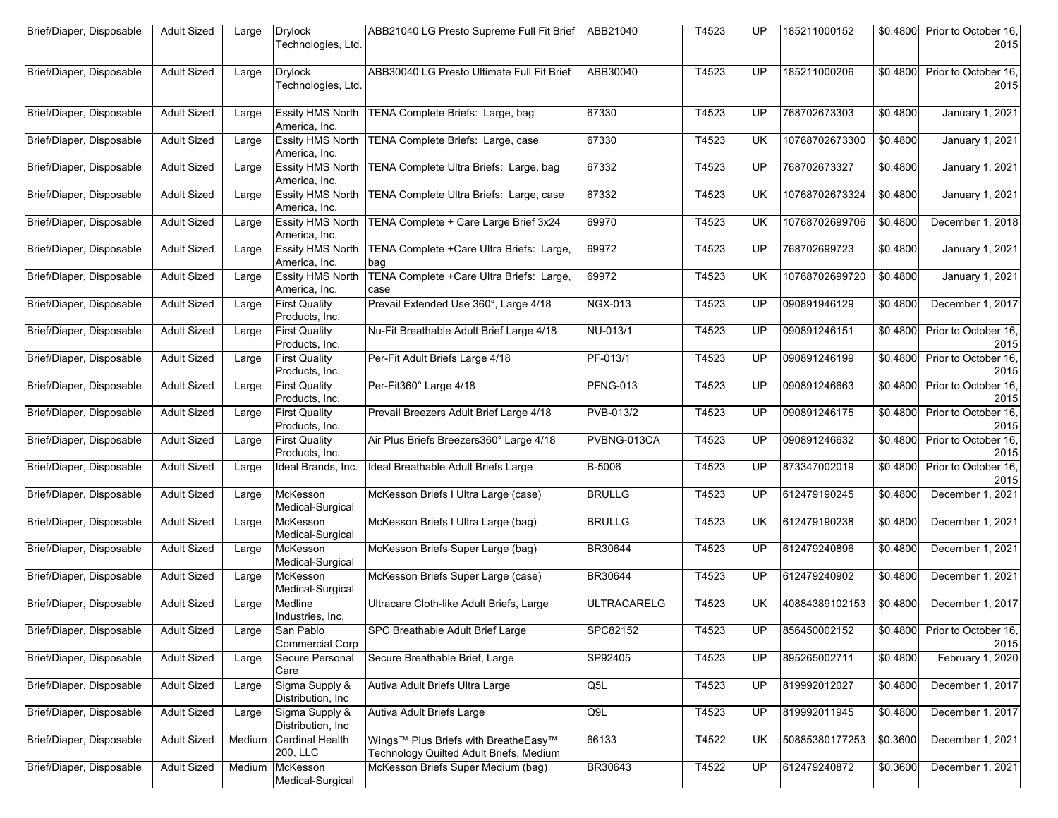| Brief/Diaper, Disposable | Adult Sized | Large | Drylock Technologies, Ltd. | ABB21040 LG Presto Supreme Full Fit Brief | ABB21040 | T4523 | UP | 185211000152 | $0.4800 | Prior to October 16, 2015 |
|---|---|---|---|---|---|---|---|---|---|---|
| Brief/Diaper, Disposable | Adult Sized | Large | Drylock Technologies, Ltd. | ABB30040 LG Presto Ultimate Full Fit Brief | ABB30040 | T4523 | UP | 185211000206 | $0.4800 | Prior to October 16, 2015 |
| Brief/Diaper, Disposable | Adult Sized | Large | Essity HMS North America, Inc. | TENA Complete Briefs: Large, bag | 67330 | T4523 | UP | 768702673303 | $0.4800 | January 1, 2021 |
| Brief/Diaper, Disposable | Adult Sized | Large | Essity HMS North America, Inc. | TENA Complete Briefs: Large, case | 67330 | T4523 | UK | 10768702673300 | $0.4800 | January 1, 2021 |
| Brief/Diaper, Disposable | Adult Sized | Large | Essity HMS North America, Inc. | TENA Complete Ultra Briefs: Large, bag | 67332 | T4523 | UP | 768702673327 | $0.4800 | January 1, 2021 |
| Brief/Diaper, Disposable | Adult Sized | Large | Essity HMS North America, Inc. | TENA Complete Ultra Briefs: Large, case | 67332 | T4523 | UK | 10768702673324 | $0.4800 | January 1, 2021 |
| Brief/Diaper, Disposable | Adult Sized | Large | Essity HMS North America, Inc. | TENA Complete + Care Large Brief 3x24 | 69970 | T4523 | UK | 10768702699706 | $0.4800 | December 1, 2018 |
| Brief/Diaper, Disposable | Adult Sized | Large | Essity HMS North America, Inc. | TENA Complete +Care Ultra Briefs: Large, bag | 69972 | T4523 | UP | 768702699723 | $0.4800 | January 1, 2021 |
| Brief/Diaper, Disposable | Adult Sized | Large | Essity HMS North America, Inc. | TENA Complete +Care Ultra Briefs: Large, case | 69972 | T4523 | UK | 10768702699720 | $0.4800 | January 1, 2021 |
| Brief/Diaper, Disposable | Adult Sized | Large | First Quality Products, Inc. | Prevail Extended Use 360°, Large 4/18 | NGX-013 | T4523 | UP | 090891946129 | $0.4800 | December 1, 2017 |
| Brief/Diaper, Disposable | Adult Sized | Large | First Quality Products, Inc. | Nu-Fit Breathable Adult Brief Large 4/18 | NU-013/1 | T4523 | UP | 090891246151 | $0.4800 | Prior to October 16, 2015 |
| Brief/Diaper, Disposable | Adult Sized | Large | First Quality Products, Inc. | Per-Fit Adult Briefs Large 4/18 | PF-013/1 | T4523 | UP | 090891246199 | $0.4800 | Prior to October 16, 2015 |
| Brief/Diaper, Disposable | Adult Sized | Large | First Quality Products, Inc. | Per-Fit360° Large 4/18 | PFNG-013 | T4523 | UP | 090891246663 | $0.4800 | Prior to October 16, 2015 |
| Brief/Diaper, Disposable | Adult Sized | Large | First Quality Products, Inc. | Prevail Breezers Adult Brief Large 4/18 | PVB-013/2 | T4523 | UP | 090891246175 | $0.4800 | Prior to October 16, 2015 |
| Brief/Diaper, Disposable | Adult Sized | Large | First Quality Products, Inc. | Air Plus Briefs Breezers360° Large 4/18 | PVBNG-013CA | T4523 | UP | 090891246632 | $0.4800 | Prior to October 16, 2015 |
| Brief/Diaper, Disposable | Adult Sized | Large | Ideal Brands, Inc. | Ideal Breathable Adult Briefs Large | B-5006 | T4523 | UP | 873347002019 | $0.4800 | Prior to October 16, 2015 |
| Brief/Diaper, Disposable | Adult Sized | Large | McKesson Medical-Surgical | McKesson Briefs I Ultra Large (case) | BRULLG | T4523 | UP | 612479190245 | $0.4800 | December 1, 2021 |
| Brief/Diaper, Disposable | Adult Sized | Large | McKesson Medical-Surgical | McKesson Briefs I Ultra Large (bag) | BRULLG | T4523 | UK | 612479190238 | $0.4800 | December 1, 2021 |
| Brief/Diaper, Disposable | Adult Sized | Large | McKesson Medical-Surgical | McKesson Briefs Super Large (bag) | BR30644 | T4523 | UP | 612479240896 | $0.4800 | December 1, 2021 |
| Brief/Diaper, Disposable | Adult Sized | Large | McKesson Medical-Surgical | McKesson Briefs Super Large (case) | BR30644 | T4523 | UP | 612479240902 | $0.4800 | December 1, 2021 |
| Brief/Diaper, Disposable | Adult Sized | Large | Medline Industries, Inc. | Ultracare Cloth-like Adult Briefs, Large | ULTRACARELG | T4523 | UK | 40884389102153 | $0.4800 | December 1, 2017 |
| Brief/Diaper, Disposable | Adult Sized | Large | San Pablo Commercial Corp | SPC Breathable Adult Brief Large | SPC82152 | T4523 | UP | 856450002152 | $0.4800 | Prior to October 16, 2015 |
| Brief/Diaper, Disposable | Adult Sized | Large | Secure Personal Care | Secure Breathable Brief, Large | SP92405 | T4523 | UP | 895265002711 | $0.4800 | February 1, 2020 |
| Brief/Diaper, Disposable | Adult Sized | Large | Sigma Supply & Distribution, Inc | Autiva Adult Briefs Ultra Large | Q5L | T4523 | UP | 819992012027 | $0.4800 | December 1, 2017 |
| Brief/Diaper, Disposable | Adult Sized | Large | Sigma Supply & Distribution, Inc | Autiva Adult Briefs Large | Q9L | T4523 | UP | 819992011945 | $0.4800 | December 1, 2017 |
| Brief/Diaper, Disposable | Adult Sized | Medium | Cardinal Health 200, LLC | Wings™ Plus Briefs with BreatheEasy™ Technology Quilted Adult Briefs, Medium | 66133 | T4522 | UK | 50885380177253 | $0.3600 | December 1, 2021 |
| Brief/Diaper, Disposable | Adult Sized | Medium | McKesson Medical-Surgical | McKesson Briefs Super Medium (bag) | BR30643 | T4522 | UP | 612479240872 | $0.3600 | December 1, 2021 |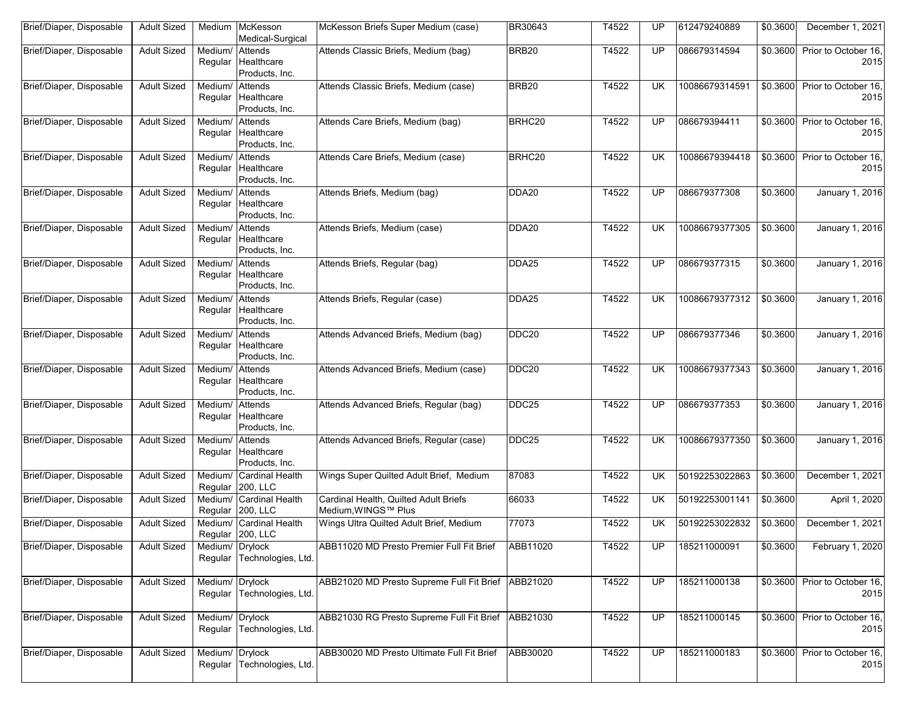| Brief/Diaper, Disposable | Adult Sized | Medium | McKesson Medical-Surgical | McKesson Briefs Super Medium (case) | BR30643 | T4522 | UP | 612479240889 | $0.3600 | December 1, 2021 |
|---|---|---|---|---|---|---|---|---|---|---|
| Brief/Diaper, Disposable | Adult Sized | Medium/ Regular | Attends Healthcare Products, Inc. | Attends Classic Briefs, Medium (bag) | BRB20 | T4522 | UP | 086679314594 | $0.3600 | Prior to October 16, 2015 |
| Brief/Diaper, Disposable | Adult Sized | Medium/ Regular | Attends Healthcare Products, Inc. | Attends Classic Briefs, Medium (case) | BRB20 | T4522 | UK | 10086679314591 | $0.3600 | Prior to October 16, 2015 |
| Brief/Diaper, Disposable | Adult Sized | Medium/ Regular | Attends Healthcare Products, Inc. | Attends Care Briefs, Medium (bag) | BRHC20 | T4522 | UP | 086679394411 | $0.3600 | Prior to October 16, 2015 |
| Brief/Diaper, Disposable | Adult Sized | Medium/ Regular | Attends Healthcare Products, Inc. | Attends Care Briefs, Medium (case) | BRHC20 | T4522 | UK | 10086679394418 | $0.3600 | Prior to October 16, 2015 |
| Brief/Diaper, Disposable | Adult Sized | Medium/ Regular | Attends Healthcare Products, Inc. | Attends Briefs, Medium (bag) | DDA20 | T4522 | UP | 086679377308 | $0.3600 | January 1, 2016 |
| Brief/Diaper, Disposable | Adult Sized | Medium/ Regular | Attends Healthcare Products, Inc. | Attends Briefs, Medium (case) | DDA20 | T4522 | UK | 10086679377305 | $0.3600 | January 1, 2016 |
| Brief/Diaper, Disposable | Adult Sized | Medium/ Regular | Attends Healthcare Products, Inc. | Attends Briefs, Regular (bag) | DDA25 | T4522 | UP | 086679377315 | $0.3600 | January 1, 2016 |
| Brief/Diaper, Disposable | Adult Sized | Medium/ Regular | Attends Healthcare Products, Inc. | Attends Briefs, Regular (case) | DDA25 | T4522 | UK | 10086679377312 | $0.3600 | January 1, 2016 |
| Brief/Diaper, Disposable | Adult Sized | Medium/ Regular | Attends Healthcare Products, Inc. | Attends Advanced Briefs, Medium (bag) | DDC20 | T4522 | UP | 086679377346 | $0.3600 | January 1, 2016 |
| Brief/Diaper, Disposable | Adult Sized | Medium/ Regular | Attends Healthcare Products, Inc. | Attends Advanced Briefs, Medium (case) | DDC20 | T4522 | UK | 10086679377343 | $0.3600 | January 1, 2016 |
| Brief/Diaper, Disposable | Adult Sized | Medium/ Regular | Attends Healthcare Products, Inc. | Attends Advanced Briefs, Regular (bag) | DDC25 | T4522 | UP | 086679377353 | $0.3600 | January 1, 2016 |
| Brief/Diaper, Disposable | Adult Sized | Medium/ Regular | Attends Healthcare Products, Inc. | Attends Advanced Briefs, Regular (case) | DDC25 | T4522 | UK | 10086679377350 | $0.3600 | January 1, 2016 |
| Brief/Diaper, Disposable | Adult Sized | Medium/ Regular | Cardinal Health 200, LLC | Wings Super Quilted Adult Brief, Medium | 87083 | T4522 | UK | 50192253022863 | $0.3600 | December 1, 2021 |
| Brief/Diaper, Disposable | Adult Sized | Medium/ Regular | Cardinal Health 200, LLC | Cardinal Health, Quilted Adult Briefs Medium,WINGS™ Plus | 66033 | T4522 | UK | 50192253001141 | $0.3600 | April 1, 2020 |
| Brief/Diaper, Disposable | Adult Sized | Medium/ Regular | Cardinal Health 200, LLC | Wings Ultra Quilted Adult Brief, Medium | 77073 | T4522 | UK | 50192253022832 | $0.3600 | December 1, 2021 |
| Brief/Diaper, Disposable | Adult Sized | Medium/ Regular | Drylock Technologies, Ltd. | ABB11020 MD Presto Premier Full Fit Brief | ABB11020 | T4522 | UP | 185211000091 | $0.3600 | February 1, 2020 |
| Brief/Diaper, Disposable | Adult Sized | Medium/ Regular | Drylock Technologies, Ltd. | ABB21020 MD Presto Supreme Full Fit Brief | ABB21020 | T4522 | UP | 185211000138 | $0.3600 | Prior to October 16, 2015 |
| Brief/Diaper, Disposable | Adult Sized | Medium/ Regular | Drylock Technologies, Ltd. | ABB21030 RG Presto Supreme Full Fit Brief | ABB21030 | T4522 | UP | 185211000145 | $0.3600 | Prior to October 16, 2015 |
| Brief/Diaper, Disposable | Adult Sized | Medium/ Regular | Drylock Technologies, Ltd. | ABB30020 MD Presto Ultimate Full Fit Brief | ABB30020 | T4522 | UP | 185211000183 | $0.3600 | Prior to October 16, 2015 |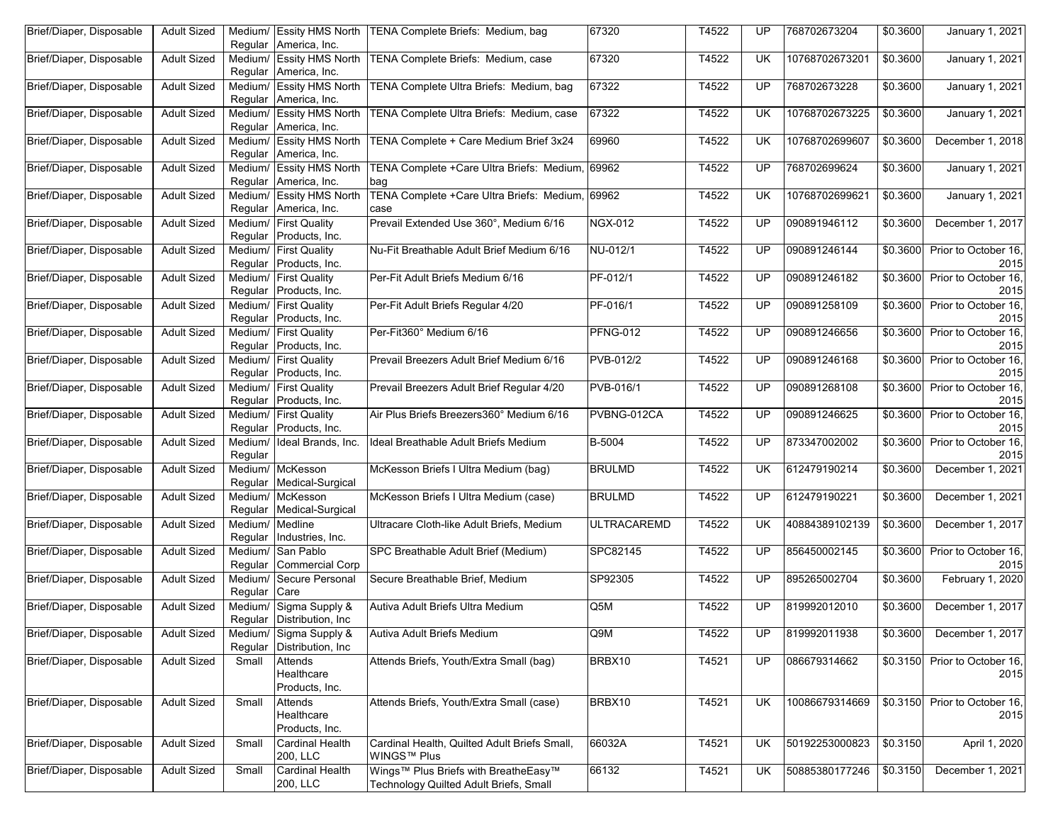| Brief/Diaper, Disposable | Adult Sized | Medium/ Regular | Essity HMS North America, Inc. | TENA Complete Briefs: Medium, bag | 67320 | T4522 | UP | 768702673204 | $0.3600 | January 1, 2021 |
|---|---|---|---|---|---|---|---|---|---|---|
| Brief/Diaper, Disposable | Adult Sized | Medium/ Regular | Essity HMS North America, Inc. | TENA Complete Briefs: Medium, case | 67320 | T4522 | UK | 10768702673201 | $0.3600 | January 1, 2021 |
| Brief/Diaper, Disposable | Adult Sized | Medium/ Regular | Essity HMS North America, Inc. | TENA Complete Ultra Briefs: Medium, bag | 67322 | T4522 | UP | 768702673228 | $0.3600 | January 1, 2021 |
| Brief/Diaper, Disposable | Adult Sized | Medium/ Regular | Essity HMS North America, Inc. | TENA Complete Ultra Briefs: Medium, case | 67322 | T4522 | UK | 10768702673225 | $0.3600 | January 1, 2021 |
| Brief/Diaper, Disposable | Adult Sized | Medium/ Regular | Essity HMS North America, Inc. | TENA Complete + Care Medium Brief 3x24 | 69960 | T4522 | UK | 10768702699607 | $0.3600 | December 1, 2018 |
| Brief/Diaper, Disposable | Adult Sized | Medium/ Regular | Essity HMS North America, Inc. | TENA Complete +Care Ultra Briefs: Medium, bag | 69962 | T4522 | UP | 768702699624 | $0.3600 | January 1, 2021 |
| Brief/Diaper, Disposable | Adult Sized | Medium/ Regular | Essity HMS North America, Inc. | TENA Complete +Care Ultra Briefs: Medium, case | 69962 | T4522 | UK | 10768702699621 | $0.3600 | January 1, 2021 |
| Brief/Diaper, Disposable | Adult Sized | Medium/ Regular | First Quality Products, Inc. | Prevail Extended Use 360°, Medium 6/16 | NGX-012 | T4522 | UP | 090891946112 | $0.3600 | December 1, 2017 |
| Brief/Diaper, Disposable | Adult Sized | Medium/ Regular | First Quality Products, Inc. | Nu-Fit Breathable Adult Brief Medium 6/16 | NU-012/1 | T4522 | UP | 090891246144 | $0.3600 | Prior to October 16, 2015 |
| Brief/Diaper, Disposable | Adult Sized | Medium/ Regular | First Quality Products, Inc. | Per-Fit Adult Briefs Medium 6/16 | PF-012/1 | T4522 | UP | 090891246182 | $0.3600 | Prior to October 16, 2015 |
| Brief/Diaper, Disposable | Adult Sized | Medium/ Regular | First Quality Products, Inc. | Per-Fit Adult Briefs Regular 4/20 | PF-016/1 | T4522 | UP | 090891258109 | $0.3600 | Prior to October 16, 2015 |
| Brief/Diaper, Disposable | Adult Sized | Medium/ Regular | First Quality Products, Inc. | Per-Fit360° Medium 6/16 | PFNG-012 | T4522 | UP | 090891246656 | $0.3600 | Prior to October 16, 2015 |
| Brief/Diaper, Disposable | Adult Sized | Medium/ Regular | First Quality Products, Inc. | Prevail Breezers Adult Brief Medium 6/16 | PVB-012/2 | T4522 | UP | 090891246168 | $0.3600 | Prior to October 16, 2015 |
| Brief/Diaper, Disposable | Adult Sized | Medium/ Regular | First Quality Products, Inc. | Prevail Breezers Adult Brief Regular 4/20 | PVB-016/1 | T4522 | UP | 090891268108 | $0.3600 | Prior to October 16, 2015 |
| Brief/Diaper, Disposable | Adult Sized | Medium/ Regular | First Quality Products, Inc. | Air Plus Briefs Breezers360° Medium 6/16 | PVBNG-012CA | T4522 | UP | 090891246625 | $0.3600 | Prior to October 16, 2015 |
| Brief/Diaper, Disposable | Adult Sized | Medium/ Regular | Ideal Brands, Inc. | Ideal Breathable Adult Briefs Medium | B-5004 | T4522 | UP | 873347002002 | $0.3600 | Prior to October 16, 2015 |
| Brief/Diaper, Disposable | Adult Sized | Medium/ Regular | McKesson Medical-Surgical | McKesson Briefs I Ultra Medium (bag) | BRULMD | T4522 | UK | 612479190214 | $0.3600 | December 1, 2021 |
| Brief/Diaper, Disposable | Adult Sized | Medium/ Regular | McKesson Medical-Surgical | McKesson Briefs I Ultra Medium (case) | BRULMD | T4522 | UP | 612479190221 | $0.3600 | December 1, 2021 |
| Brief/Diaper, Disposable | Adult Sized | Medium/ Regular | Medline Industries, Inc. | Ultracare Cloth-like Adult Briefs, Medium | ULTRACAREMD | T4522 | UK | 40884389102139 | $0.3600 | December 1, 2017 |
| Brief/Diaper, Disposable | Adult Sized | Medium/ Regular | San Pablo Commercial Corp | SPC Breathable Adult Brief (Medium) | SPC82145 | T4522 | UP | 856450002145 | $0.3600 | Prior to October 16, 2015 |
| Brief/Diaper, Disposable | Adult Sized | Medium/ Regular | Secure Personal Care | Secure Breathable Brief, Medium | SP92305 | T4522 | UP | 895265002704 | $0.3600 | February 1, 2020 |
| Brief/Diaper, Disposable | Adult Sized | Medium/ Regular | Sigma Supply & Distribution, Inc | Autiva Adult Briefs Ultra Medium | Q5M | T4522 | UP | 819992012010 | $0.3600 | December 1, 2017 |
| Brief/Diaper, Disposable | Adult Sized | Medium/ Regular | Sigma Supply & Distribution, Inc | Autiva Adult Briefs Medium | Q9M | T4522 | UP | 819992011938 | $0.3600 | December 1, 2017 |
| Brief/Diaper, Disposable | Adult Sized | Small | Attends Healthcare Products, Inc. | Attends Briefs, Youth/Extra Small (bag) | BRBX10 | T4521 | UP | 086679314662 | $0.3150 | Prior to October 16, 2015 |
| Brief/Diaper, Disposable | Adult Sized | Small | Attends Healthcare Products, Inc. | Attends Briefs, Youth/Extra Small (case) | BRBX10 | T4521 | UK | 10086679314669 | $0.3150 | Prior to October 16, 2015 |
| Brief/Diaper, Disposable | Adult Sized | Small | Cardinal Health 200, LLC | Cardinal Health, Quilted Adult Briefs Small, WINGS™ Plus | 66032A | T4521 | UK | 50192253000823 | $0.3150 | April 1, 2020 |
| Brief/Diaper, Disposable | Adult Sized | Small | Cardinal Health 200, LLC | Wings™ Plus Briefs with BreatheEasy™ Technology Quilted Adult Briefs, Small | 66132 | T4521 | UK | 50885380177246 | $0.3150 | December 1, 2021 |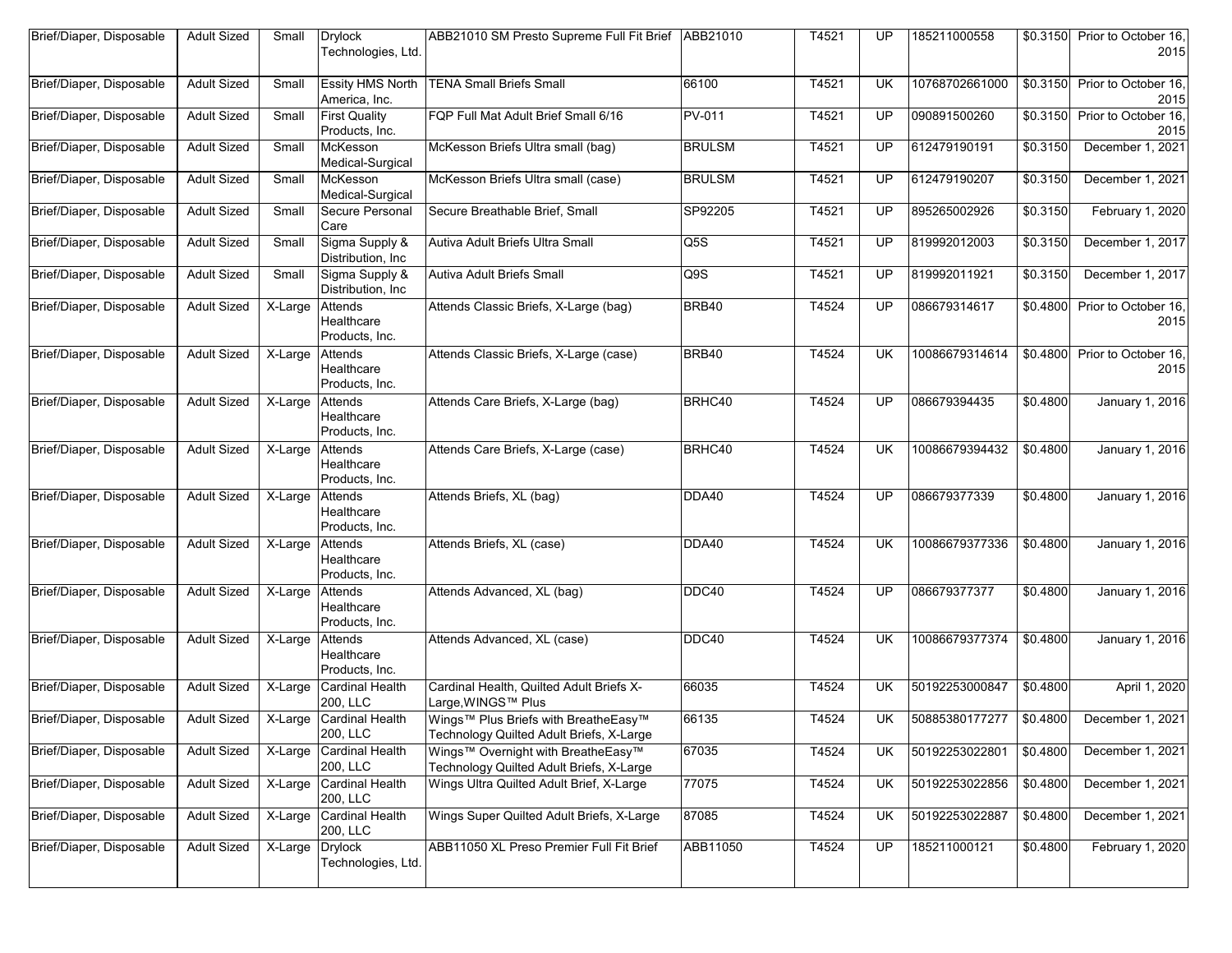| Brief/Diaper, Disposable | Adult Sized | Small | Drylock Technologies, Ltd. | ABB21010 SM Presto Supreme Full Fit Brief | ABB21010 | T4521 | UP | 185211000558 | $0.3150 | Prior to October 16, 2015 |
|---|---|---|---|---|---|---|---|---|---|---|
| Brief/Diaper, Disposable | Adult Sized | Small | Essity HMS North America, Inc. | TENA Small Briefs Small | 66100 | T4521 | UK | 10768702661000 | $0.3150 | Prior to October 16, 2015 |
| Brief/Diaper, Disposable | Adult Sized | Small | First Quality Products, Inc. | FQP Full Mat Adult Brief Small 6/16 | PV-011 | T4521 | UP | 090891500260 | $0.3150 | Prior to October 16, 2015 |
| Brief/Diaper, Disposable | Adult Sized | Small | McKesson Medical-Surgical | McKesson Briefs Ultra small (bag) | BRULSM | T4521 | UP | 612479190191 | $0.3150 | December 1, 2021 |
| Brief/Diaper, Disposable | Adult Sized | Small | McKesson Medical-Surgical | McKesson Briefs Ultra small (case) | BRULSM | T4521 | UP | 612479190207 | $0.3150 | December 1, 2021 |
| Brief/Diaper, Disposable | Adult Sized | Small | Secure Personal Care | Secure Breathable Brief, Small | SP92205 | T4521 | UP | 895265002926 | $0.3150 | February 1, 2020 |
| Brief/Diaper, Disposable | Adult Sized | Small | Sigma Supply & Distribution, Inc | Autiva Adult Briefs Ultra Small | Q5S | T4521 | UP | 819992012003 | $0.3150 | December 1, 2017 |
| Brief/Diaper, Disposable | Adult Sized | Small | Sigma Supply & Distribution, Inc | Autiva Adult Briefs Small | Q9S | T4521 | UP | 819992011921 | $0.3150 | December 1, 2017 |
| Brief/Diaper, Disposable | Adult Sized | X-Large | Attends Healthcare Products, Inc. | Attends Classic Briefs, X-Large (bag) | BRB40 | T4524 | UP | 086679314617 | $0.4800 | Prior to October 16, 2015 |
| Brief/Diaper, Disposable | Adult Sized | X-Large | Attends Healthcare Products, Inc. | Attends Classic Briefs, X-Large (case) | BRB40 | T4524 | UK | 10086679314614 | $0.4800 | Prior to October 16, 2015 |
| Brief/Diaper, Disposable | Adult Sized | X-Large | Attends Healthcare Products, Inc. | Attends Care Briefs, X-Large (bag) | BRHC40 | T4524 | UP | 086679394435 | $0.4800 | January 1, 2016 |
| Brief/Diaper, Disposable | Adult Sized | X-Large | Attends Healthcare Products, Inc. | Attends Care Briefs, X-Large (case) | BRHC40 | T4524 | UK | 10086679394432 | $0.4800 | January 1, 2016 |
| Brief/Diaper, Disposable | Adult Sized | X-Large | Attends Healthcare Products, Inc. | Attends Briefs, XL (bag) | DDA40 | T4524 | UP | 086679377339 | $0.4800 | January 1, 2016 |
| Brief/Diaper, Disposable | Adult Sized | X-Large | Attends Healthcare Products, Inc. | Attends Briefs, XL (case) | DDA40 | T4524 | UK | 10086679377336 | $0.4800 | January 1, 2016 |
| Brief/Diaper, Disposable | Adult Sized | X-Large | Attends Healthcare Products, Inc. | Attends Advanced, XL (bag) | DDC40 | T4524 | UP | 086679377377 | $0.4800 | January 1, 2016 |
| Brief/Diaper, Disposable | Adult Sized | X-Large | Attends Healthcare Products, Inc. | Attends Advanced, XL (case) | DDC40 | T4524 | UK | 10086679377374 | $0.4800 | January 1, 2016 |
| Brief/Diaper, Disposable | Adult Sized | X-Large | Cardinal Health 200, LLC | Cardinal Health, Quilted Adult Briefs X-Large,WINGS™ Plus | 66035 | T4524 | UK | 50192253000847 | $0.4800 | April 1, 2020 |
| Brief/Diaper, Disposable | Adult Sized | X-Large | Cardinal Health 200, LLC | Wings™ Plus Briefs with BreatheEasy™ Technology Quilted Adult Briefs, X-Large | 66135 | T4524 | UK | 50885380177277 | $0.4800 | December 1, 2021 |
| Brief/Diaper, Disposable | Adult Sized | X-Large | Cardinal Health 200, LLC | Wings™ Overnight with BreatheEasy™ Technology Quilted Adult Briefs, X-Large | 67035 | T4524 | UK | 50192253022801 | $0.4800 | December 1, 2021 |
| Brief/Diaper, Disposable | Adult Sized | X-Large | Cardinal Health 200, LLC | Wings Ultra Quilted Adult Brief, X-Large | 77075 | T4524 | UK | 50192253022856 | $0.4800 | December 1, 2021 |
| Brief/Diaper, Disposable | Adult Sized | X-Large | Cardinal Health 200, LLC | Wings Super Quilted Adult Briefs, X-Large | 87085 | T4524 | UK | 50192253022887 | $0.4800 | December 1, 2021 |
| Brief/Diaper, Disposable | Adult Sized | X-Large | Drylock Technologies, Ltd. | ABB11050 XL Preso Premier Full Fit Brief | ABB11050 | T4524 | UP | 185211000121 | $0.4800 | February 1, 2020 |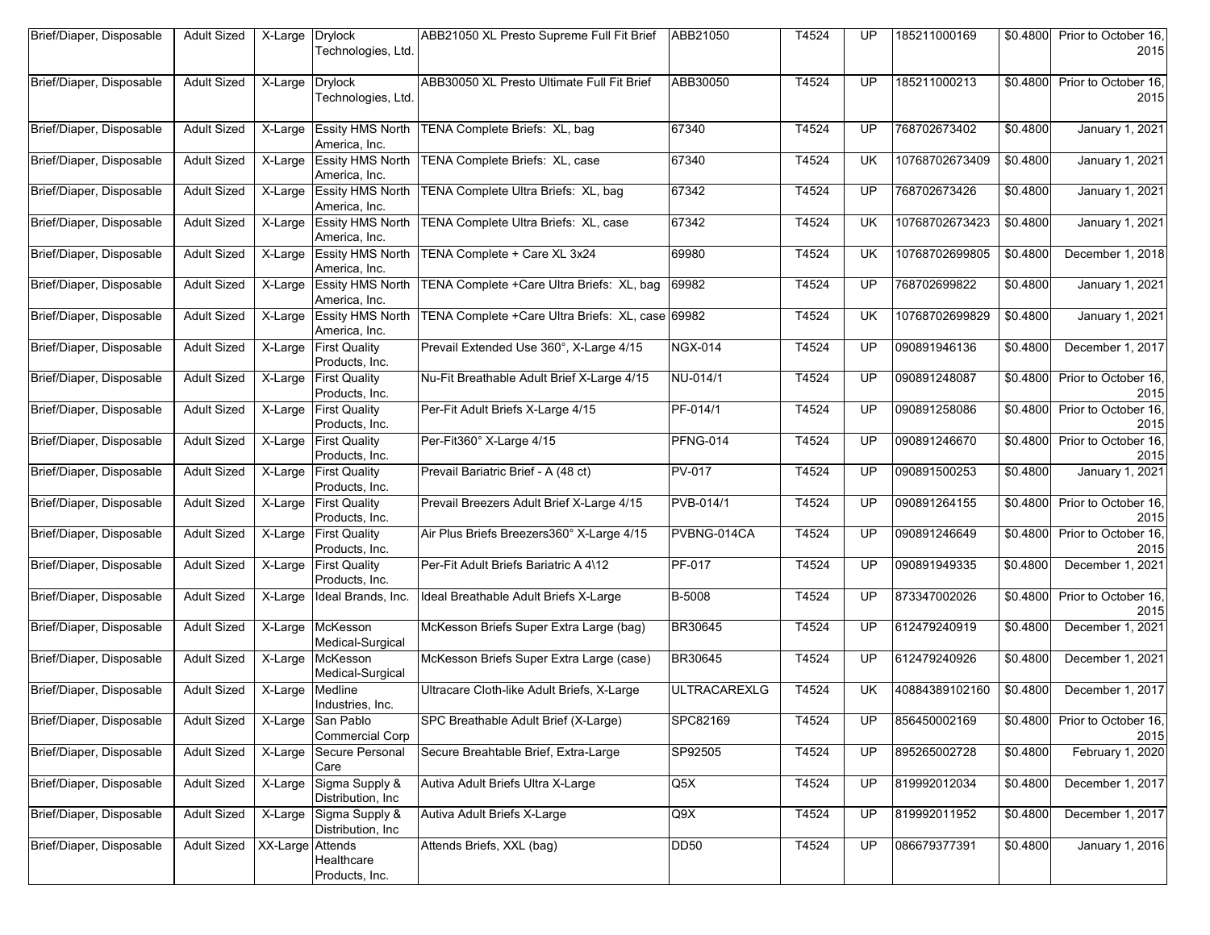| Brief/Diaper, Disposable | Adult Sized | X-Large | Drylock Technologies, Ltd. | ABB21050 XL Presto Supreme Full Fit Brief | ABB21050 | T4524 | UP | 185211000169 | $0.4800 | Prior to October 16, 2015 |
|---|---|---|---|---|---|---|---|---|---|---|
| Brief/Diaper, Disposable | Adult Sized | X-Large | Drylock Technologies, Ltd. | ABB30050 XL Presto Ultimate Full Fit Brief | ABB30050 | T4524 | UP | 185211000213 | $0.4800 | Prior to October 16, 2015 |
| Brief/Diaper, Disposable | Adult Sized | X-Large | Essity HMS North America, Inc. | TENA Complete Briefs: XL, bag | 67340 | T4524 | UP | 768702673402 | $0.4800 | January 1, 2021 |
| Brief/Diaper, Disposable | Adult Sized | X-Large | Essity HMS North America, Inc. | TENA Complete Briefs: XL, case | 67340 | T4524 | UK | 10768702673409 | $0.4800 | January 1, 2021 |
| Brief/Diaper, Disposable | Adult Sized | X-Large | Essity HMS North America, Inc. | TENA Complete Ultra Briefs: XL, bag | 67342 | T4524 | UP | 768702673426 | $0.4800 | January 1, 2021 |
| Brief/Diaper, Disposable | Adult Sized | X-Large | Essity HMS North America, Inc. | TENA Complete Ultra Briefs: XL, case | 67342 | T4524 | UK | 10768702673423 | $0.4800 | January 1, 2021 |
| Brief/Diaper, Disposable | Adult Sized | X-Large | Essity HMS North America, Inc. | TENA Complete + Care XL 3x24 | 69980 | T4524 | UK | 10768702699805 | $0.4800 | December 1, 2018 |
| Brief/Diaper, Disposable | Adult Sized | X-Large | Essity HMS North America, Inc. | TENA Complete +Care Ultra Briefs: XL, bag | 69982 | T4524 | UP | 768702699822 | $0.4800 | January 1, 2021 |
| Brief/Diaper, Disposable | Adult Sized | X-Large | Essity HMS North America, Inc. | TENA Complete +Care Ultra Briefs: XL, case | 69982 | T4524 | UK | 10768702699829 | $0.4800 | January 1, 2021 |
| Brief/Diaper, Disposable | Adult Sized | X-Large | First Quality Products, Inc. | Prevail Extended Use 360°, X-Large 4/15 | NGX-014 | T4524 | UP | 090891946136 | $0.4800 | December 1, 2017 |
| Brief/Diaper, Disposable | Adult Sized | X-Large | First Quality Products, Inc. | Nu-Fit Breathable Adult Brief X-Large 4/15 | NU-014/1 | T4524 | UP | 090891248087 | $0.4800 | Prior to October 16, 2015 |
| Brief/Diaper, Disposable | Adult Sized | X-Large | First Quality Products, Inc. | Per-Fit Adult Briefs X-Large 4/15 | PF-014/1 | T4524 | UP | 090891258086 | $0.4800 | Prior to October 16, 2015 |
| Brief/Diaper, Disposable | Adult Sized | X-Large | First Quality Products, Inc. | Per-Fit360° X-Large 4/15 | PFNG-014 | T4524 | UP | 090891246670 | $0.4800 | Prior to October 16, 2015 |
| Brief/Diaper, Disposable | Adult Sized | X-Large | First Quality Products, Inc. | Prevail Bariatric Brief - A (48 ct) | PV-017 | T4524 | UP | 090891500253 | $0.4800 | January 1, 2021 |
| Brief/Diaper, Disposable | Adult Sized | X-Large | First Quality Products, Inc. | Prevail Breezers Adult Brief X-Large 4/15 | PVB-014/1 | T4524 | UP | 090891264155 | $0.4800 | Prior to October 16, 2015 |
| Brief/Diaper, Disposable | Adult Sized | X-Large | First Quality Products, Inc. | Air Plus Briefs Breezers360° X-Large 4/15 | PVBNG-014CA | T4524 | UP | 090891246649 | $0.4800 | Prior to October 16, 2015 |
| Brief/Diaper, Disposable | Adult Sized | X-Large | First Quality Products, Inc. | Per-Fit Adult Briefs Bariatric A 4\12 | PF-017 | T4524 | UP | 090891949335 | $0.4800 | December 1, 2021 |
| Brief/Diaper, Disposable | Adult Sized | X-Large | Ideal Brands, Inc. | Ideal Breathable Adult Briefs X-Large | B-5008 | T4524 | UP | 873347002026 | $0.4800 | Prior to October 16, 2015 |
| Brief/Diaper, Disposable | Adult Sized | X-Large | McKesson Medical-Surgical | McKesson Briefs Super Extra Large (bag) | BR30645 | T4524 | UP | 612479240919 | $0.4800 | December 1, 2021 |
| Brief/Diaper, Disposable | Adult Sized | X-Large | McKesson Medical-Surgical | McKesson Briefs Super Extra Large (case) | BR30645 | T4524 | UP | 612479240926 | $0.4800 | December 1, 2021 |
| Brief/Diaper, Disposable | Adult Sized | X-Large | Medline Industries, Inc. | Ultracare Cloth-like Adult Briefs, X-Large | ULTRACAREXLG | T4524 | UK | 40884389102160 | $0.4800 | December 1, 2017 |
| Brief/Diaper, Disposable | Adult Sized | X-Large | San Pablo Commercial Corp | SPC Breathable Adult Brief (X-Large) | SPC82169 | T4524 | UP | 856450002169 | $0.4800 | Prior to October 16, 2015 |
| Brief/Diaper, Disposable | Adult Sized | X-Large | Secure Personal Care | Secure Breahtable Brief, Extra-Large | SP92505 | T4524 | UP | 895265002728 | $0.4800 | February 1, 2020 |
| Brief/Diaper, Disposable | Adult Sized | X-Large | Sigma Supply & Distribution, Inc | Autiva Adult Briefs Ultra X-Large | Q5X | T4524 | UP | 819992012034 | $0.4800 | December 1, 2017 |
| Brief/Diaper, Disposable | Adult Sized | X-Large | Sigma Supply & Distribution, Inc | Autiva Adult Briefs X-Large | Q9X | T4524 | UP | 819992011952 | $0.4800 | December 1, 2017 |
| Brief/Diaper, Disposable | Adult Sized | XX-Large | Attends Healthcare Products, Inc. | Attends Briefs, XXL (bag) | DD50 | T4524 | UP | 086679377391 | $0.4800 | January 1, 2016 |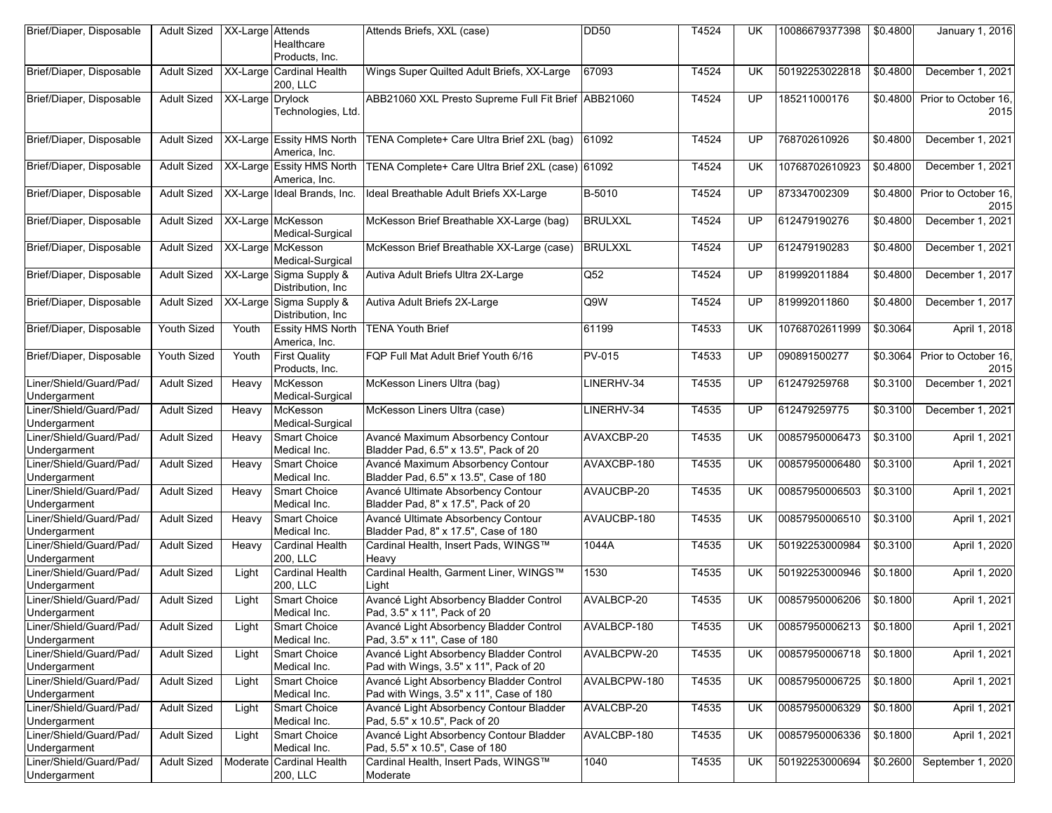| | | | | | | | | | | |
|---|---|---|---|---|---|---|---|---|---|---|
| Brief/Diaper, Disposable | Adult Sized | XX-Large | Attends Healthcare Products, Inc. | Attends Briefs, XXL (case) | DD50 | T4524 | UK | 10086679377398 | $0.4800 | January 1, 2016 |
| Brief/Diaper, Disposable | Adult Sized | XX-Large | Cardinal Health 200, LLC | Wings Super Quilted Adult Briefs, XX-Large | 67093 | T4524 | UK | 50192253022818 | $0.4800 | December 1, 2021 |
| Brief/Diaper, Disposable | Adult Sized | XX-Large | Drylock Technologies, Ltd. | ABB21060 XXL Presto Supreme Full Fit Brief | ABB21060 | T4524 | UP | 185211000176 | $0.4800 | Prior to October 16, 2015 |
| Brief/Diaper, Disposable | Adult Sized | XX-Large | Essity HMS North America, Inc. | TENA Complete+ Care Ultra Brief 2XL (bag) | 61092 | T4524 | UP | 768702610926 | $0.4800 | December 1, 2021 |
| Brief/Diaper, Disposable | Adult Sized | XX-Large | Essity HMS North America, Inc. | TENA Complete+ Care Ultra Brief 2XL (case) | 61092 | T4524 | UK | 10768702610923 | $0.4800 | December 1, 2021 |
| Brief/Diaper, Disposable | Adult Sized | XX-Large | Ideal Brands, Inc. | Ideal Breathable Adult Briefs XX-Large | B-5010 | T4524 | UP | 873347002309 | $0.4800 | Prior to October 16, 2015 |
| Brief/Diaper, Disposable | Adult Sized | XX-Large | McKesson Medical-Surgical | McKesson Brief Breathable XX-Large (bag) | BRULXXL | T4524 | UP | 612479190276 | $0.4800 | December 1, 2021 |
| Brief/Diaper, Disposable | Adult Sized | XX-Large | McKesson Medical-Surgical | McKesson Brief Breathable XX-Large (case) | BRULXXL | T4524 | UP | 612479190283 | $0.4800 | December 1, 2021 |
| Brief/Diaper, Disposable | Adult Sized | XX-Large | Sigma Supply & Distribution, Inc | Autiva Adult Briefs Ultra 2X-Large | Q52 | T4524 | UP | 819992011884 | $0.4800 | December 1, 2017 |
| Brief/Diaper, Disposable | Adult Sized | XX-Large | Sigma Supply & Distribution, Inc | Autiva Adult Briefs 2X-Large | Q9W | T4524 | UP | 819992011860 | $0.4800 | December 1, 2017 |
| Brief/Diaper, Disposable | Youth Sized | Youth | Essity HMS North America, Inc. | TENA Youth Brief | 61199 | T4533 | UK | 10768702611999 | $0.3064 | April 1, 2018 |
| Brief/Diaper, Disposable | Youth Sized | Youth | First Quality Products, Inc. | FQP Full Mat Adult Brief Youth 6/16 | PV-015 | T4533 | UP | 090891500277 | $0.3064 | Prior to October 16, 2015 |
| Liner/Shield/Guard/Pad/ Undergarment | Adult Sized | Heavy | McKesson Medical-Surgical | McKesson Liners Ultra (bag) | LINERHV-34 | T4535 | UP | 612479259768 | $0.3100 | December 1, 2021 |
| Liner/Shield/Guard/Pad/ Undergarment | Adult Sized | Heavy | McKesson Medical-Surgical | McKesson Liners Ultra (case) | LINERHV-34 | T4535 | UP | 612479259775 | $0.3100 | December 1, 2021 |
| Liner/Shield/Guard/Pad/ Undergarment | Adult Sized | Heavy | Smart Choice Medical Inc. | Avancé Maximum Absorbency Contour Bladder Pad, 6.5" x 13.5", Pack of 20 | AVAXCBP-20 | T4535 | UK | 00857950006473 | $0.3100 | April 1, 2021 |
| Liner/Shield/Guard/Pad/ Undergarment | Adult Sized | Heavy | Smart Choice Medical Inc. | Avancé Maximum Absorbency Contour Bladder Pad, 6.5" x 13.5", Case of 180 | AVAXCBP-180 | T4535 | UK | 00857950006480 | $0.3100 | April 1, 2021 |
| Liner/Shield/Guard/Pad/ Undergarment | Adult Sized | Heavy | Smart Choice Medical Inc. | Avancé Ultimate Absorbency Contour Bladder Pad, 8" x 17.5", Pack of 20 | AVAUCBP-20 | T4535 | UK | 00857950006503 | $0.3100 | April 1, 2021 |
| Liner/Shield/Guard/Pad/ Undergarment | Adult Sized | Heavy | Smart Choice Medical Inc. | Avancé Ultimate Absorbency Contour Bladder Pad, 8" x 17.5", Case of 180 | AVAUCBP-180 | T4535 | UK | 00857950006510 | $0.3100 | April 1, 2021 |
| Liner/Shield/Guard/Pad/ Undergarment | Adult Sized | Heavy | Cardinal Health 200, LLC | Cardinal Health, Insert Pads, WINGS™ Heavy | 1044A | T4535 | UK | 50192253000984 | $0.3100 | April 1, 2020 |
| Liner/Shield/Guard/Pad/ Undergarment | Adult Sized | Light | Cardinal Health 200, LLC | Cardinal Health, Garment Liner, WINGS™ Light | 1530 | T4535 | UK | 50192253000946 | $0.1800 | April 1, 2020 |
| Liner/Shield/Guard/Pad/ Undergarment | Adult Sized | Light | Smart Choice Medical Inc. | Avancé Light Absorbency Bladder Control Pad, 3.5" x 11", Pack of 20 | AVALBCP-20 | T4535 | UK | 00857950006206 | $0.1800 | April 1, 2021 |
| Liner/Shield/Guard/Pad/ Undergarment | Adult Sized | Light | Smart Choice Medical Inc. | Avancé Light Absorbency Bladder Control Pad, 3.5" x 11", Case of 180 | AVALBCP-180 | T4535 | UK | 00857950006213 | $0.1800 | April 1, 2021 |
| Liner/Shield/Guard/Pad/ Undergarment | Adult Sized | Light | Smart Choice Medical Inc. | Avancé Light Absorbency Bladder Control Pad with Wings, 3.5" x 11", Pack of 20 | AVALBCPW-20 | T4535 | UK | 00857950006718 | $0.1800 | April 1, 2021 |
| Liner/Shield/Guard/Pad/ Undergarment | Adult Sized | Light | Smart Choice Medical Inc. | Avancé Light Absorbency Bladder Control Pad with Wings, 3.5" x 11", Case of 180 | AVALBCPW-180 | T4535 | UK | 00857950006725 | $0.1800 | April 1, 2021 |
| Liner/Shield/Guard/Pad/ Undergarment | Adult Sized | Light | Smart Choice Medical Inc. | Avancé Light Absorbency Contour Bladder Pad, 5.5" x 10.5", Pack of 20 | AVALCBP-20 | T4535 | UK | 00857950006329 | $0.1800 | April 1, 2021 |
| Liner/Shield/Guard/Pad/ Undergarment | Adult Sized | Light | Smart Choice Medical Inc. | Avancé Light Absorbency Contour Bladder Pad, 5.5" x 10.5", Case of 180 | AVALCBP-180 | T4535 | UK | 00857950006336 | $0.1800 | April 1, 2021 |
| Liner/Shield/Guard/Pad/ Undergarment | Adult Sized | Moderate | Cardinal Health 200, LLC | Cardinal Health, Insert Pads, WINGS™ Moderate | 1040 | T4535 | UK | 50192253000694 | $0.2600 | September 1, 2020 |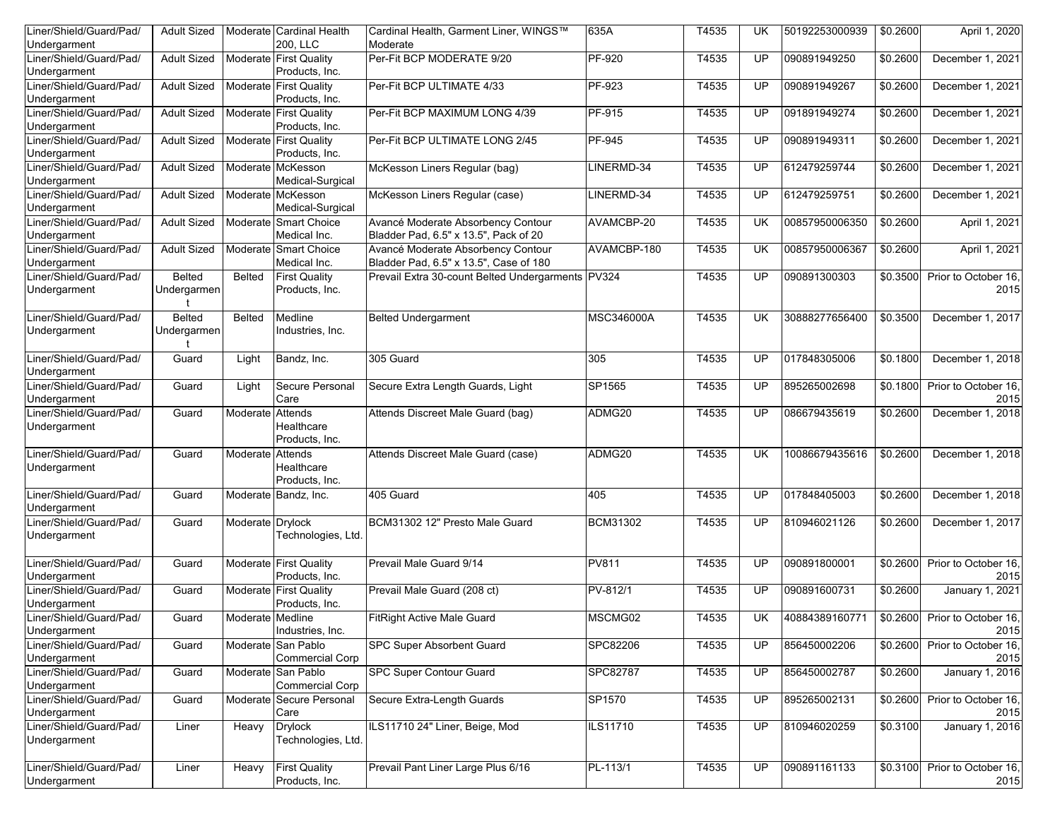| Liner/Shield/Guard/Pad/ Undergarment | Adult Sized | Moderate | Cardinal Health 200, LLC | Cardinal Health, Garment Liner, WINGS™ Moderate | 635A | T4535 | UK | 50192253000939 | $0.2600 | April 1, 2020 |
|---|---|---|---|---|---|---|---|---|---|---|
| Liner/Shield/Guard/Pad/ Undergarment | Adult Sized | Moderate | First Quality Products, Inc. | Per-Fit BCP MODERATE 9/20 | PF-920 | T4535 | UP | 090891949250 | $0.2600 | December 1, 2021 |
| Liner/Shield/Guard/Pad/ Undergarment | Adult Sized | Moderate | First Quality Products, Inc. | Per-Fit BCP ULTIMATE 4/33 | PF-923 | T4535 | UP | 090891949267 | $0.2600 | December 1, 2021 |
| Liner/Shield/Guard/Pad/ Undergarment | Adult Sized | Moderate | First Quality Products, Inc. | Per-Fit BCP MAXIMUM LONG 4/39 | PF-915 | T4535 | UP | 091891949274 | $0.2600 | December 1, 2021 |
| Liner/Shield/Guard/Pad/ Undergarment | Adult Sized | Moderate | First Quality Products, Inc. | Per-Fit BCP ULTIMATE LONG 2/45 | PF-945 | T4535 | UP | 090891949311 | $0.2600 | December 1, 2021 |
| Liner/Shield/Guard/Pad/ Undergarment | Adult Sized | Moderate | McKesson Medical-Surgical | McKesson Liners Regular (bag) | LINERMD-34 | T4535 | UP | 612479259744 | $0.2600 | December 1, 2021 |
| Liner/Shield/Guard/Pad/ Undergarment | Adult Sized | Moderate | McKesson Medical-Surgical | McKesson Liners Regular (case) | LINERMD-34 | T4535 | UP | 612479259751 | $0.2600 | December 1, 2021 |
| Liner/Shield/Guard/Pad/ Undergarment | Adult Sized | Moderate | Smart Choice Medical Inc. | Avancé Moderate Absorbency Contour Bladder Pad, 6.5" x 13.5", Pack of 20 | AVAMCBP-20 | T4535 | UK | 00857950006350 | $0.2600 | April 1, 2021 |
| Liner/Shield/Guard/Pad/ Undergarment | Adult Sized | Moderate | Smart Choice Medical Inc. | Avancé Moderate Absorbency Contour Bladder Pad, 6.5" x 13.5", Case of 180 | AVAMCBP-180 | T4535 | UK | 00857950006367 | $0.2600 | April 1, 2021 |
| Liner/Shield/Guard/Pad/ Undergarment | Belted Undergarment | Belted | First Quality Products, Inc. | Prevail Extra 30-count Belted Undergarments | PV324 | T4535 | UP | 090891300303 | $0.3500 | Prior to October 16, 2015 |
| Liner/Shield/Guard/Pad/ Undergarment | Belted Undergarment | Belted | Medline Industries, Inc. | Belted Undergarment | MSC346000A | T4535 | UK | 30888277656400 | $0.3500 | December 1, 2017 |
| Liner/Shield/Guard/Pad/ Undergarment | Guard | Light | Bandz, Inc. | 305 Guard | 305 | T4535 | UP | 017848305006 | $0.1800 | December 1, 2018 |
| Liner/Shield/Guard/Pad/ Undergarment | Guard | Light | Secure Personal Care | Secure Extra Length Guards, Light | SP1565 | T4535 | UP | 895265002698 | $0.1800 | Prior to October 16, 2015 |
| Liner/Shield/Guard/Pad/ Undergarment | Guard | Moderate | Attends Healthcare Products, Inc. | Attends Discreet Male Guard (bag) | ADMG20 | T4535 | UP | 086679435619 | $0.2600 | December 1, 2018 |
| Liner/Shield/Guard/Pad/ Undergarment | Guard | Moderate | Attends Healthcare Products, Inc. | Attends Discreet Male Guard (case) | ADMG20 | T4535 | UK | 10086679435616 | $0.2600 | December 1, 2018 |
| Liner/Shield/Guard/Pad/ Undergarment | Guard | Moderate | Bandz, Inc. | 405 Guard | 405 | T4535 | UP | 017848405003 | $0.2600 | December 1, 2018 |
| Liner/Shield/Guard/Pad/ Undergarment | Guard | Moderate | Drylock Technologies, Ltd. | BCM31302 12" Presto Male Guard | BCM31302 | T4535 | UP | 810946021126 | $0.2600 | December 1, 2017 |
| Liner/Shield/Guard/Pad/ Undergarment | Guard | Moderate | First Quality Products, Inc. | Prevail Male Guard 9/14 | PV811 | T4535 | UP | 090891800001 | $0.2600 | Prior to October 16, 2015 |
| Liner/Shield/Guard/Pad/ Undergarment | Guard | Moderate | First Quality Products, Inc. | Prevail Male Guard (208 ct) | PV-812/1 | T4535 | UP | 090891600731 | $0.2600 | January 1, 2021 |
| Liner/Shield/Guard/Pad/ Undergarment | Guard | Moderate | Medline Industries, Inc. | FitRight Active Male Guard | MSCMG02 | T4535 | UK | 40884389160771 | $0.2600 | Prior to October 16, 2015 |
| Liner/Shield/Guard/Pad/ Undergarment | Guard | Moderate | San Pablo Commercial Corp | SPC Super Absorbent Guard | SPC82206 | T4535 | UP | 856450002206 | $0.2600 | Prior to October 16, 2015 |
| Liner/Shield/Guard/Pad/ Undergarment | Guard | Moderate | San Pablo Commercial Corp | SPC Super Contour Guard | SPC82787 | T4535 | UP | 856450002787 | $0.2600 | January 1, 2016 |
| Liner/Shield/Guard/Pad/ Undergarment | Guard | Moderate | Secure Personal Care | Secure Extra-Length Guards | SP1570 | T4535 | UP | 895265002131 | $0.2600 | Prior to October 16, 2015 |
| Liner/Shield/Guard/Pad/ Undergarment | Liner | Heavy | Drylock Technologies, Ltd. | ILS11710 24" Liner, Beige, Mod | ILS11710 | T4535 | UP | 810946020259 | $0.3100 | January 1, 2016 |
| Liner/Shield/Guard/Pad/ Undergarment | Liner | Heavy | First Quality Products, Inc. | Prevail Pant Liner Large Plus 6/16 | PL-113/1 | T4535 | UP | 090891161133 | $0.3100 | Prior to October 16, 2015 |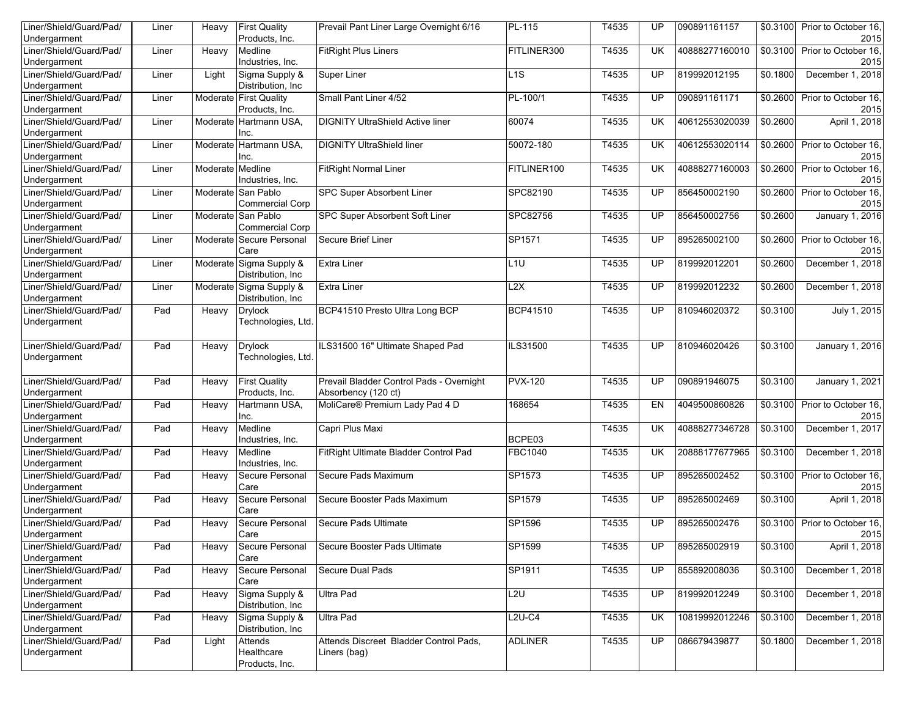| | | | | | | | | | | |
|---|---|---|---|---|---|---|---|---|---|---|
| Liner/Shield/Guard/Pad/ Undergarment | Liner | Heavy | First Quality Products, Inc. | Prevail Pant Liner Large Overnight 6/16 | PL-115 | T4535 | UP | 090891161157 | $0.3100 | Prior to October 16, 2015 |
| Liner/Shield/Guard/Pad/ Undergarment | Liner | Heavy | Medline Industries, Inc. | FitRight Plus Liners | FITLINER300 | T4535 | UK | 40888277160010 | $0.3100 | Prior to October 16, 2015 |
| Liner/Shield/Guard/Pad/ Undergarment | Liner | Light | Sigma Supply & Distribution, Inc | Super Liner | L1S | T4535 | UP | 819992012195 | $0.1800 | December 1, 2018 |
| Liner/Shield/Guard/Pad/ Undergarment | Liner | Moderate | First Quality Products, Inc. | Small Pant Liner 4/52 | PL-100/1 | T4535 | UP | 090891161171 | $0.2600 | Prior to October 16, 2015 |
| Liner/Shield/Guard/Pad/ Undergarment | Liner | Moderate | Hartmann USA, Inc. | DIGNITY UltraShield Active liner | 60074 | T4535 | UK | 40612553020039 | $0.2600 | April 1, 2018 |
| Liner/Shield/Guard/Pad/ Undergarment | Liner | Moderate | Hartmann USA, Inc. | DIGNITY UltraShield liner | 50072-180 | T4535 | UK | 40612553020114 | $0.2600 | Prior to October 16, 2015 |
| Liner/Shield/Guard/Pad/ Undergarment | Liner | Moderate | Medline Industries, Inc. | FitRight Normal Liner | FITLINER100 | T4535 | UK | 40888277160003 | $0.2600 | Prior to October 16, 2015 |
| Liner/Shield/Guard/Pad/ Undergarment | Liner | Moderate | San Pablo Commercial Corp | SPC Super Absorbent Liner | SPC82190 | T4535 | UP | 856450002190 | $0.2600 | Prior to October 16, 2015 |
| Liner/Shield/Guard/Pad/ Undergarment | Liner | Moderate | San Pablo Commercial Corp | SPC Super Absorbent Soft Liner | SPC82756 | T4535 | UP | 856450002756 | $0.2600 | January 1, 2016 |
| Liner/Shield/Guard/Pad/ Undergarment | Liner | Moderate | Secure Personal Care | Secure Brief Liner | SP1571 | T4535 | UP | 895265002100 | $0.2600 | Prior to October 16, 2015 |
| Liner/Shield/Guard/Pad/ Undergarment | Liner | Moderate | Sigma Supply & Distribution, Inc | Extra Liner | L1U | T4535 | UP | 819992012201 | $0.2600 | December 1, 2018 |
| Liner/Shield/Guard/Pad/ Undergarment | Liner | Moderate | Sigma Supply & Distribution, Inc | Extra Liner | L2X | T4535 | UP | 819992012232 | $0.2600 | December 1, 2018 |
| Liner/Shield/Guard/Pad/ Undergarment | Pad | Heavy | Drylock Technologies, Ltd. | BCP41510 Presto Ultra Long BCP | BCP41510 | T4535 | UP | 810946020372 | $0.3100 | July 1, 2015 |
| Liner/Shield/Guard/Pad/ Undergarment | Pad | Heavy | Drylock Technologies, Ltd. | ILS31500 16" Ultimate Shaped Pad | ILS31500 | T4535 | UP | 810946020426 | $0.3100 | January 1, 2016 |
| Liner/Shield/Guard/Pad/ Undergarment | Pad | Heavy | First Quality Products, Inc. | Prevail Bladder Control Pads - Overnight Absorbency (120 ct) | PVX-120 | T4535 | UP | 090891946075 | $0.3100 | January 1, 2021 |
| Liner/Shield/Guard/Pad/ Undergarment | Pad | Heavy | Hartmann USA, Inc. | MoliCare® Premium Lady Pad 4 D | 168654 | T4535 | EN | 4049500860826 | $0.3100 | Prior to October 16, 2015 |
| Liner/Shield/Guard/Pad/ Undergarment | Pad | Heavy | Medline Industries, Inc. | Capri Plus Maxi | BCPE03 | T4535 | UK | 40888277346728 | $0.3100 | December 1, 2017 |
| Liner/Shield/Guard/Pad/ Undergarment | Pad | Heavy | Medline Industries, Inc. | FitRight Ultimate Bladder Control Pad | FBC1040 | T4535 | UK | 20888177677965 | $0.3100 | December 1, 2018 |
| Liner/Shield/Guard/Pad/ Undergarment | Pad | Heavy | Secure Personal Care | Secure Pads Maximum | SP1573 | T4535 | UP | 895265002452 | $0.3100 | Prior to October 16, 2015 |
| Liner/Shield/Guard/Pad/ Undergarment | Pad | Heavy | Secure Personal Care | Secure Booster Pads Maximum | SP1579 | T4535 | UP | 895265002469 | $0.3100 | April 1, 2018 |
| Liner/Shield/Guard/Pad/ Undergarment | Pad | Heavy | Secure Personal Care | Secure Pads Ultimate | SP1596 | T4535 | UP | 895265002476 | $0.3100 | Prior to October 16, 2015 |
| Liner/Shield/Guard/Pad/ Undergarment | Pad | Heavy | Secure Personal Care | Secure Booster Pads Ultimate | SP1599 | T4535 | UP | 895265002919 | $0.3100 | April 1, 2018 |
| Liner/Shield/Guard/Pad/ Undergarment | Pad | Heavy | Secure Personal Care | Secure Dual Pads | SP1911 | T4535 | UP | 855892008036 | $0.3100 | December 1, 2018 |
| Liner/Shield/Guard/Pad/ Undergarment | Pad | Heavy | Sigma Supply & Distribution, Inc | Ultra Pad | L2U | T4535 | UP | 819992012249 | $0.3100 | December 1, 2018 |
| Liner/Shield/Guard/Pad/ Undergarment | Pad | Heavy | Sigma Supply & Distribution, Inc | Ultra Pad | L2U-C4 | T4535 | UK | 10819992012246 | $0.3100 | December 1, 2018 |
| Liner/Shield/Guard/Pad/ Undergarment | Pad | Light | Attends Healthcare Products, Inc. | Attends Discreet Bladder Control Pads, Liners (bag) | ADLINER | T4535 | UP | 086679439877 | $0.1800 | December 1, 2018 |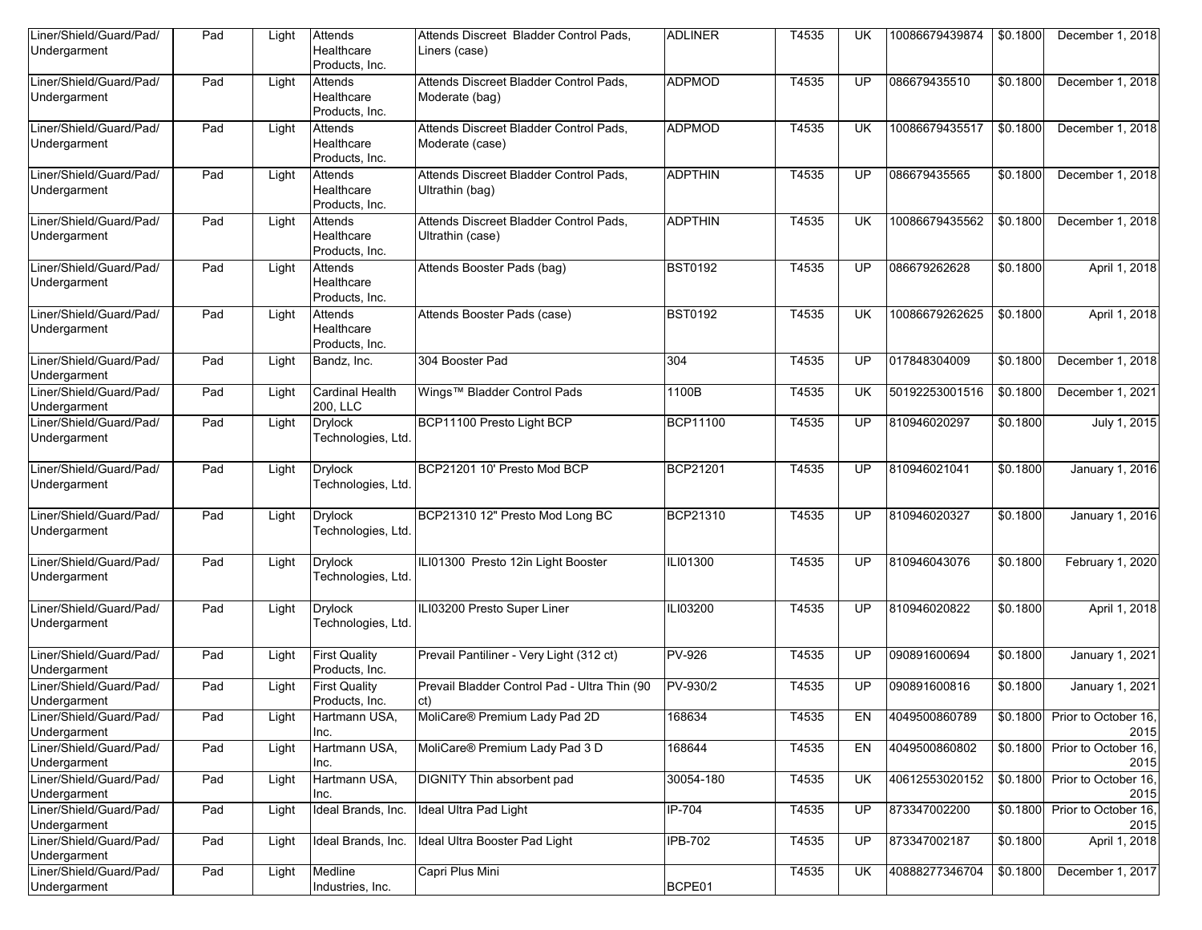| Liner/Shield/Guard/Pad/ Undergarment | Pad | Light | Attends Healthcare Products, Inc. | Attends Discreet Bladder Control Pads, Liners (case) | ADLINER | T4535 | UK | 10086679439874 | $0.1800 | December 1, 2018 |
|---|---|---|---|---|---|---|---|---|---|---|
| Liner/Shield/Guard/Pad/ Undergarment | Pad | Light | Attends Healthcare Products, Inc. | Attends Discreet Bladder Control Pads, Moderate (bag) | ADPMOD | T4535 | UP | 086679435510 | $0.1800 | December 1, 2018 |
| Liner/Shield/Guard/Pad/ Undergarment | Pad | Light | Attends Healthcare Products, Inc. | Attends Discreet Bladder Control Pads, Moderate (case) | ADPMOD | T4535 | UK | 10086679435517 | $0.1800 | December 1, 2018 |
| Liner/Shield/Guard/Pad/ Undergarment | Pad | Light | Attends Healthcare Products, Inc. | Attends Discreet Bladder Control Pads, Ultrathin (bag) | ADPTHIN | T4535 | UP | 086679435565 | $0.1800 | December 1, 2018 |
| Liner/Shield/Guard/Pad/ Undergarment | Pad | Light | Attends Healthcare Products, Inc. | Attends Discreet Bladder Control Pads, Ultrathin (case) | ADPTHIN | T4535 | UK | 10086679435562 | $0.1800 | December 1, 2018 |
| Liner/Shield/Guard/Pad/ Undergarment | Pad | Light | Attends Healthcare Products, Inc. | Attends Booster Pads (bag) | BST0192 | T4535 | UP | 086679262628 | $0.1800 | April 1, 2018 |
| Liner/Shield/Guard/Pad/ Undergarment | Pad | Light | Attends Healthcare Products, Inc. | Attends Booster Pads (case) | BST0192 | T4535 | UK | 10086679262625 | $0.1800 | April 1, 2018 |
| Liner/Shield/Guard/Pad/ Undergarment | Pad | Light | Bandz, Inc. | 304 Booster Pad | 304 | T4535 | UP | 017848304009 | $0.1800 | December 1, 2018 |
| Liner/Shield/Guard/Pad/ Undergarment | Pad | Light | Cardinal Health 200, LLC | Wings™ Bladder Control Pads | 1100B | T4535 | UK | 50192253001516 | $0.1800 | December 1, 2021 |
| Liner/Shield/Guard/Pad/ Undergarment | Pad | Light | Drylock Technologies, Ltd. | BCP11100 Presto Light BCP | BCP11100 | T4535 | UP | 810946020297 | $0.1800 | July 1, 2015 |
| Liner/Shield/Guard/Pad/ Undergarment | Pad | Light | Drylock Technologies, Ltd. | BCP21201 10' Presto Mod BCP | BCP21201 | T4535 | UP | 810946021041 | $0.1800 | January 1, 2016 |
| Liner/Shield/Guard/Pad/ Undergarment | Pad | Light | Drylock Technologies, Ltd. | BCP21310 12" Presto Mod Long BC | BCP21310 | T4535 | UP | 810946020327 | $0.1800 | January 1, 2016 |
| Liner/Shield/Guard/Pad/ Undergarment | Pad | Light | Drylock Technologies, Ltd. | ILI01300 Presto 12in Light Booster | ILI01300 | T4535 | UP | 810946043076 | $0.1800 | February 1, 2020 |
| Liner/Shield/Guard/Pad/ Undergarment | Pad | Light | Drylock Technologies, Ltd. | ILI03200 Presto Super Liner | ILI03200 | T4535 | UP | 810946020822 | $0.1800 | April 1, 2018 |
| Liner/Shield/Guard/Pad/ Undergarment | Pad | Light | First Quality Products, Inc. | Prevail Pantiliner - Very Light (312 ct) | PV-926 | T4535 | UP | 090891600694 | $0.1800 | January 1, 2021 |
| Liner/Shield/Guard/Pad/ Undergarment | Pad | Light | First Quality Products, Inc. | Prevail Bladder Control Pad - Ultra Thin (90 ct) | PV-930/2 | T4535 | UP | 090891600816 | $0.1800 | January 1, 2021 |
| Liner/Shield/Guard/Pad/ Undergarment | Pad | Light | Hartmann USA, Inc. | MoliCare® Premium Lady Pad 2D | 168634 | T4535 | EN | 4049500860789 | $0.1800 | Prior to October 16, 2015 |
| Liner/Shield/Guard/Pad/ Undergarment | Pad | Light | Hartmann USA, Inc. | MoliCare® Premium Lady Pad 3 D | 168644 | T4535 | EN | 4049500860802 | $0.1800 | Prior to October 16, 2015 |
| Liner/Shield/Guard/Pad/ Undergarment | Pad | Light | Hartmann USA, Inc. | DIGNITY Thin absorbent pad | 30054-180 | T4535 | UK | 40612553020152 | $0.1800 | Prior to October 16, 2015 |
| Liner/Shield/Guard/Pad/ Undergarment | Pad | Light | Ideal Brands, Inc. | Ideal Ultra Pad Light | IP-704 | T4535 | UP | 873347002200 | $0.1800 | Prior to October 16, 2015 |
| Liner/Shield/Guard/Pad/ Undergarment | Pad | Light | Ideal Brands, Inc. | Ideal Ultra Booster Pad Light | IPB-702 | T4535 | UP | 873347002187 | $0.1800 | April 1, 2018 |
| Liner/Shield/Guard/Pad/ Undergarment | Pad | Light | Medline Industries, Inc. | Capri Plus Mini | BCPE01 | T4535 | UK | 40888277346704 | $0.1800 | December 1, 2017 |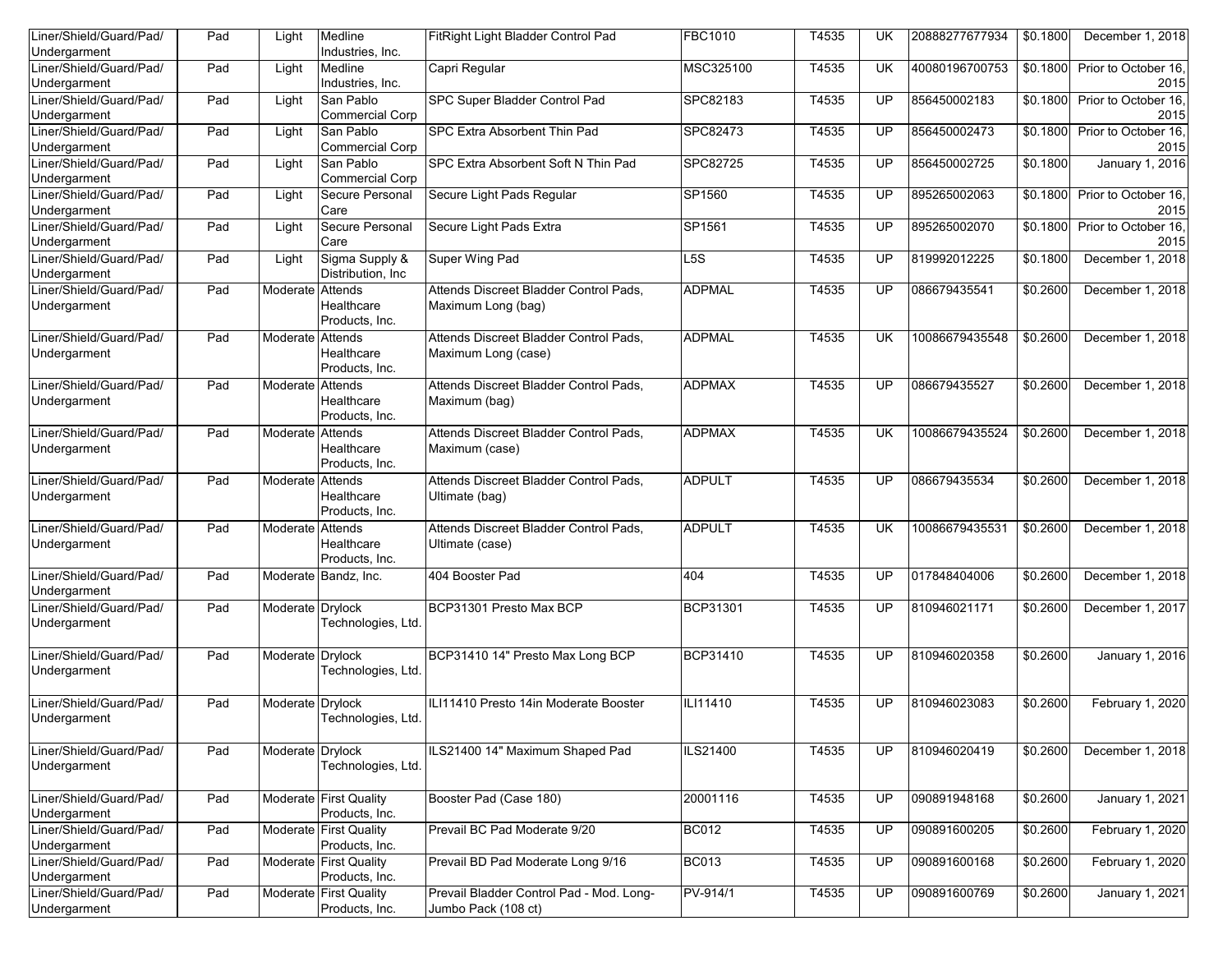| Liner/Shield/Guard/Pad/ Undergarment | Pad | Light | Medline Industries, Inc. | FitRight Light Bladder Control Pad | FBC1010 | T4535 | UK | 20888277677934 | $0.1800 | December 1, 2018 |
|---|---|---|---|---|---|---|---|---|---|---|
| Liner/Shield/Guard/Pad/ Undergarment | Pad | Light | Medline Industries, Inc. | Capri Regular | MSC325100 | T4535 | UK | 40080196700753 | $0.1800 | Prior to October 16, 2015 |
| Liner/Shield/Guard/Pad/ Undergarment | Pad | Light | San Pablo Commercial Corp | SPC Super Bladder Control Pad | SPC82183 | T4535 | UP | 856450002183 | $0.1800 | Prior to October 16, 2015 |
| Liner/Shield/Guard/Pad/ Undergarment | Pad | Light | San Pablo Commercial Corp | SPC Extra Absorbent Thin Pad | SPC82473 | T4535 | UP | 856450002473 | $0.1800 | Prior to October 16, 2015 |
| Liner/Shield/Guard/Pad/ Undergarment | Pad | Light | San Pablo Commercial Corp | SPC Extra Absorbent Soft N Thin Pad | SPC82725 | T4535 | UP | 856450002725 | $0.1800 | January 1, 2016 |
| Liner/Shield/Guard/Pad/ Undergarment | Pad | Light | Secure Personal Care | Secure Light Pads Regular | SP1560 | T4535 | UP | 895265002063 | $0.1800 | Prior to October 16, 2015 |
| Liner/Shield/Guard/Pad/ Undergarment | Pad | Light | Secure Personal Care | Secure Light Pads Extra | SP1561 | T4535 | UP | 895265002070 | $0.1800 | Prior to October 16, 2015 |
| Liner/Shield/Guard/Pad/ Undergarment | Pad | Light | Sigma Supply & Distribution, Inc | Super Wing Pad | L5S | T4535 | UP | 819992012225 | $0.1800 | December 1, 2018 |
| Liner/Shield/Guard/Pad/ Undergarment | Pad | Moderate | Attends Healthcare Products, Inc. | Attends Discreet Bladder Control Pads, Maximum Long (bag) | ADPMAL | T4535 | UP | 086679435541 | $0.2600 | December 1, 2018 |
| Liner/Shield/Guard/Pad/ Undergarment | Pad | Moderate | Attends Healthcare Products, Inc. | Attends Discreet Bladder Control Pads, Maximum Long (case) | ADPMAL | T4535 | UK | 10086679435548 | $0.2600 | December 1, 2018 |
| Liner/Shield/Guard/Pad/ Undergarment | Pad | Moderate | Attends Healthcare Products, Inc. | Attends Discreet Bladder Control Pads, Maximum (bag) | ADPMAX | T4535 | UP | 086679435527 | $0.2600 | December 1, 2018 |
| Liner/Shield/Guard/Pad/ Undergarment | Pad | Moderate | Attends Healthcare Products, Inc. | Attends Discreet Bladder Control Pads, Maximum (case) | ADPMAX | T4535 | UK | 10086679435524 | $0.2600 | December 1, 2018 |
| Liner/Shield/Guard/Pad/ Undergarment | Pad | Moderate | Attends Healthcare Products, Inc. | Attends Discreet Bladder Control Pads, Ultimate (bag) | ADPULT | T4535 | UP | 086679435534 | $0.2600 | December 1, 2018 |
| Liner/Shield/Guard/Pad/ Undergarment | Pad | Moderate | Attends Healthcare Products, Inc. | Attends Discreet Bladder Control Pads, Ultimate (case) | ADPULT | T4535 | UK | 10086679435531 | $0.2600 | December 1, 2018 |
| Liner/Shield/Guard/Pad/ Undergarment | Pad | Moderate | Bandz, Inc. | 404 Booster Pad | 404 | T4535 | UP | 017848404006 | $0.2600 | December 1, 2018 |
| Liner/Shield/Guard/Pad/ Undergarment | Pad | Moderate | Drylock Technologies, Ltd. | BCP31301 Presto Max BCP | BCP31301 | T4535 | UP | 810946021171 | $0.2600 | December 1, 2017 |
| Liner/Shield/Guard/Pad/ Undergarment | Pad | Moderate | Drylock Technologies, Ltd. | BCP31410 14" Presto Max Long BCP | BCP31410 | T4535 | UP | 810946020358 | $0.2600 | January 1, 2016 |
| Liner/Shield/Guard/Pad/ Undergarment | Pad | Moderate | Drylock Technologies, Ltd. | ILI11410 Presto 14in Moderate Booster | ILI11410 | T4535 | UP | 810946023083 | $0.2600 | February 1, 2020 |
| Liner/Shield/Guard/Pad/ Undergarment | Pad | Moderate | Drylock Technologies, Ltd. | ILS21400 14" Maximum Shaped Pad | ILS21400 | T4535 | UP | 810946020419 | $0.2600 | December 1, 2018 |
| Liner/Shield/Guard/Pad/ Undergarment | Pad | Moderate | First Quality Products, Inc. | Booster Pad (Case 180) | 20001116 | T4535 | UP | 090891948168 | $0.2600 | January 1, 2021 |
| Liner/Shield/Guard/Pad/ Undergarment | Pad | Moderate | First Quality Products, Inc. | Prevail BC Pad Moderate 9/20 | BC012 | T4535 | UP | 090891600205 | $0.2600 | February 1, 2020 |
| Liner/Shield/Guard/Pad/ Undergarment | Pad | Moderate | First Quality Products, Inc. | Prevail BD Pad Moderate Long 9/16 | BC013 | T4535 | UP | 090891600168 | $0.2600 | February 1, 2020 |
| Liner/Shield/Guard/Pad/ Undergarment | Pad | Moderate | First Quality Products, Inc. | Prevail Bladder Control Pad - Mod. Long-Jumbo Pack (108 ct) | PV-914/1 | T4535 | UP | 090891600769 | $0.2600 | January 1, 2021 |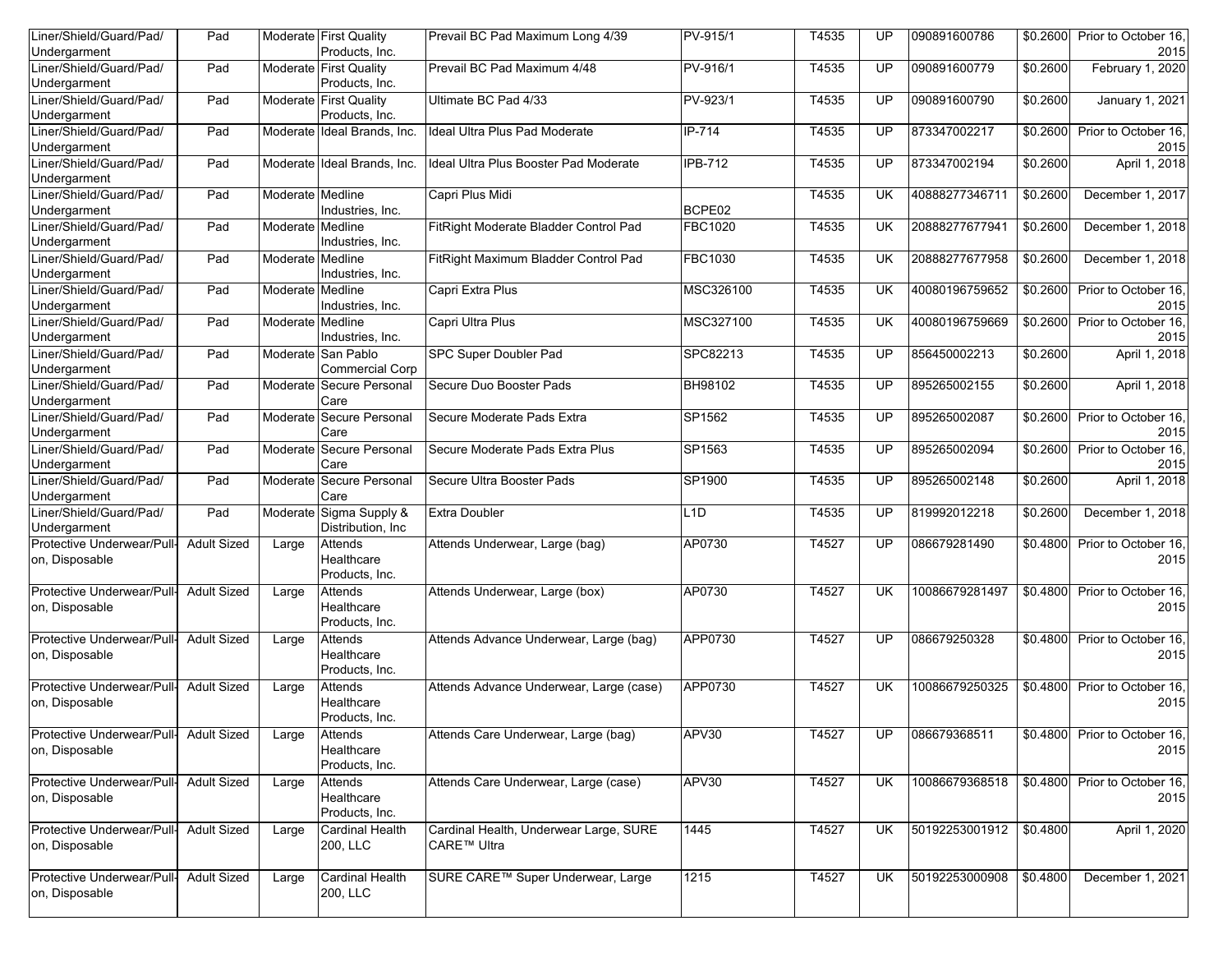| Liner/Shield/Guard/Pad/ Undergarment | Pad | Moderate | First Quality Products, Inc. | Prevail BC Pad Maximum Long 4/39 | PV-915/1 | T4535 | UP | 090891600786 | $0.2600 | Prior to October 16, 2015 |
|---|---|---|---|---|---|---|---|---|---|---|
| Liner/Shield/Guard/Pad/ Undergarment | Pad | Moderate | First Quality Products, Inc. | Prevail BC Pad Maximum 4/48 | PV-916/1 | T4535 | UP | 090891600779 | $0.2600 | February 1, 2020 |
| Liner/Shield/Guard/Pad/ Undergarment | Pad | Moderate | First Quality Products, Inc. | Ultimate BC Pad 4/33 | PV-923/1 | T4535 | UP | 090891600790 | $0.2600 | January 1, 2021 |
| Liner/Shield/Guard/Pad/ Undergarment | Pad | Moderate | Ideal Brands, Inc. | Ideal Ultra Plus Pad Moderate | IP-714 | T4535 | UP | 873347002217 | $0.2600 | Prior to October 16, 2015 |
| Liner/Shield/Guard/Pad/ Undergarment | Pad | Moderate | Ideal Brands, Inc. | Ideal Ultra Plus Booster Pad Moderate | IPB-712 | T4535 | UP | 873347002194 | $0.2600 | April 1, 2018 |
| Liner/Shield/Guard/Pad/ Undergarment | Pad | Moderate | Medline Industries, Inc. | Capri Plus Midi | BCPE02 | T4535 | UK | 40888277346711 | $0.2600 | December 1, 2017 |
| Liner/Shield/Guard/Pad/ Undergarment | Pad | Moderate | Medline Industries, Inc. | FitRight Moderate Bladder Control Pad | FBC1020 | T4535 | UK | 20888277677941 | $0.2600 | December 1, 2018 |
| Liner/Shield/Guard/Pad/ Undergarment | Pad | Moderate | Medline Industries, Inc. | FitRight Maximum Bladder Control Pad | FBC1030 | T4535 | UK | 20888277677958 | $0.2600 | December 1, 2018 |
| Liner/Shield/Guard/Pad/ Undergarment | Pad | Moderate | Medline Industries, Inc. | Capri Extra Plus | MSC326100 | T4535 | UK | 40080196759652 | $0.2600 | Prior to October 16, 2015 |
| Liner/Shield/Guard/Pad/ Undergarment | Pad | Moderate | Medline Industries, Inc. | Capri Ultra Plus | MSC327100 | T4535 | UK | 40080196759669 | $0.2600 | Prior to October 16, 2015 |
| Liner/Shield/Guard/Pad/ Undergarment | Pad | Moderate | San Pablo Commercial Corp | SPC Super Doubler Pad | SPC82213 | T4535 | UP | 856450002213 | $0.2600 | April 1, 2018 |
| Liner/Shield/Guard/Pad/ Undergarment | Pad | Moderate | Secure Personal Care | Secure Duo Booster Pads | BH98102 | T4535 | UP | 895265002155 | $0.2600 | April 1, 2018 |
| Liner/Shield/Guard/Pad/ Undergarment | Pad | Moderate | Secure Personal Care | Secure Moderate Pads Extra | SP1562 | T4535 | UP | 895265002087 | $0.2600 | Prior to October 16, 2015 |
| Liner/Shield/Guard/Pad/ Undergarment | Pad | Moderate | Secure Personal Care | Secure Moderate Pads Extra Plus | SP1563 | T4535 | UP | 895265002094 | $0.2600 | Prior to October 16, 2015 |
| Liner/Shield/Guard/Pad/ Undergarment | Pad | Moderate | Secure Personal Care | Secure Ultra Booster Pads | SP1900 | T4535 | UP | 895265002148 | $0.2600 | April 1, 2018 |
| Liner/Shield/Guard/Pad/ Undergarment | Pad | Moderate | Sigma Supply & Distribution, Inc | Extra Doubler | L1D | T4535 | UP | 819992012218 | $0.2600 | December 1, 2018 |
| Protective Underwear/Pull-on, Disposable | Adult Sized | Large | Attends Healthcare Products, Inc. | Attends Underwear, Large (bag) | AP0730 | T4527 | UP | 086679281490 | $0.4800 | Prior to October 16, 2015 |
| Protective Underwear/Pull-on, Disposable | Adult Sized | Large | Attends Healthcare Products, Inc. | Attends Underwear, Large (box) | AP0730 | T4527 | UK | 10086679281497 | $0.4800 | Prior to October 16, 2015 |
| Protective Underwear/Pull-on, Disposable | Adult Sized | Large | Attends Healthcare Products, Inc. | Attends Advance Underwear, Large (bag) | APP0730 | T4527 | UP | 086679250328 | $0.4800 | Prior to October 16, 2015 |
| Protective Underwear/Pull-on, Disposable | Adult Sized | Large | Attends Healthcare Products, Inc. | Attends Advance Underwear, Large (case) | APP0730 | T4527 | UK | 10086679250325 | $0.4800 | Prior to October 16, 2015 |
| Protective Underwear/Pull-on, Disposable | Adult Sized | Large | Attends Healthcare Products, Inc. | Attends Care Underwear, Large (bag) | APV30 | T4527 | UP | 086679368511 | $0.4800 | Prior to October 16, 2015 |
| Protective Underwear/Pull-on, Disposable | Adult Sized | Large | Attends Healthcare Products, Inc. | Attends Care Underwear, Large (case) | APV30 | T4527 | UK | 10086679368518 | $0.4800 | Prior to October 16, 2015 |
| Protective Underwear/Pull-on, Disposable | Adult Sized | Large | Cardinal Health 200, LLC | Cardinal Health, Underwear Large, SURE CARE™ Ultra | 1445 | T4527 | UK | 50192253001912 | $0.4800 | April 1, 2020 |
| Protective Underwear/Pull-on, Disposable | Adult Sized | Large | Cardinal Health 200, LLC | SURE CARE™ Super Underwear, Large | 1215 | T4527 | UK | 50192253000908 | $0.4800 | December 1, 2021 |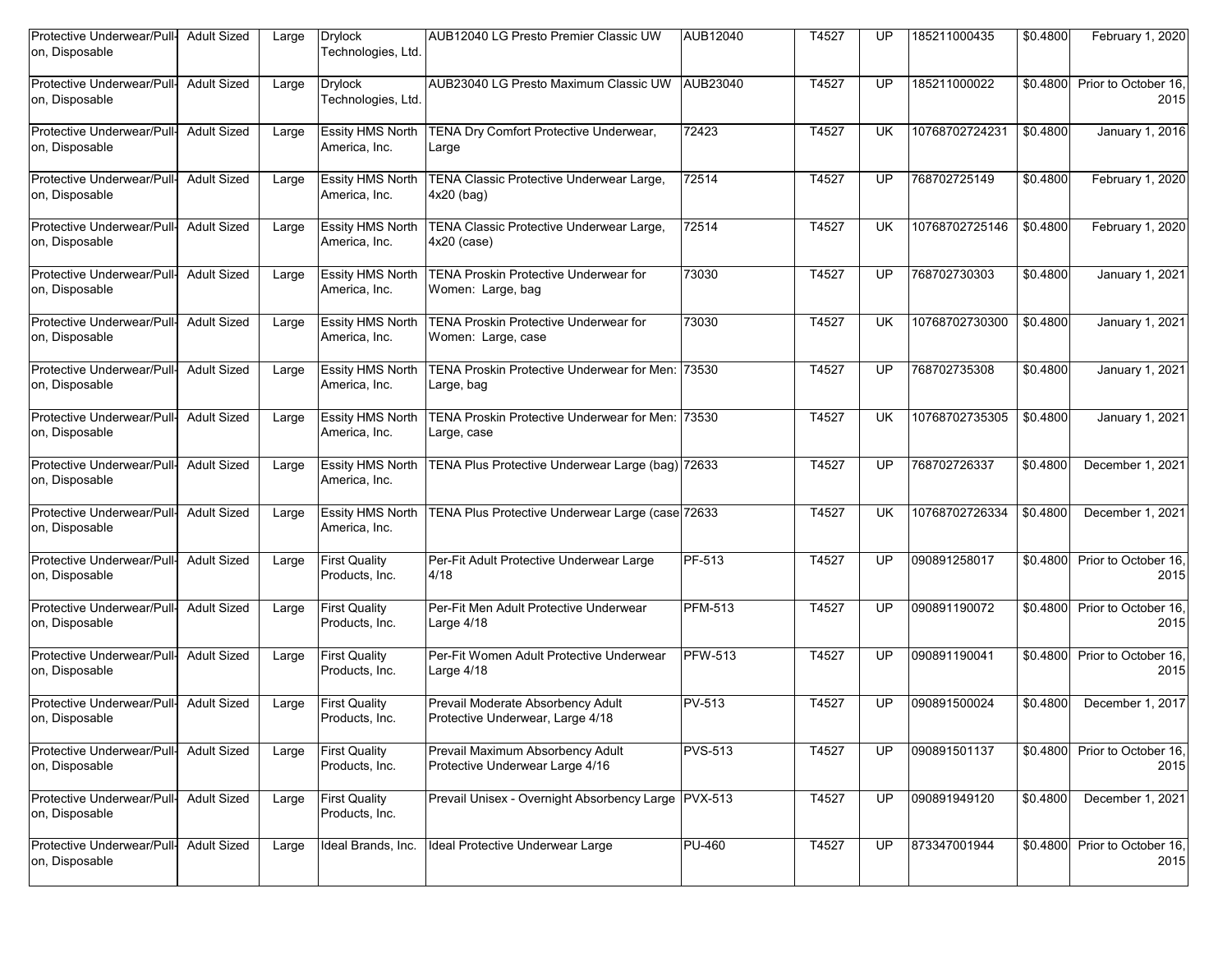| Protective Underwear/Pull-on, Disposable | Adult Sized | Large | Drylock Technologies, Ltd. | AUB12040 LG Presto Premier Classic UW | AUB12040 | T4527 | UP | 185211000435 | $0.4800 | February 1, 2020 |
|---|---|---|---|---|---|---|---|---|---|---|
| Protective Underwear/Pull-on, Disposable | Adult Sized | Large | Drylock Technologies, Ltd. | AUB23040 LG Presto Maximum Classic UW | AUB23040 | T4527 | UP | 185211000022 | $0.4800 | Prior to October 16, 2015 |
| Protective Underwear/Pull-on, Disposable | Adult Sized | Large | Essity HMS North America, Inc. | TENA Dry Comfort Protective Underwear, Large | 72423 | T4527 | UK | 10768702724231 | $0.4800 | January 1, 2016 |
| Protective Underwear/Pull-on, Disposable | Adult Sized | Large | Essity HMS North America, Inc. | TENA Classic Protective Underwear Large, 4x20 (bag) | 72514 | T4527 | UP | 768702725149 | $0.4800 | February 1, 2020 |
| Protective Underwear/Pull-on, Disposable | Adult Sized | Large | Essity HMS North America, Inc. | TENA Classic Protective Underwear Large, 4x20 (case) | 72514 | T4527 | UK | 10768702725146 | $0.4800 | February 1, 2020 |
| Protective Underwear/Pull-on, Disposable | Adult Sized | Large | Essity HMS North America, Inc. | TENA Proskin Protective Underwear for Women: Large, bag | 73030 | T4527 | UP | 768702730303 | $0.4800 | January 1, 2021 |
| Protective Underwear/Pull-on, Disposable | Adult Sized | Large | Essity HMS North America, Inc. | TENA Proskin Protective Underwear for Women: Large, case | 73030 | T4527 | UK | 10768702730300 | $0.4800 | January 1, 2021 |
| Protective Underwear/Pull-on, Disposable | Adult Sized | Large | Essity HMS North America, Inc. | TENA Proskin Protective Underwear for Men: Large, bag | 73530 | T4527 | UP | 768702735308 | $0.4800 | January 1, 2021 |
| Protective Underwear/Pull-on, Disposable | Adult Sized | Large | Essity HMS North America, Inc. | TENA Proskin Protective Underwear for Men: Large, case | 73530 | T4527 | UK | 10768702735305 | $0.4800 | January 1, 2021 |
| Protective Underwear/Pull-on, Disposable | Adult Sized | Large | Essity HMS North America, Inc. | TENA Plus Protective Underwear Large (bag) | 72633 | T4527 | UP | 768702726337 | $0.4800 | December 1, 2021 |
| Protective Underwear/Pull-on, Disposable | Adult Sized | Large | Essity HMS North America, Inc. | TENA Plus Protective Underwear Large (case | 72633 | T4527 | UK | 10768702726334 | $0.4800 | December 1, 2021 |
| Protective Underwear/Pull-on, Disposable | Adult Sized | Large | First Quality Products, Inc. | Per-Fit Adult Protective Underwear Large 4/18 | PF-513 | T4527 | UP | 090891258017 | $0.4800 | Prior to October 16, 2015 |
| Protective Underwear/Pull-on, Disposable | Adult Sized | Large | First Quality Products, Inc. | Per-Fit Men Adult Protective Underwear Large 4/18 | PFM-513 | T4527 | UP | 090891190072 | $0.4800 | Prior to October 16, 2015 |
| Protective Underwear/Pull-on, Disposable | Adult Sized | Large | First Quality Products, Inc. | Per-Fit Women Adult Protective Underwear Large 4/18 | PFW-513 | T4527 | UP | 090891190041 | $0.4800 | Prior to October 16, 2015 |
| Protective Underwear/Pull-on, Disposable | Adult Sized | Large | First Quality Products, Inc. | Prevail Moderate Absorbency Adult Protective Underwear, Large 4/18 | PV-513 | T4527 | UP | 090891500024 | $0.4800 | December 1, 2017 |
| Protective Underwear/Pull-on, Disposable | Adult Sized | Large | First Quality Products, Inc. | Prevail Maximum Absorbency Adult Protective Underwear Large 4/16 | PVS-513 | T4527 | UP | 090891501137 | $0.4800 | Prior to October 16, 2015 |
| Protective Underwear/Pull-on, Disposable | Adult Sized | Large | First Quality Products, Inc. | Prevail Unisex - Overnight Absorbency Large | PVX-513 | T4527 | UP | 090891949120 | $0.4800 | December 1, 2021 |
| Protective Underwear/Pull-on, Disposable | Adult Sized | Large | Ideal Brands, Inc. | Ideal Protective Underwear Large | PU-460 | T4527 | UP | 873347001944 | $0.4800 | Prior to October 16, 2015 |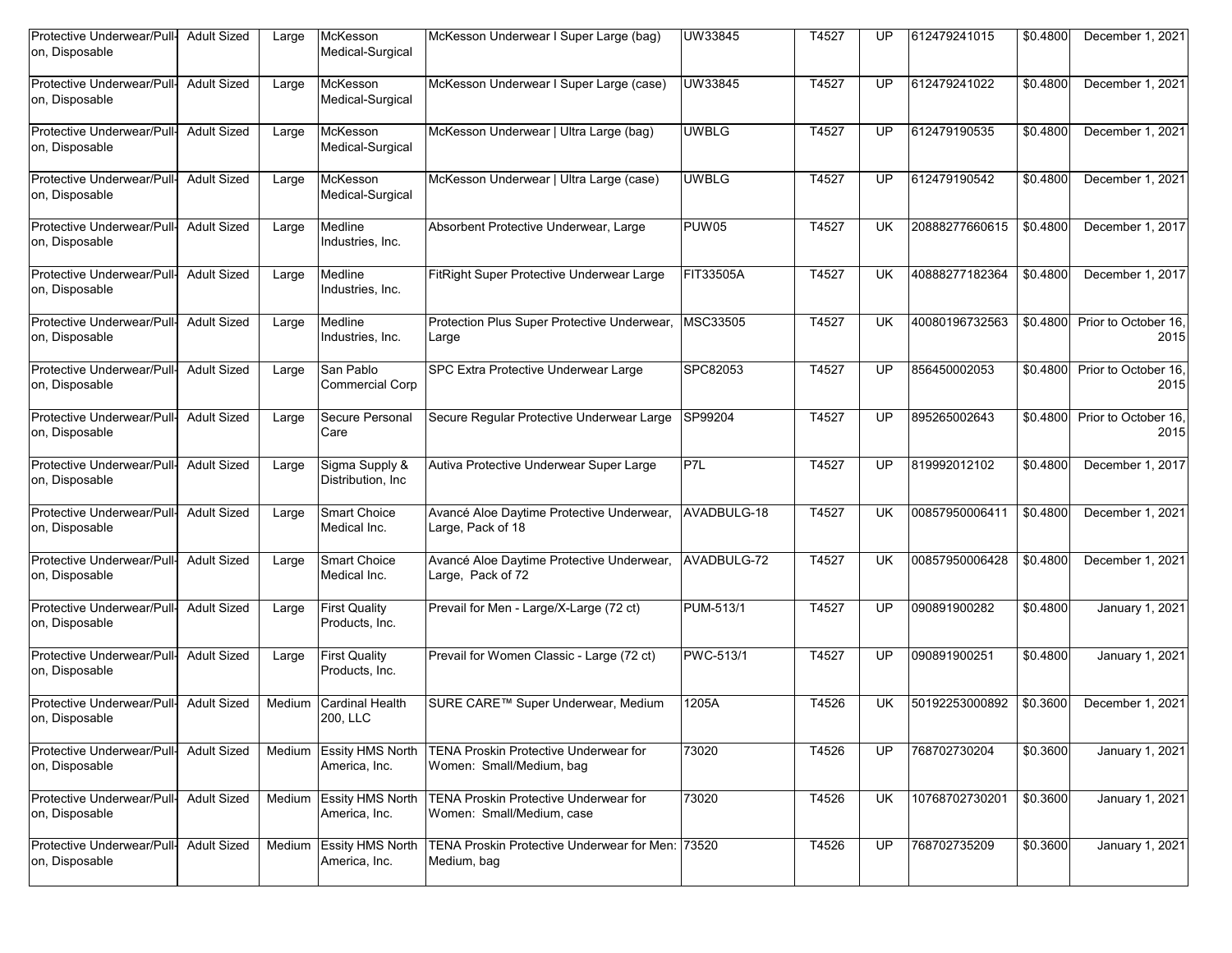| Protective Underwear/Pull-on, Disposable | Adult Sized | Large | McKesson Medical-Surgical | McKesson Underwear I Super Large (bag) | UW33845 | T4527 | UP | 612479241015 | $0.4800 | December 1, 2021 |
|---|---|---|---|---|---|---|---|---|---|---|
| Protective Underwear/Pull-on, Disposable | Adult Sized | Large | McKesson Medical-Surgical | McKesson Underwear I Super Large (case) | UW33845 | T4527 | UP | 612479241022 | $0.4800 | December 1, 2021 |
| Protective Underwear/Pull-on, Disposable | Adult Sized | Large | McKesson Medical-Surgical | McKesson Underwear \| Ultra Large (bag) | UWBLG | T4527 | UP | 612479190535 | $0.4800 | December 1, 2021 |
| Protective Underwear/Pull-on, Disposable | Adult Sized | Large | McKesson Medical-Surgical | McKesson Underwear \| Ultra Large (case) | UWBLG | T4527 | UP | 612479190542 | $0.4800 | December 1, 2021 |
| Protective Underwear/Pull-on, Disposable | Adult Sized | Large | Medline Industries, Inc. | Absorbent Protective Underwear, Large | PUW05 | T4527 | UK | 20888277660615 | $0.4800 | December 1, 2017 |
| Protective Underwear/Pull-on, Disposable | Adult Sized | Large | Medline Industries, Inc. | FitRight Super Protective Underwear Large | FIT33505A | T4527 | UK | 40888277182364 | $0.4800 | December 1, 2017 |
| Protective Underwear/Pull-on, Disposable | Adult Sized | Large | Medline Industries, Inc. | Protection Plus Super Protective Underwear, Large | MSC33505 | T4527 | UK | 40080196732563 | $0.4800 | Prior to October 16, 2015 |
| Protective Underwear/Pull-on, Disposable | Adult Sized | Large | San Pablo Commercial Corp | SPC Extra Protective Underwear Large | SPC82053 | T4527 | UP | 856450002053 | $0.4800 | Prior to October 16, 2015 |
| Protective Underwear/Pull-on, Disposable | Adult Sized | Large | Secure Personal Care | Secure Regular Protective Underwear Large | SP99204 | T4527 | UP | 895265002643 | $0.4800 | Prior to October 16, 2015 |
| Protective Underwear/Pull-on, Disposable | Adult Sized | Large | Sigma Supply & Distribution, Inc | Autiva Protective Underwear Super Large | P7L | T4527 | UP | 819992012102 | $0.4800 | December 1, 2017 |
| Protective Underwear/Pull-on, Disposable | Adult Sized | Large | Smart Choice Medical Inc. | Avancé Aloe Daytime Protective Underwear, Large, Pack of 18 | AVADBULG-18 | T4527 | UK | 00857950006411 | $0.4800 | December 1, 2021 |
| Protective Underwear/Pull-on, Disposable | Adult Sized | Large | Smart Choice Medical Inc. | Avancé Aloe Daytime Protective Underwear, Large, Pack of 72 | AVADBULG-72 | T4527 | UK | 00857950006428 | $0.4800 | December 1, 2021 |
| Protective Underwear/Pull-on, Disposable | Adult Sized | Large | First Quality Products, Inc. | Prevail for Men - Large/X-Large (72 ct) | PUM-513/1 | T4527 | UP | 090891900282 | $0.4800 | January 1, 2021 |
| Protective Underwear/Pull-on, Disposable | Adult Sized | Large | First Quality Products, Inc. | Prevail for Women Classic - Large (72 ct) | PWC-513/1 | T4527 | UP | 090891900251 | $0.4800 | January 1, 2021 |
| Protective Underwear/Pull-on, Disposable | Adult Sized | Medium | Cardinal Health 200, LLC | SURE CARE™ Super Underwear, Medium | 1205A | T4526 | UK | 50192253000892 | $0.3600 | December 1, 2021 |
| Protective Underwear/Pull-on, Disposable | Adult Sized | Medium | Essity HMS North America, Inc. | TENA Proskin Protective Underwear for Women: Small/Medium, bag | 73020 | T4526 | UP | 768702730204 | $0.3600 | January 1, 2021 |
| Protective Underwear/Pull-on, Disposable | Adult Sized | Medium | Essity HMS North America, Inc. | TENA Proskin Protective Underwear for Women: Small/Medium, case | 73020 | T4526 | UK | 10768702730201 | $0.3600 | January 1, 2021 |
| Protective Underwear/Pull-on, Disposable | Adult Sized | Medium | Essity HMS North America, Inc. | TENA Proskin Protective Underwear for Men: Medium, bag | 73520 | T4526 | UP | 768702735209 | $0.3600 | January 1, 2021 |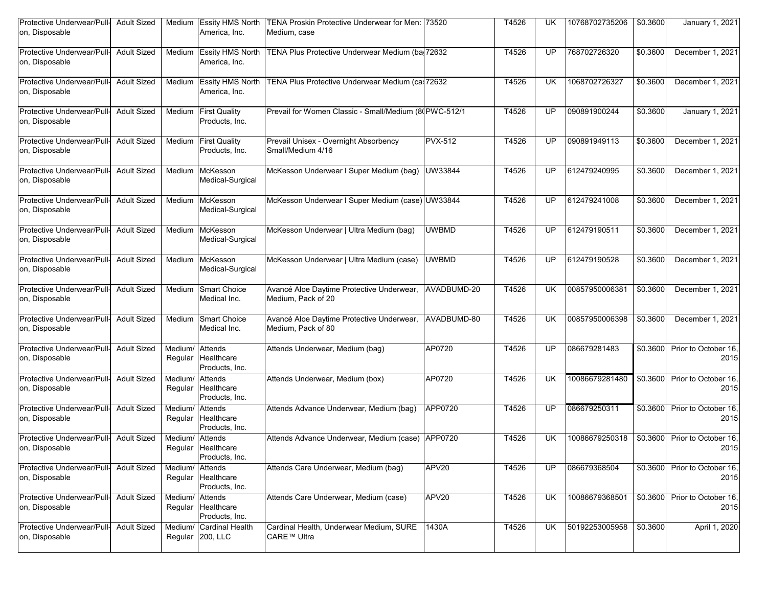| Protective Underwear/Pull-on, Disposable | Adult Sized | Medium | Essity HMS North America, Inc. | TENA Proskin Protective Underwear for Men: Medium, case | 73520 | T4526 | UK | 10768702735206 | $0.3600 | January 1, 2021 |
|---|---|---|---|---|---|---|---|---|---|---|
| Protective Underwear/Pull-on, Disposable | Adult Sized | Medium | Essity HMS North America, Inc. | TENA Plus Protective Underwear Medium (ba | 72632 | T4526 | UP | 768702726320 | $0.3600 | December 1, 2021 |
| Protective Underwear/Pull-on, Disposable | Adult Sized | Medium | Essity HMS North America, Inc. | TENA Plus Protective Underwear Medium (ca | 72632 | T4526 | UK | 1068702726327 | $0.3600 | December 1, 2021 |
| Protective Underwear/Pull-on, Disposable | Adult Sized | Medium | First Quality Products, Inc. | Prevail for Women Classic - Small/Medium (8 | PWC-512/1 | T4526 | UP | 090891900244 | $0.3600 | January 1, 2021 |
| Protective Underwear/Pull-on, Disposable | Adult Sized | Medium | First Quality Products, Inc. | Prevail Unisex - Overnight Absorbency Small/Medium 4/16 | PVX-512 | T4526 | UP | 090891949113 | $0.3600 | December 1, 2021 |
| Protective Underwear/Pull-on, Disposable | Adult Sized | Medium | McKesson Medical-Surgical | McKesson Underwear I Super Medium (bag) | UW33844 | T4526 | UP | 612479240995 | $0.3600 | December 1, 2021 |
| Protective Underwear/Pull-on, Disposable | Adult Sized | Medium | McKesson Medical-Surgical | McKesson Underwear I Super Medium (case) | UW33844 | T4526 | UP | 612479241008 | $0.3600 | December 1, 2021 |
| Protective Underwear/Pull-on, Disposable | Adult Sized | Medium | McKesson Medical-Surgical | McKesson Underwear \| Ultra Medium (bag) | UWBMD | T4526 | UP | 612479190511 | $0.3600 | December 1, 2021 |
| Protective Underwear/Pull-on, Disposable | Adult Sized | Medium | McKesson Medical-Surgical | McKesson Underwear \| Ultra Medium (case) | UWBMD | T4526 | UP | 612479190528 | $0.3600 | December 1, 2021 |
| Protective Underwear/Pull-on, Disposable | Adult Sized | Medium | Smart Choice Medical Inc. | Avancé Aloe Daytime Protective Underwear, Medium, Pack of 20 | AVADBUMD-20 | T4526 | UK | 00857950006381 | $0.3600 | December 1, 2021 |
| Protective Underwear/Pull-on, Disposable | Adult Sized | Medium | Smart Choice Medical Inc. | Avancé Aloe Daytime Protective Underwear, Medium, Pack of 80 | AVADBUMD-80 | T4526 | UK | 00857950006398 | $0.3600 | December 1, 2021 |
| Protective Underwear/Pull-on, Disposable | Adult Sized | Medium/ Regular | Attends Healthcare Products, Inc. | Attends Underwear, Medium (bag) | AP0720 | T4526 | UP | 086679281483 | $0.3600 | Prior to October 16, 2015 |
| Protective Underwear/Pull-on, Disposable | Adult Sized | Medium/ Regular | Attends Healthcare Products, Inc. | Attends Underwear, Medium (box) | AP0720 | T4526 | UK | 10086679281480 | $0.3600 | Prior to October 16, 2015 |
| Protective Underwear/Pull-on, Disposable | Adult Sized | Medium/ Regular | Attends Healthcare Products, Inc. | Attends Advance Underwear, Medium (bag) | APP0720 | T4526 | UP | 086679250311 | $0.3600 | Prior to October 16, 2015 |
| Protective Underwear/Pull-on, Disposable | Adult Sized | Medium/ Regular | Attends Healthcare Products, Inc. | Attends Advance Underwear, Medium (case) | APP0720 | T4526 | UK | 10086679250318 | $0.3600 | Prior to October 16, 2015 |
| Protective Underwear/Pull-on, Disposable | Adult Sized | Medium/ Regular | Attends Healthcare Products, Inc. | Attends Care Underwear, Medium (bag) | APV20 | T4526 | UP | 086679368504 | $0.3600 | Prior to October 16, 2015 |
| Protective Underwear/Pull-on, Disposable | Adult Sized | Medium/ Regular | Attends Healthcare Products, Inc. | Attends Care Underwear, Medium (case) | APV20 | T4526 | UK | 10086679368501 | $0.3600 | Prior to October 16, 2015 |
| Protective Underwear/Pull-on, Disposable | Adult Sized | Medium/ Regular | Cardinal Health 200, LLC | Cardinal Health, Underwear Medium, SURE CARE™ Ultra | 1430A | T4526 | UK | 50192253005958 | $0.3600 | April 1, 2020 |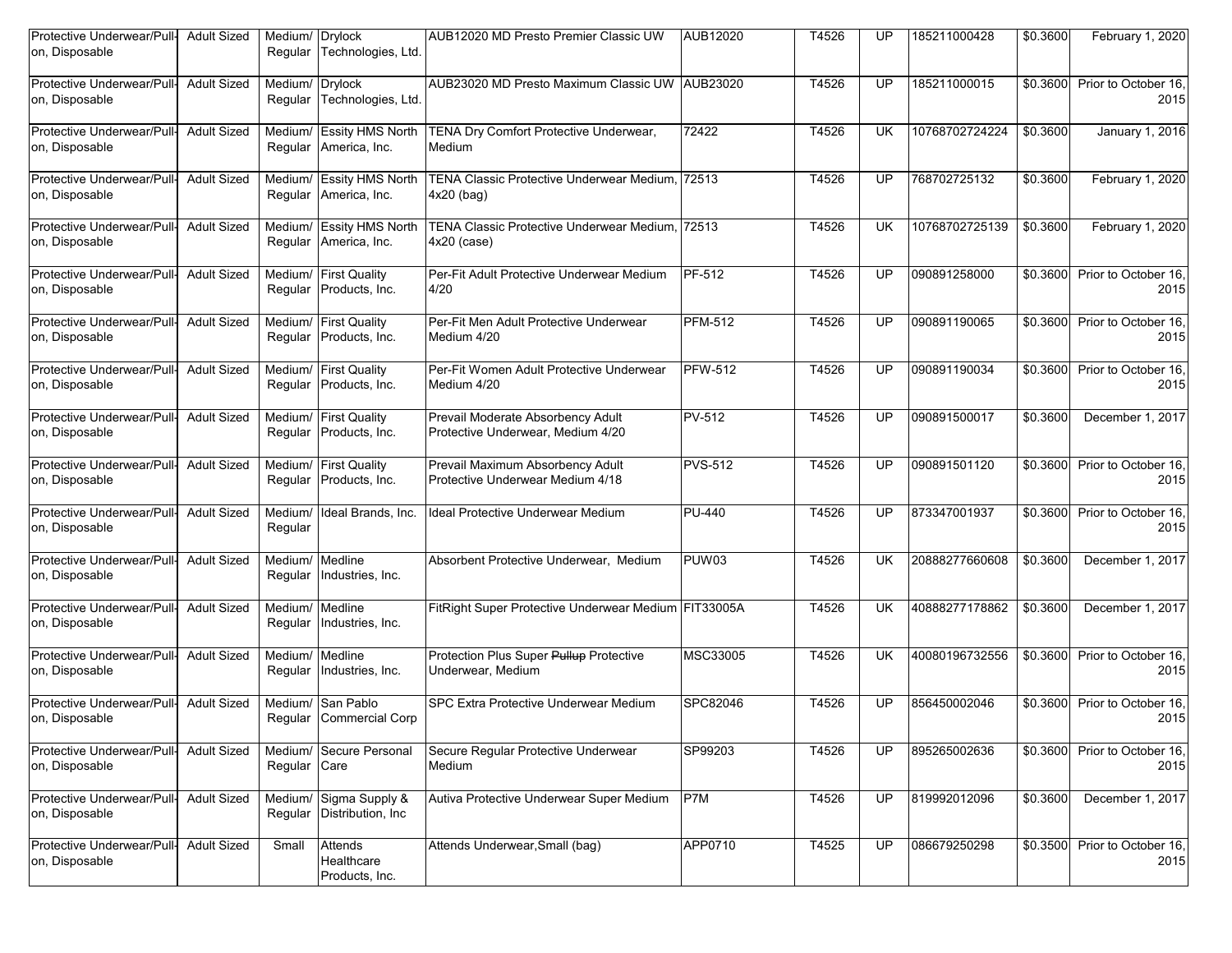| Protective Underwear/Pull-on, Disposable | Adult Sized | Medium/ Regular | Drylock Technologies, Ltd. | AUB12020 MD Presto Premier Classic UW | AUB12020 | T4526 | UP | 185211000428 | $0.3600 | February 1, 2020 |
|---|---|---|---|---|---|---|---|---|---|---|
| Protective Underwear/Pull-on, Disposable | Adult Sized | Medium/ Regular | Drylock Technologies, Ltd. | AUB23020 MD Presto Maximum Classic UW | AUB23020 | T4526 | UP | 185211000015 | $0.3600 | Prior to October 16, 2015 |
| Protective Underwear/Pull-on, Disposable | Adult Sized | Medium/ Regular | Essity HMS North America, Inc. | TENA Dry Comfort Protective Underwear, Medium | 72422 | T4526 | UK | 10768702724224 | $0.3600 | January 1, 2016 |
| Protective Underwear/Pull-on, Disposable | Adult Sized | Medium/ Regular | Essity HMS North America, Inc. | TENA Classic Protective Underwear Medium, 4x20 (bag) | 72513 | T4526 | UP | 768702725132 | $0.3600 | February 1, 2020 |
| Protective Underwear/Pull-on, Disposable | Adult Sized | Medium/ Regular | Essity HMS North America, Inc. | TENA Classic Protective Underwear Medium, 4x20 (case) | 72513 | T4526 | UK | 10768702725139 | $0.3600 | February 1, 2020 |
| Protective Underwear/Pull-on, Disposable | Adult Sized | Medium/ Regular | First Quality Products, Inc. | Per-Fit Adult Protective Underwear Medium 4/20 | PF-512 | T4526 | UP | 090891258000 | $0.3600 | Prior to October 16, 2015 |
| Protective Underwear/Pull-on, Disposable | Adult Sized | Medium/ Regular | First Quality Products, Inc. | Per-Fit Men Adult Protective Underwear Medium 4/20 | PFM-512 | T4526 | UP | 090891190065 | $0.3600 | Prior to October 16, 2015 |
| Protective Underwear/Pull-on, Disposable | Adult Sized | Medium/ Regular | First Quality Products, Inc. | Per-Fit Women Adult Protective Underwear Medium 4/20 | PFW-512 | T4526 | UP | 090891190034 | $0.3600 | Prior to October 16, 2015 |
| Protective Underwear/Pull-on, Disposable | Adult Sized | Medium/ Regular | First Quality Products, Inc. | Prevail Moderate Absorbency Adult Protective Underwear, Medium 4/20 | PV-512 | T4526 | UP | 090891500017 | $0.3600 | December 1, 2017 |
| Protective Underwear/Pull-on, Disposable | Adult Sized | Medium/ Regular | First Quality Products, Inc. | Prevail Maximum Absorbency Adult Protective Underwear Medium 4/18 | PVS-512 | T4526 | UP | 090891501120 | $0.3600 | Prior to October 16, 2015 |
| Protective Underwear/Pull-on, Disposable | Adult Sized | Medium/ Regular | Ideal Brands, Inc. | Ideal Protective Underwear Medium | PU-440 | T4526 | UP | 873347001937 | $0.3600 | Prior to October 16, 2015 |
| Protective Underwear/Pull-on, Disposable | Adult Sized | Medium/ Regular | Medline Industries, Inc. | Absorbent Protective Underwear, Medium | PUW03 | T4526 | UK | 20888277660608 | $0.3600 | December 1, 2017 |
| Protective Underwear/Pull-on, Disposable | Adult Sized | Medium/ Regular | Medline Industries, Inc. | FitRight Super Protective Underwear Medium | FIT33005A | T4526 | UK | 40888277178862 | $0.3600 | December 1, 2017 |
| Protective Underwear/Pull-on, Disposable | Adult Sized | Medium/ Regular | Medline Industries, Inc. | Protection Plus Super ~~Pullup~~ Protective Underwear, Medium | MSC33005 | T4526 | UK | 40080196732556 | $0.3600 | Prior to October 16, 2015 |
| Protective Underwear/Pull-on, Disposable | Adult Sized | Medium/ Regular | San Pablo Commercial Corp | SPC Extra Protective Underwear Medium | SPC82046 | T4526 | UP | 856450002046 | $0.3600 | Prior to October 16, 2015 |
| Protective Underwear/Pull-on, Disposable | Adult Sized | Medium/ Regular | Secure Personal Care | Secure Regular Protective Underwear Medium | SP99203 | T4526 | UP | 895265002636 | $0.3600 | Prior to October 16, 2015 |
| Protective Underwear/Pull-on, Disposable | Adult Sized | Medium/ Regular | Sigma Supply & Distribution, Inc | Autiva Protective Underwear Super Medium | P7M | T4526 | UP | 819992012096 | $0.3600 | December 1, 2017 |
| Protective Underwear/Pull-on, Disposable | Adult Sized | Small | Attends Healthcare Products, Inc. | Attends Underwear,Small (bag) | APP0710 | T4525 | UP | 086679250298 | $0.3500 | Prior to October 16, 2015 |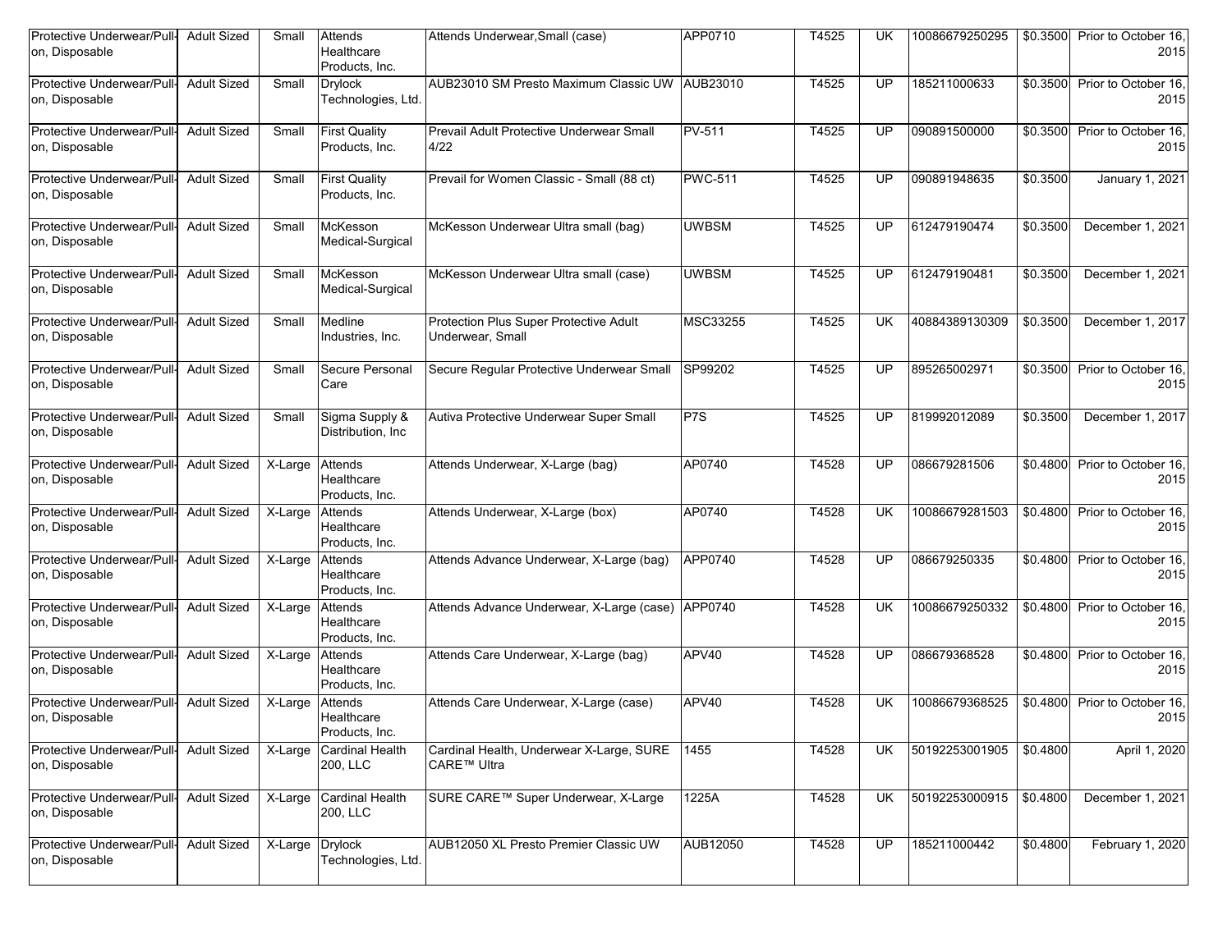| | | | | | | | | | | |
|---|---|---|---|---|---|---|---|---|---|---|
| Protective Underwear/Pull-on, Disposable | Adult Sized | Small | Attends Healthcare Products, Inc. | Attends Underwear,Small (case) | APP0710 | T4525 | UK | 10086679250295 | $0.3500 | Prior to October 16, 2015 |
| Protective Underwear/Pull-on, Disposable | Adult Sized | Small | Drylock Technologies, Ltd. | AUB23010 SM Presto Maximum Classic UW | AUB23010 | T4525 | UP | 185211000633 | $0.3500 | Prior to October 16, 2015 |
| Protective Underwear/Pull-on, Disposable | Adult Sized | Small | First Quality Products, Inc. | Prevail Adult Protective Underwear Small 4/22 | PV-511 | T4525 | UP | 090891500000 | $0.3500 | Prior to October 16, 2015 |
| Protective Underwear/Pull-on, Disposable | Adult Sized | Small | First Quality Products, Inc. | Prevail for Women Classic - Small (88 ct) | PWC-511 | T4525 | UP | 090891948635 | $0.3500 | January 1, 2021 |
| Protective Underwear/Pull-on, Disposable | Adult Sized | Small | McKesson Medical-Surgical | McKesson Underwear Ultra small (bag) | UWBSM | T4525 | UP | 612479190474 | $0.3500 | December 1, 2021 |
| Protective Underwear/Pull-on, Disposable | Adult Sized | Small | McKesson Medical-Surgical | McKesson Underwear Ultra small (case) | UWBSM | T4525 | UP | 612479190481 | $0.3500 | December 1, 2021 |
| Protective Underwear/Pull-on, Disposable | Adult Sized | Small | Medline Industries, Inc. | Protection Plus Super Protective Adult Underwear, Small | MSC33255 | T4525 | UK | 40884389130309 | $0.3500 | December 1, 2017 |
| Protective Underwear/Pull-on, Disposable | Adult Sized | Small | Secure Personal Care | Secure Regular Protective Underwear Small | SP99202 | T4525 | UP | 895265002971 | $0.3500 | Prior to October 16, 2015 |
| Protective Underwear/Pull-on, Disposable | Adult Sized | Small | Sigma Supply & Distribution, Inc | Autiva Protective Underwear Super Small | P7S | T4525 | UP | 819992012089 | $0.3500 | December 1, 2017 |
| Protective Underwear/Pull-on, Disposable | Adult Sized | X-Large | Attends Healthcare Products, Inc. | Attends Underwear, X-Large (bag) | AP0740 | T4528 | UP | 086679281506 | $0.4800 | Prior to October 16, 2015 |
| Protective Underwear/Pull-on, Disposable | Adult Sized | X-Large | Attends Healthcare Products, Inc. | Attends Underwear, X-Large (box) | AP0740 | T4528 | UK | 10086679281503 | $0.4800 | Prior to October 16, 2015 |
| Protective Underwear/Pull-on, Disposable | Adult Sized | X-Large | Attends Healthcare Products, Inc. | Attends Advance Underwear, X-Large (bag) | APP0740 | T4528 | UP | 086679250335 | $0.4800 | Prior to October 16, 2015 |
| Protective Underwear/Pull-on, Disposable | Adult Sized | X-Large | Attends Healthcare Products, Inc. | Attends Advance Underwear, X-Large (case) | APP0740 | T4528 | UK | 10086679250332 | $0.4800 | Prior to October 16, 2015 |
| Protective Underwear/Pull-on, Disposable | Adult Sized | X-Large | Attends Healthcare Products, Inc. | Attends Care Underwear, X-Large (bag) | APV40 | T4528 | UP | 086679368528 | $0.4800 | Prior to October 16, 2015 |
| Protective Underwear/Pull-on, Disposable | Adult Sized | X-Large | Attends Healthcare Products, Inc. | Attends Care Underwear, X-Large (case) | APV40 | T4528 | UK | 10086679368525 | $0.4800 | Prior to October 16, 2015 |
| Protective Underwear/Pull-on, Disposable | Adult Sized | X-Large | Cardinal Health 200, LLC | Cardinal Health, Underwear X-Large, SURE CARE™ Ultra | 1455 | T4528 | UK | 50192253001905 | $0.4800 | April 1, 2020 |
| Protective Underwear/Pull-on, Disposable | Adult Sized | X-Large | Cardinal Health 200, LLC | SURE CARE™ Super Underwear, X-Large | 1225A | T4528 | UK | 50192253000915 | $0.4800 | December 1, 2021 |
| Protective Underwear/Pull-on, Disposable | Adult Sized | X-Large | Drylock Technologies, Ltd. | AUB12050 XL Presto Premier Classic UW | AUB12050 | T4528 | UP | 185211000442 | $0.4800 | February 1, 2020 |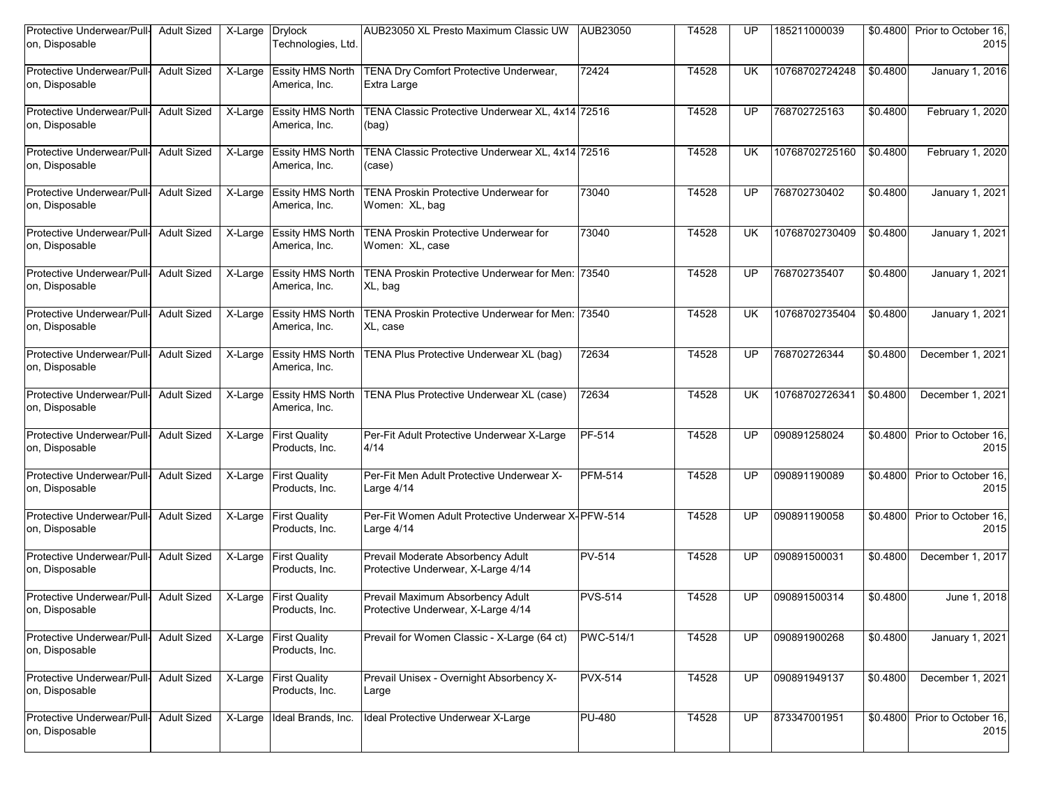| Protective Underwear/Pull-on, Disposable | Adult Sized | X-Large | Drylock Technologies, Ltd. | AUB23050 XL Presto Maximum Classic UW | AUB23050 | T4528 | UP | 185211000039 | $0.4800 | Prior to October 16, 2015 |
|---|---|---|---|---|---|---|---|---|---|---|
| Protective Underwear/Pull-on, Disposable | Adult Sized | X-Large | Essity HMS North America, Inc. | TENA Dry Comfort Protective Underwear, Extra Large | 72424 | T4528 | UK | 10768702724248 | $0.4800 | January 1, 2016 |
| Protective Underwear/Pull-on, Disposable | Adult Sized | X-Large | Essity HMS North America, Inc. | TENA Classic Protective Underwear XL, 4x14 (bag) | 72516 | T4528 | UP | 768702725163 | $0.4800 | February 1, 2020 |
| Protective Underwear/Pull-on, Disposable | Adult Sized | X-Large | Essity HMS North America, Inc. | TENA Classic Protective Underwear XL, 4x14 (case) | 72516 | T4528 | UK | 10768702725160 | $0.4800 | February 1, 2020 |
| Protective Underwear/Pull-on, Disposable | Adult Sized | X-Large | Essity HMS North America, Inc. | TENA Proskin Protective Underwear for Women: XL, bag | 73040 | T4528 | UP | 768702730402 | $0.4800 | January 1, 2021 |
| Protective Underwear/Pull-on, Disposable | Adult Sized | X-Large | Essity HMS North America, Inc. | TENA Proskin Protective Underwear for Women: XL, case | 73040 | T4528 | UK | 10768702730409 | $0.4800 | January 1, 2021 |
| Protective Underwear/Pull-on, Disposable | Adult Sized | X-Large | Essity HMS North America, Inc. | TENA Proskin Protective Underwear for Men: XL, bag | 73540 | T4528 | UP | 768702735407 | $0.4800 | January 1, 2021 |
| Protective Underwear/Pull-on, Disposable | Adult Sized | X-Large | Essity HMS North America, Inc. | TENA Proskin Protective Underwear for Men: XL, case | 73540 | T4528 | UK | 10768702735404 | $0.4800 | January 1, 2021 |
| Protective Underwear/Pull-on, Disposable | Adult Sized | X-Large | Essity HMS North America, Inc. | TENA Plus Protective Underwear XL (bag) | 72634 | T4528 | UP | 768702726344 | $0.4800 | December 1, 2021 |
| Protective Underwear/Pull-on, Disposable | Adult Sized | X-Large | Essity HMS North America, Inc. | TENA Plus Protective Underwear XL (case) | 72634 | T4528 | UK | 10768702726341 | $0.4800 | December 1, 2021 |
| Protective Underwear/Pull-on, Disposable | Adult Sized | X-Large | First Quality Products, Inc. | Per-Fit Adult Protective Underwear X-Large 4/14 | PF-514 | T4528 | UP | 090891258024 | $0.4800 | Prior to October 16, 2015 |
| Protective Underwear/Pull-on, Disposable | Adult Sized | X-Large | First Quality Products, Inc. | Per-Fit Men Adult Protective Underwear X-Large 4/14 | PFM-514 | T4528 | UP | 090891190089 | $0.4800 | Prior to October 16, 2015 |
| Protective Underwear/Pull-on, Disposable | Adult Sized | X-Large | First Quality Products, Inc. | Per-Fit Women Adult Protective Underwear X-Large 4/14 | PFW-514 | T4528 | UP | 090891190058 | $0.4800 | Prior to October 16, 2015 |
| Protective Underwear/Pull-on, Disposable | Adult Sized | X-Large | First Quality Products, Inc. | Prevail Moderate Absorbency Adult Protective Underwear, X-Large 4/14 | PV-514 | T4528 | UP | 090891500031 | $0.4800 | December 1, 2017 |
| Protective Underwear/Pull-on, Disposable | Adult Sized | X-Large | First Quality Products, Inc. | Prevail Maximum Absorbency Adult Protective Underwear, X-Large 4/14 | PVS-514 | T4528 | UP | 090891500314 | $0.4800 | June 1, 2018 |
| Protective Underwear/Pull-on, Disposable | Adult Sized | X-Large | First Quality Products, Inc. | Prevail for Women Classic - X-Large (64 ct) | PWC-514/1 | T4528 | UP | 090891900268 | $0.4800 | January 1, 2021 |
| Protective Underwear/Pull-on, Disposable | Adult Sized | X-Large | First Quality Products, Inc. | Prevail Unisex - Overnight Absorbency X-Large | PVX-514 | T4528 | UP | 090891949137 | $0.4800 | December 1, 2021 |
| Protective Underwear/Pull-on, Disposable | Adult Sized | X-Large | Ideal Brands, Inc. | Ideal Protective Underwear X-Large | PU-480 | T4528 | UP | 873347001951 | $0.4800 | Prior to October 16, 2015 |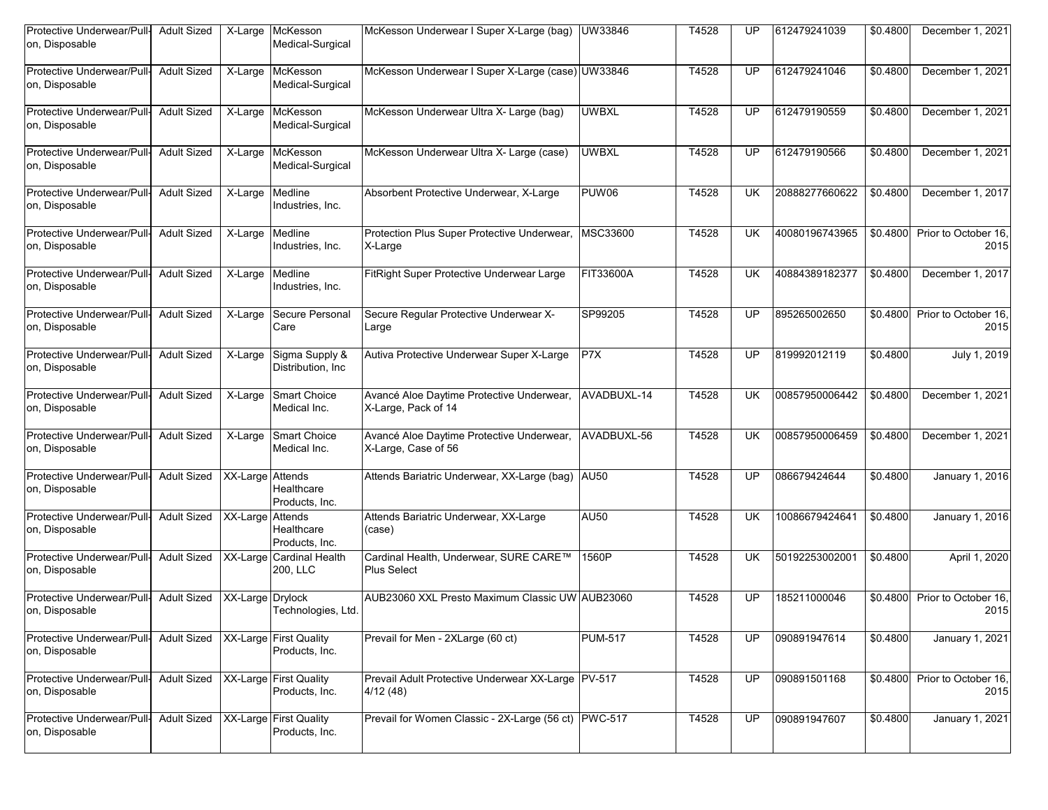| Protective Underwear/Pull-on, Disposable | Adult Sized | X-Large | McKesson Medical-Surgical | McKesson Underwear I Super X-Large (bag) | UW33846 | T4528 | UP | 612479241039 | $0.4800 | December 1, 2021 |
|---|---|---|---|---|---|---|---|---|---|---|
| Protective Underwear/Pull-on, Disposable | Adult Sized | X-Large | McKesson Medical-Surgical | McKesson Underwear I Super X-Large (case) | UW33846 | T4528 | UP | 612479241046 | $0.4800 | December 1, 2021 |
| Protective Underwear/Pull-on, Disposable | Adult Sized | X-Large | McKesson Medical-Surgical | McKesson Underwear Ultra X- Large (bag) | UWBXL | T4528 | UP | 612479190559 | $0.4800 | December 1, 2021 |
| Protective Underwear/Pull-on, Disposable | Adult Sized | X-Large | McKesson Medical-Surgical | McKesson Underwear Ultra X- Large (case) | UWBXL | T4528 | UP | 612479190566 | $0.4800 | December 1, 2021 |
| Protective Underwear/Pull-on, Disposable | Adult Sized | X-Large | Medline Industries, Inc. | Absorbent Protective Underwear, X-Large | PUW06 | T4528 | UK | 20888277660622 | $0.4800 | December 1, 2017 |
| Protective Underwear/Pull-on, Disposable | Adult Sized | X-Large | Medline Industries, Inc. | Protection Plus Super Protective Underwear, X-Large | MSC33600 | T4528 | UK | 40080196743965 | $0.4800 | Prior to October 16, 2015 |
| Protective Underwear/Pull-on, Disposable | Adult Sized | X-Large | Medline Industries, Inc. | FitRight Super Protective Underwear Large | FIT33600A | T4528 | UK | 40884389182377 | $0.4800 | December 1, 2017 |
| Protective Underwear/Pull-on, Disposable | Adult Sized | X-Large | Secure Personal Care | Secure Regular Protective Underwear X-Large | SP99205 | T4528 | UP | 895265002650 | $0.4800 | Prior to October 16, 2015 |
| Protective Underwear/Pull-on, Disposable | Adult Sized | X-Large | Sigma Supply & Distribution, Inc | Autiva Protective Underwear Super X-Large | P7X | T4528 | UP | 819992012119 | $0.4800 | July 1, 2019 |
| Protective Underwear/Pull-on, Disposable | Adult Sized | X-Large | Smart Choice Medical Inc. | Avancé Aloe Daytime Protective Underwear, X-Large, Pack of 14 | AVADBUXL-14 | T4528 | UK | 00857950006442 | $0.4800 | December 1, 2021 |
| Protective Underwear/Pull-on, Disposable | Adult Sized | X-Large | Smart Choice Medical Inc. | Avancé Aloe Daytime Protective Underwear, X-Large, Case of 56 | AVADBUXL-56 | T4528 | UK | 00857950006459 | $0.4800 | December 1, 2021 |
| Protective Underwear/Pull-on, Disposable | Adult Sized | XX-Large | Attends Healthcare Products, Inc. | Attends Bariatric Underwear, XX-Large (bag) | AU50 | T4528 | UP | 086679424644 | $0.4800 | January 1, 2016 |
| Protective Underwear/Pull-on, Disposable | Adult Sized | XX-Large | Attends Healthcare Products, Inc. | Attends Bariatric Underwear, XX-Large (case) | AU50 | T4528 | UK | 10086679424641 | $0.4800 | January 1, 2016 |
| Protective Underwear/Pull-on, Disposable | Adult Sized | XX-Large | Cardinal Health 200, LLC | Cardinal Health, Underwear, SURE CARE™ Plus Select | 1560P | T4528 | UK | 50192253002001 | $0.4800 | April 1, 2020 |
| Protective Underwear/Pull-on, Disposable | Adult Sized | XX-Large | Drylock Technologies, Ltd. | AUB23060 XXL Presto Maximum Classic UW | AUB23060 | T4528 | UP | 185211000046 | $0.4800 | Prior to October 16, 2015 |
| Protective Underwear/Pull-on, Disposable | Adult Sized | XX-Large | First Quality Products, Inc. | Prevail for Men - 2XLarge (60 ct) | PUM-517 | T4528 | UP | 090891947614 | $0.4800 | January 1, 2021 |
| Protective Underwear/Pull-on, Disposable | Adult Sized | XX-Large | First Quality Products, Inc. | Prevail Adult Protective Underwear XX-Large 4/12 (48) | PV-517 | T4528 | UP | 090891501168 | $0.4800 | Prior to October 16, 2015 |
| Protective Underwear/Pull-on, Disposable | Adult Sized | XX-Large | First Quality Products, Inc. | Prevail for Women Classic - 2X-Large (56 ct) | PWC-517 | T4528 | UP | 090891947607 | $0.4800 | January 1, 2021 |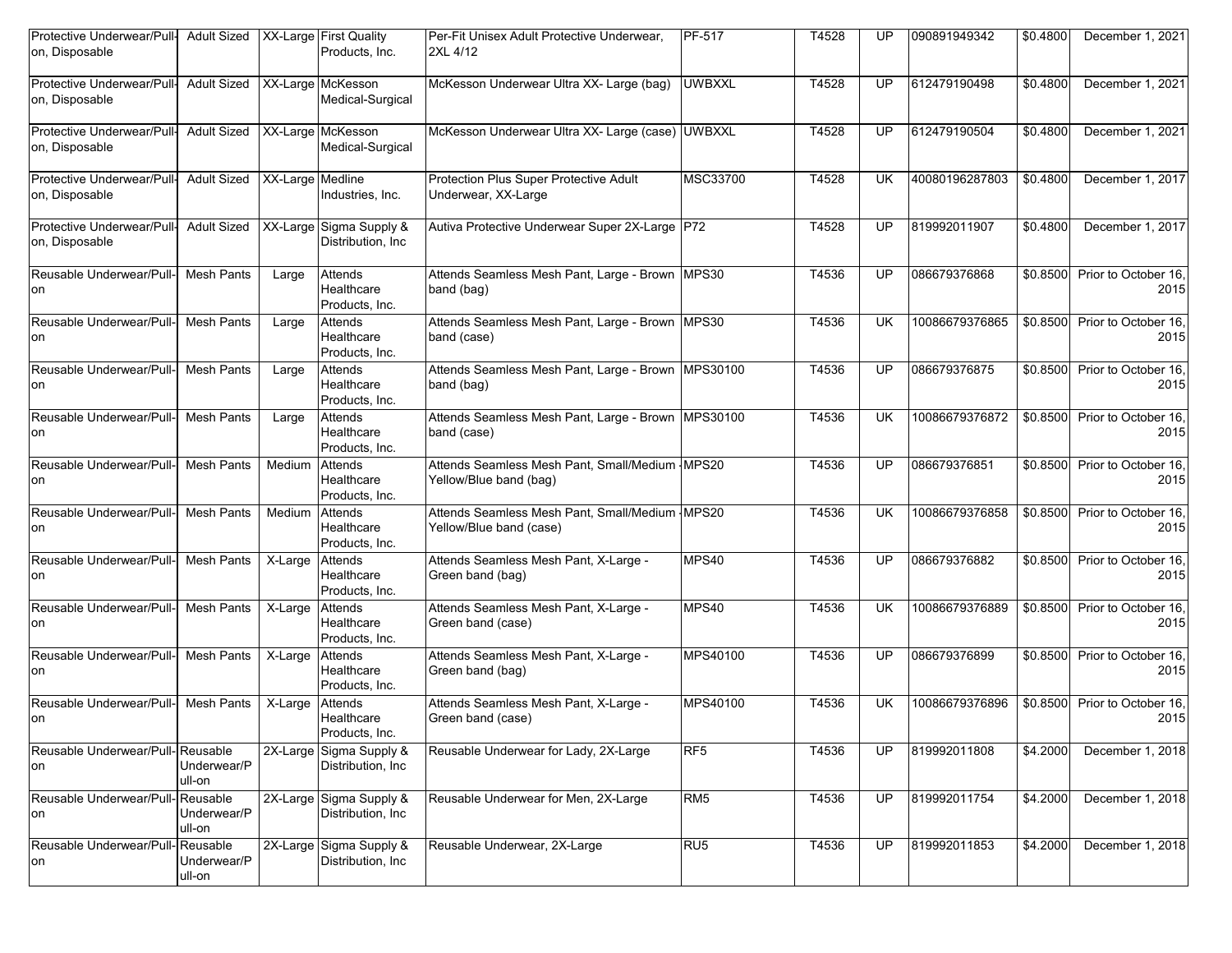| Protective Underwear/Pull-on, Disposable | Adult Sized | XX-Large | First Quality Products, Inc. | Per-Fit Unisex Adult Protective Underwear, 2XL 4/12 | PF-517 | T4528 | UP | 090891949342 | $0.4800 | December 1, 2021 |
|---|---|---|---|---|---|---|---|---|---|---|
| Protective Underwear/Pull-on, Disposable | Adult Sized | XX-Large | McKesson Medical-Surgical | McKesson Underwear Ultra XX- Large (bag) | UWBXXL | T4528 | UP | 612479190498 | $0.4800 | December 1, 2021 |
| Protective Underwear/Pull-on, Disposable | Adult Sized | XX-Large | McKesson Medical-Surgical | McKesson Underwear Ultra XX- Large (case) | UWBXXL | T4528 | UP | 612479190504 | $0.4800 | December 1, 2021 |
| Protective Underwear/Pull-on, Disposable | Adult Sized | XX-Large | Medline Industries, Inc. | Protection Plus Super Protective Adult Underwear, XX-Large | MSC33700 | T4528 | UK | 40080196287803 | $0.4800 | December 1, 2017 |
| Protective Underwear/Pull-on, Disposable | Adult Sized | XX-Large | Sigma Supply & Distribution, Inc | Autiva Protective Underwear Super 2X-Large | P72 | T4528 | UP | 819992011907 | $0.4800 | December 1, 2017 |
| Reusable Underwear/Pull-on | Mesh Pants | Large | Attends Healthcare Products, Inc. | Attends Seamless Mesh Pant, Large - Brown band (bag) | MPS30 | T4536 | UP | 086679376868 | $0.8500 | Prior to October 16, 2015 |
| Reusable Underwear/Pull-on | Mesh Pants | Large | Attends Healthcare Products, Inc. | Attends Seamless Mesh Pant, Large - Brown band (case) | MPS30 | T4536 | UK | 10086679376865 | $0.8500 | Prior to October 16, 2015 |
| Reusable Underwear/Pull-on | Mesh Pants | Large | Attends Healthcare Products, Inc. | Attends Seamless Mesh Pant, Large - Brown band (bag) | MPS30100 | T4536 | UP | 086679376875 | $0.8500 | Prior to October 16, 2015 |
| Reusable Underwear/Pull-on | Mesh Pants | Large | Attends Healthcare Products, Inc. | Attends Seamless Mesh Pant, Large - Brown band (case) | MPS30100 | T4536 | UK | 10086679376872 | $0.8500 | Prior to October 16, 2015 |
| Reusable Underwear/Pull-on | Mesh Pants | Medium | Attends Healthcare Products, Inc. | Attends Seamless Mesh Pant, Small/Medium - Yellow/Blue band (bag) | MPS20 | T4536 | UP | 086679376851 | $0.8500 | Prior to October 16, 2015 |
| Reusable Underwear/Pull-on | Mesh Pants | Medium | Attends Healthcare Products, Inc. | Attends Seamless Mesh Pant, Small/Medium - Yellow/Blue band (case) | MPS20 | T4536 | UK | 10086679376858 | $0.8500 | Prior to October 16, 2015 |
| Reusable Underwear/Pull-on | Mesh Pants | X-Large | Attends Healthcare Products, Inc. | Attends Seamless Mesh Pant, X-Large - Green band (bag) | MPS40 | T4536 | UP | 086679376882 | $0.8500 | Prior to October 16, 2015 |
| Reusable Underwear/Pull-on | Mesh Pants | X-Large | Attends Healthcare Products, Inc. | Attends Seamless Mesh Pant, X-Large - Green band (case) | MPS40 | T4536 | UK | 10086679376889 | $0.8500 | Prior to October 16, 2015 |
| Reusable Underwear/Pull-on | Mesh Pants | X-Large | Attends Healthcare Products, Inc. | Attends Seamless Mesh Pant, X-Large - Green band (bag) | MPS40100 | T4536 | UP | 086679376899 | $0.8500 | Prior to October 16, 2015 |
| Reusable Underwear/Pull-on | Mesh Pants | X-Large | Attends Healthcare Products, Inc. | Attends Seamless Mesh Pant, X-Large - Green band (case) | MPS40100 | T4536 | UK | 10086679376896 | $0.8500 | Prior to October 16, 2015 |
| Reusable Underwear/Pull-on | Reusable Underwear/Pull-on | 2X-Large | Sigma Supply & Distribution, Inc | Reusable Underwear for Lady, 2X-Large | RF5 | T4536 | UP | 819992011808 | $4.2000 | December 1, 2018 |
| Reusable Underwear/Pull-on | Reusable Underwear/Pull-on | 2X-Large | Sigma Supply & Distribution, Inc | Reusable Underwear for Men, 2X-Large | RM5 | T4536 | UP | 819992011754 | $4.2000 | December 1, 2018 |
| Reusable Underwear/Pull-on | Reusable Underwear/Pull-on | 2X-Large | Sigma Supply & Distribution, Inc | Reusable Underwear, 2X-Large | RU5 | T4536 | UP | 819992011853 | $4.2000 | December 1, 2018 |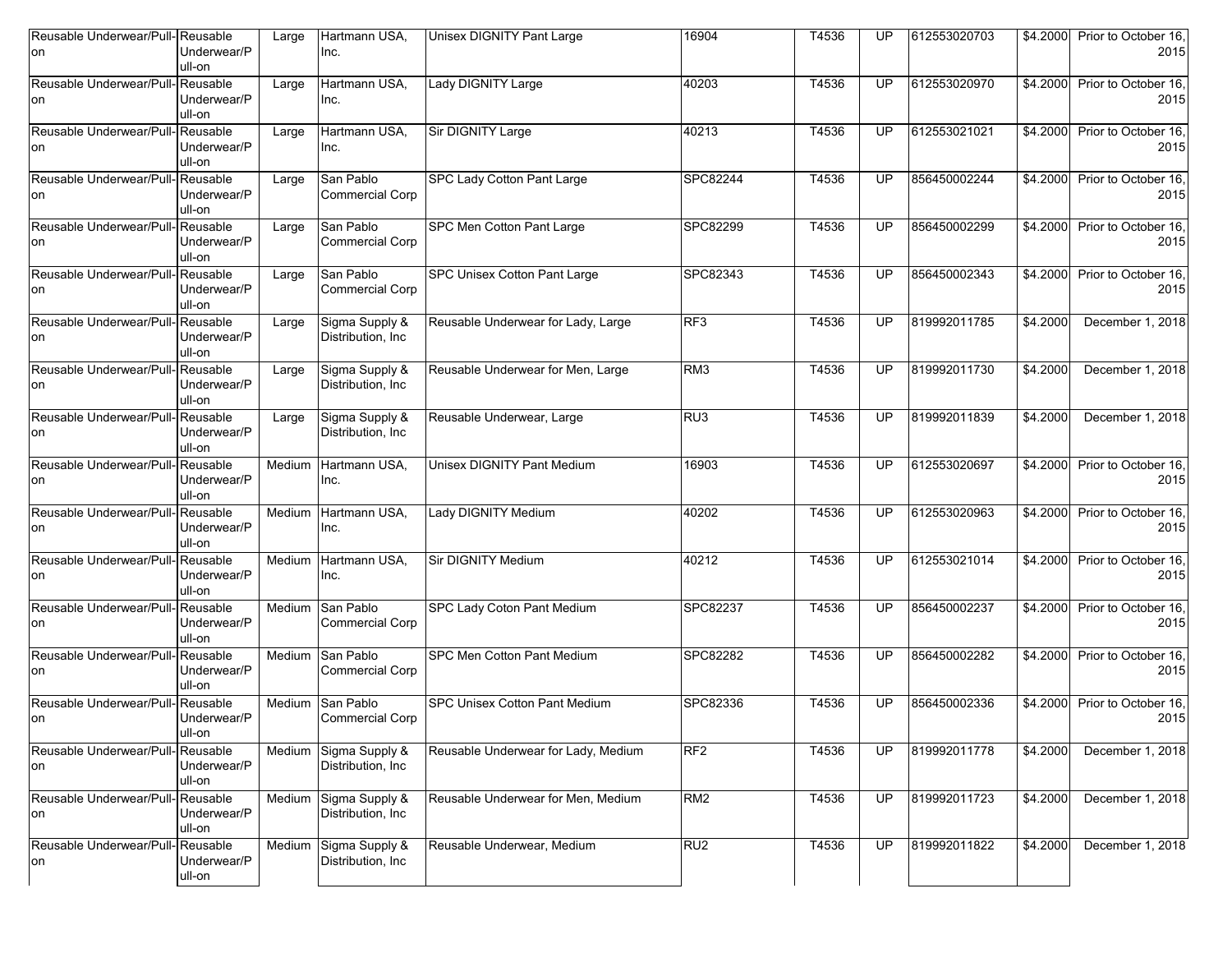| Reusable Underwear/Pull-on | Reusable Underwear/Pull-on | Large | Hartmann USA, Inc. | Unisex DIGNITY Pant Large | 16904 | T4536 | UP | 612553020703 | $4.2000 | Prior to October 16, 2015 |
|---|---|---|---|---|---|---|---|---|---|---|
| Reusable Underwear/Pull-on | Reusable Underwear/Pull-on | Large | Hartmann USA, Inc. | Lady DIGNITY Large | 40203 | T4536 | UP | 612553020970 | $4.2000 | Prior to October 16, 2015 |
| Reusable Underwear/Pull-on | Reusable Underwear/Pull-on | Large | Hartmann USA, Inc. | Sir DIGNITY Large | 40213 | T4536 | UP | 612553021021 | $4.2000 | Prior to October 16, 2015 |
| Reusable Underwear/Pull-on | Reusable Underwear/Pull-on | Large | San Pablo Commercial Corp | SPC Lady Cotton Pant Large | SPC82244 | T4536 | UP | 856450002244 | $4.2000 | Prior to October 16, 2015 |
| Reusable Underwear/Pull-on | Reusable Underwear/Pull-on | Large | San Pablo Commercial Corp | SPC Men Cotton Pant Large | SPC82299 | T4536 | UP | 856450002299 | $4.2000 | Prior to October 16, 2015 |
| Reusable Underwear/Pull-on | Reusable Underwear/Pull-on | Large | San Pablo Commercial Corp | SPC Unisex Cotton Pant Large | SPC82343 | T4536 | UP | 856450002343 | $4.2000 | Prior to October 16, 2015 |
| Reusable Underwear/Pull-on | Reusable Underwear/Pull-on | Large | Sigma Supply & Distribution, Inc | Reusable Underwear for Lady, Large | RF3 | T4536 | UP | 819992011785 | $4.2000 | December 1, 2018 |
| Reusable Underwear/Pull-on | Reusable Underwear/Pull-on | Large | Sigma Supply & Distribution, Inc | Reusable Underwear for Men, Large | RM3 | T4536 | UP | 819992011730 | $4.2000 | December 1, 2018 |
| Reusable Underwear/Pull-on | Reusable Underwear/Pull-on | Large | Sigma Supply & Distribution, Inc | Reusable Underwear, Large | RU3 | T4536 | UP | 819992011839 | $4.2000 | December 1, 2018 |
| Reusable Underwear/Pull-on | Reusable Underwear/Pull-on | Medium | Hartmann USA, Inc. | Unisex DIGNITY Pant Medium | 16903 | T4536 | UP | 612553020697 | $4.2000 | Prior to October 16, 2015 |
| Reusable Underwear/Pull-on | Reusable Underwear/Pull-on | Medium | Hartmann USA, Inc. | Lady DIGNITY Medium | 40202 | T4536 | UP | 612553020963 | $4.2000 | Prior to October 16, 2015 |
| Reusable Underwear/Pull-on | Reusable Underwear/Pull-on | Medium | Hartmann USA, Inc. | Sir DIGNITY Medium | 40212 | T4536 | UP | 612553021014 | $4.2000 | Prior to October 16, 2015 |
| Reusable Underwear/Pull-on | Reusable Underwear/Pull-on | Medium | San Pablo Commercial Corp | SPC Lady Coton Pant Medium | SPC82237 | T4536 | UP | 856450002237 | $4.2000 | Prior to October 16, 2015 |
| Reusable Underwear/Pull-on | Reusable Underwear/Pull-on | Medium | San Pablo Commercial Corp | SPC Men Cotton Pant Medium | SPC82282 | T4536 | UP | 856450002282 | $4.2000 | Prior to October 16, 2015 |
| Reusable Underwear/Pull-on | Reusable Underwear/Pull-on | Medium | San Pablo Commercial Corp | SPC Unisex Cotton Pant Medium | SPC82336 | T4536 | UP | 856450002336 | $4.2000 | Prior to October 16, 2015 |
| Reusable Underwear/Pull-on | Reusable Underwear/Pull-on | Medium | Sigma Supply & Distribution, Inc | Reusable Underwear for Lady, Medium | RF2 | T4536 | UP | 819992011778 | $4.2000 | December 1, 2018 |
| Reusable Underwear/Pull-on | Reusable Underwear/Pull-on | Medium | Sigma Supply & Distribution, Inc | Reusable Underwear for Men, Medium | RM2 | T4536 | UP | 819992011723 | $4.2000 | December 1, 2018 |
| Reusable Underwear/Pull-on | Reusable Underwear/Pull-on | Medium | Sigma Supply & Distribution, Inc | Reusable Underwear, Medium | RU2 | T4536 | UP | 819992011822 | $4.2000 | December 1, 2018 |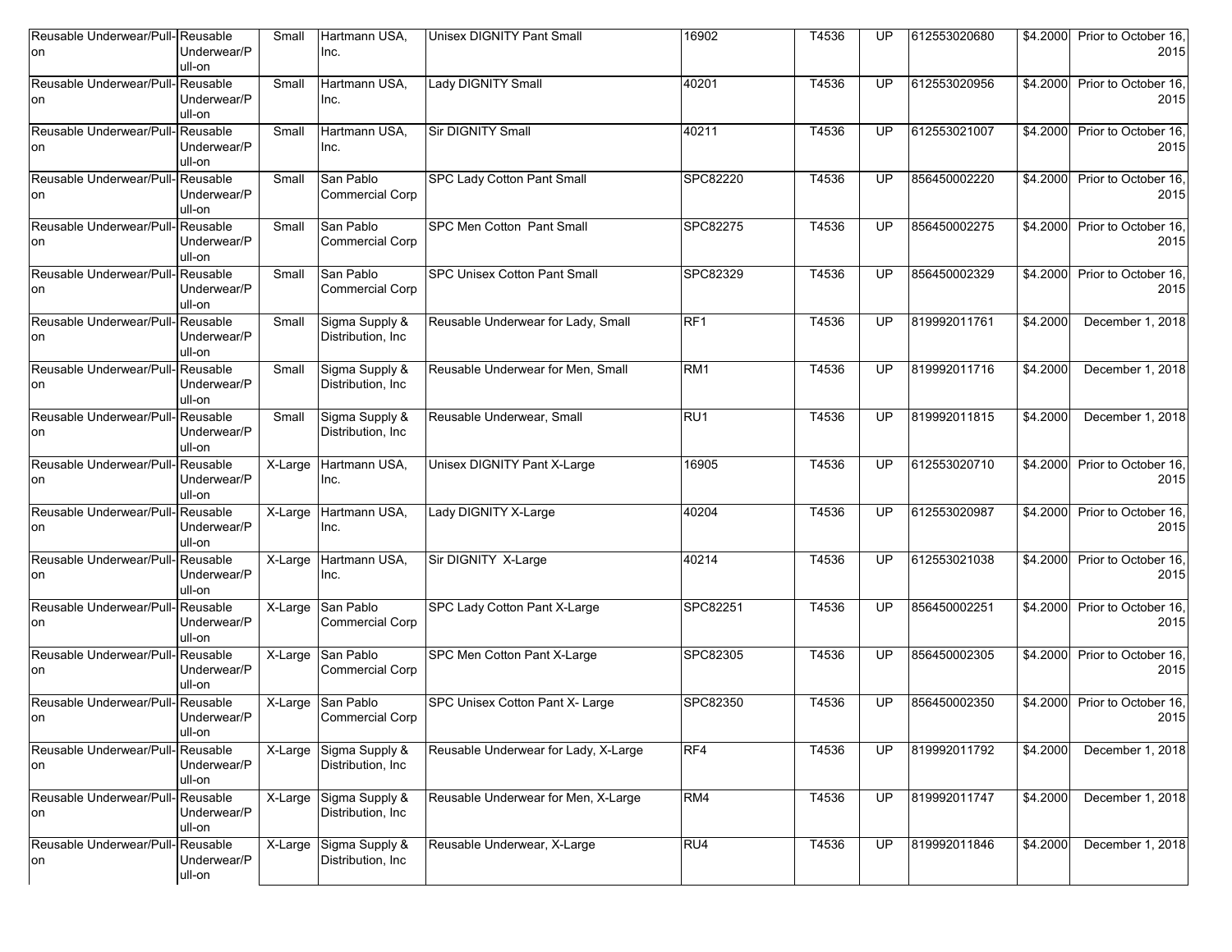| Reusable Underwear/Pull-on | Reusable Underwear/Pull-on | Small | Hartmann USA, Inc. | Unisex DIGNITY Pant Small | 16902 | T4536 | UP | 612553020680 | $4.2000 | Prior to October 16, 2015 |
|---|---|---|---|---|---|---|---|---|---|---|
| Reusable Underwear/Pull-on | Reusable Underwear/Pull-on | Small | Hartmann USA, Inc. | Lady DIGNITY Small | 40201 | T4536 | UP | 612553020956 | $4.2000 | Prior to October 16, 2015 |
| Reusable Underwear/Pull-on | Reusable Underwear/Pull-on | Small | Hartmann USA, Inc. | Sir DIGNITY Small | 40211 | T4536 | UP | 612553021007 | $4.2000 | Prior to October 16, 2015 |
| Reusable Underwear/Pull-on | Reusable Underwear/Pull-on | Small | San Pablo Commercial Corp | SPC Lady Cotton Pant Small | SPC82220 | T4536 | UP | 856450002220 | $4.2000 | Prior to October 16, 2015 |
| Reusable Underwear/Pull-on | Reusable Underwear/Pull-on | Small | San Pablo Commercial Corp | SPC Men Cotton Pant Small | SPC82275 | T4536 | UP | 856450002275 | $4.2000 | Prior to October 16, 2015 |
| Reusable Underwear/Pull-on | Reusable Underwear/Pull-on | Small | San Pablo Commercial Corp | SPC Unisex Cotton Pant Small | SPC82329 | T4536 | UP | 856450002329 | $4.2000 | Prior to October 16, 2015 |
| Reusable Underwear/Pull-on | Reusable Underwear/Pull-on | Small | Sigma Supply & Distribution, Inc | Reusable Underwear for Lady, Small | RF1 | T4536 | UP | 819992011761 | $4.2000 | December 1, 2018 |
| Reusable Underwear/Pull-on | Reusable Underwear/Pull-on | Small | Sigma Supply & Distribution, Inc | Reusable Underwear for Men, Small | RM1 | T4536 | UP | 819992011716 | $4.2000 | December 1, 2018 |
| Reusable Underwear/Pull-on | Reusable Underwear/Pull-on | Small | Sigma Supply & Distribution, Inc | Reusable Underwear, Small | RU1 | T4536 | UP | 819992011815 | $4.2000 | December 1, 2018 |
| Reusable Underwear/Pull-on | Reusable Underwear/Pull-on | X-Large | Hartmann USA, Inc. | Unisex DIGNITY Pant X-Large | 16905 | T4536 | UP | 612553020710 | $4.2000 | Prior to October 16, 2015 |
| Reusable Underwear/Pull-on | Reusable Underwear/Pull-on | X-Large | Hartmann USA, Inc. | Lady DIGNITY X-Large | 40204 | T4536 | UP | 612553020987 | $4.2000 | Prior to October 16, 2015 |
| Reusable Underwear/Pull-on | Reusable Underwear/Pull-on | X-Large | Hartmann USA, Inc. | Sir DIGNITY X-Large | 40214 | T4536 | UP | 612553021038 | $4.2000 | Prior to October 16, 2015 |
| Reusable Underwear/Pull-on | Reusable Underwear/Pull-on | X-Large | San Pablo Commercial Corp | SPC Lady Cotton Pant X-Large | SPC82251 | T4536 | UP | 856450002251 | $4.2000 | Prior to October 16, 2015 |
| Reusable Underwear/Pull-on | Reusable Underwear/Pull-on | X-Large | San Pablo Commercial Corp | SPC Men Cotton Pant X-Large | SPC82305 | T4536 | UP | 856450002305 | $4.2000 | Prior to October 16, 2015 |
| Reusable Underwear/Pull-on | Reusable Underwear/Pull-on | X-Large | San Pablo Commercial Corp | SPC Unisex Cotton Pant X- Large | SPC82350 | T4536 | UP | 856450002350 | $4.2000 | Prior to October 16, 2015 |
| Reusable Underwear/Pull-on | Reusable Underwear/Pull-on | X-Large | Sigma Supply & Distribution, Inc | Reusable Underwear for Lady, X-Large | RF4 | T4536 | UP | 819992011792 | $4.2000 | December 1, 2018 |
| Reusable Underwear/Pull-on | Reusable Underwear/Pull-on | X-Large | Sigma Supply & Distribution, Inc | Reusable Underwear for Men, X-Large | RM4 | T4536 | UP | 819992011747 | $4.2000 | December 1, 2018 |
| Reusable Underwear/Pull-on | Reusable Underwear/Pull-on | X-Large | Sigma Supply & Distribution, Inc | Reusable Underwear, X-Large | RU4 | T4536 | UP | 819992011846 | $4.2000 | December 1, 2018 |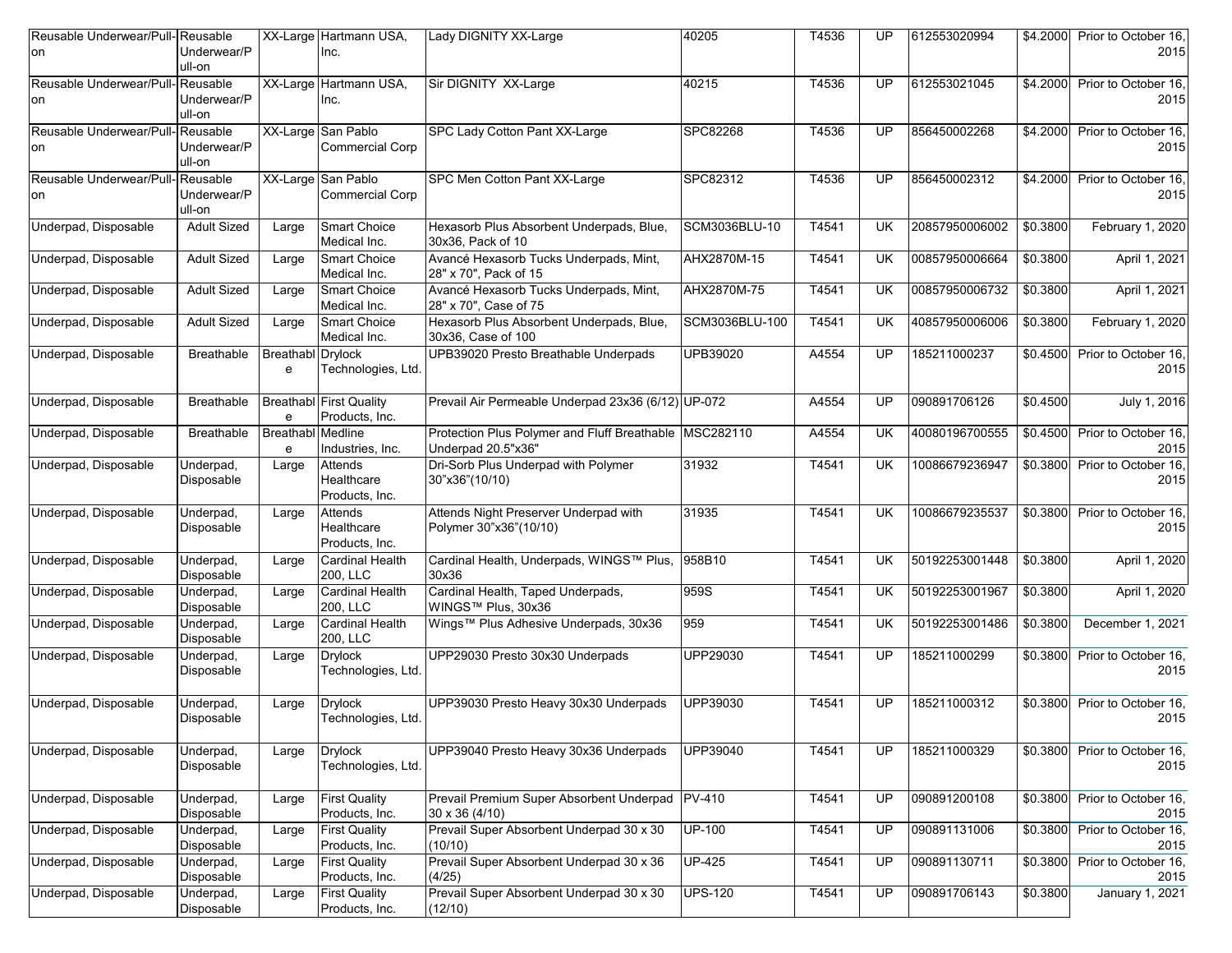| | | | | | | | | | | |
|---|---|---|---|---|---|---|---|---|---|---|
| Reusable Underwear/Pull-on | Reusable Underwear/Pull-on | XX-Large | Hartmann USA, Inc. | Lady DIGNITY XX-Large | 40205 | T4536 | UP | 612553020994 | $4.2000 | Prior to October 16, 2015 |
| Reusable Underwear/Pull-on | Reusable Underwear/Pull-on | XX-Large | Hartmann USA, Inc. | Sir DIGNITY XX-Large | 40215 | T4536 | UP | 612553021045 | $4.2000 | Prior to October 16, 2015 |
| Reusable Underwear/Pull-on | Reusable Underwear/Pull-on | XX-Large | San Pablo Commercial Corp | SPC Lady Cotton Pant XX-Large | SPC82268 | T4536 | UP | 856450002268 | $4.2000 | Prior to October 16, 2015 |
| Reusable Underwear/Pull-on | Reusable Underwear/Pull-on | XX-Large | San Pablo Commercial Corp | SPC Men Cotton Pant XX-Large | SPC82312 | T4536 | UP | 856450002312 | $4.2000 | Prior to October 16, 2015 |
| Underpad, Disposable | Adult Sized | Large | Smart Choice Medical Inc. | Hexasorb Plus Absorbent Underpads, Blue, 30x36, Pack of 10 | SCM3036BLU-10 | T4541 | UK | 20857950006002 | $0.3800 | February 1, 2020 |
| Underpad, Disposable | Adult Sized | Large | Smart Choice Medical Inc. | Avancé Hexasorb Tucks Underpads, Mint, 28" x 70", Pack of 15 | AHX2870M-15 | T4541 | UK | 00857950006664 | $0.3800 | April 1, 2021 |
| Underpad, Disposable | Adult Sized | Large | Smart Choice Medical Inc. | Avancé Hexasorb Tucks Underpads, Mint, 28" x 70", Case of 75 | AHX2870M-75 | T4541 | UK | 00857950006732 | $0.3800 | April 1, 2021 |
| Underpad, Disposable | Adult Sized | Large | Smart Choice Medical Inc. | Hexasorb Plus Absorbent Underpads, Blue, 30x36, Case of 100 | SCM3036BLU-100 | T4541 | UK | 40857950006006 | $0.3800 | February 1, 2020 |
| Underpad, Disposable | Breathable | Breathable | Drylock Technologies, Ltd. | UPB39020 Presto Breathable Underpads | UPB39020 | A4554 | UP | 185211000237 | $0.4500 | Prior to October 16, 2015 |
| Underpad, Disposable | Breathable | Breathable | First Quality Products, Inc. | Prevail Air Permeable Underpad 23x36 (6/12) | UP-072 | A4554 | UP | 090891706126 | $0.4500 | July 1, 2016 |
| Underpad, Disposable | Breathable | Breathable | Medline Industries, Inc. | Protection Plus Polymer and Fluff Breathable Underpad 20.5"x36" | MSC282110 | A4554 | UK | 40080196700555 | $0.4500 | Prior to October 16, 2015 |
| Underpad, Disposable | Underpad, Disposable | Large | Attends Healthcare Products, Inc. | Dri-Sorb Plus Underpad with Polymer 30"x36"(10/10) | 31932 | T4541 | UK | 10086679236947 | $0.3800 | Prior to October 16, 2015 |
| Underpad, Disposable | Underpad, Disposable | Large | Attends Healthcare Products, Inc. | Attends Night Preserver Underpad with Polymer 30"x36"(10/10) | 31935 | T4541 | UK | 10086679235537 | $0.3800 | Prior to October 16, 2015 |
| Underpad, Disposable | Underpad, Disposable | Large | Cardinal Health 200, LLC | Cardinal Health, Underpads, WINGS™ Plus, 30x36 | 958B10 | T4541 | UK | 50192253001448 | $0.3800 | April 1, 2020 |
| Underpad, Disposable | Underpad, Disposable | Large | Cardinal Health 200, LLC | Cardinal Health, Taped Underpads, WINGS™ Plus, 30x36 | 959S | T4541 | UK | 50192253001967 | $0.3800 | April 1, 2020 |
| Underpad, Disposable | Underpad, Disposable | Large | Cardinal Health 200, LLC | Wings™ Plus Adhesive Underpads, 30x36 | 959 | T4541 | UK | 50192253001486 | $0.3800 | December 1, 2021 |
| Underpad, Disposable | Underpad, Disposable | Large | Drylock Technologies, Ltd. | UPP29030 Presto 30x30 Underpads | UPP29030 | T4541 | UP | 185211000299 | $0.3800 | Prior to October 16, 2015 |
| Underpad, Disposable | Underpad, Disposable | Large | Drylock Technologies, Ltd. | UPP39030 Presto Heavy 30x30 Underpads | UPP39030 | T4541 | UP | 185211000312 | $0.3800 | Prior to October 16, 2015 |
| Underpad, Disposable | Underpad, Disposable | Large | Drylock Technologies, Ltd. | UPP39040 Presto Heavy 30x36 Underpads | UPP39040 | T4541 | UP | 185211000329 | $0.3800 | Prior to October 16, 2015 |
| Underpad, Disposable | Underpad, Disposable | Large | First Quality Products, Inc. | Prevail Premium Super Absorbent Underpad 30 x 36 (4/10) | PV-410 | T4541 | UP | 090891200108 | $0.3800 | Prior to October 16, 2015 |
| Underpad, Disposable | Underpad, Disposable | Large | First Quality Products, Inc. | Prevail Super Absorbent Underpad 30 x 30 (10/10) | UP-100 | T4541 | UP | 090891131006 | $0.3800 | Prior to October 16, 2015 |
| Underpad, Disposable | Underpad, Disposable | Large | First Quality Products, Inc. | Prevail Super Absorbent Underpad 30 x 36 (4/25) | UP-425 | T4541 | UP | 090891130711 | $0.3800 | Prior to October 16, 2015 |
| Underpad, Disposable | Underpad, Disposable | Large | First Quality Products, Inc. | Prevail Super Absorbent Underpad 30 x 30 (12/10) | UPS-120 | T4541 | UP | 090891706143 | $0.3800 | January 1, 2021 |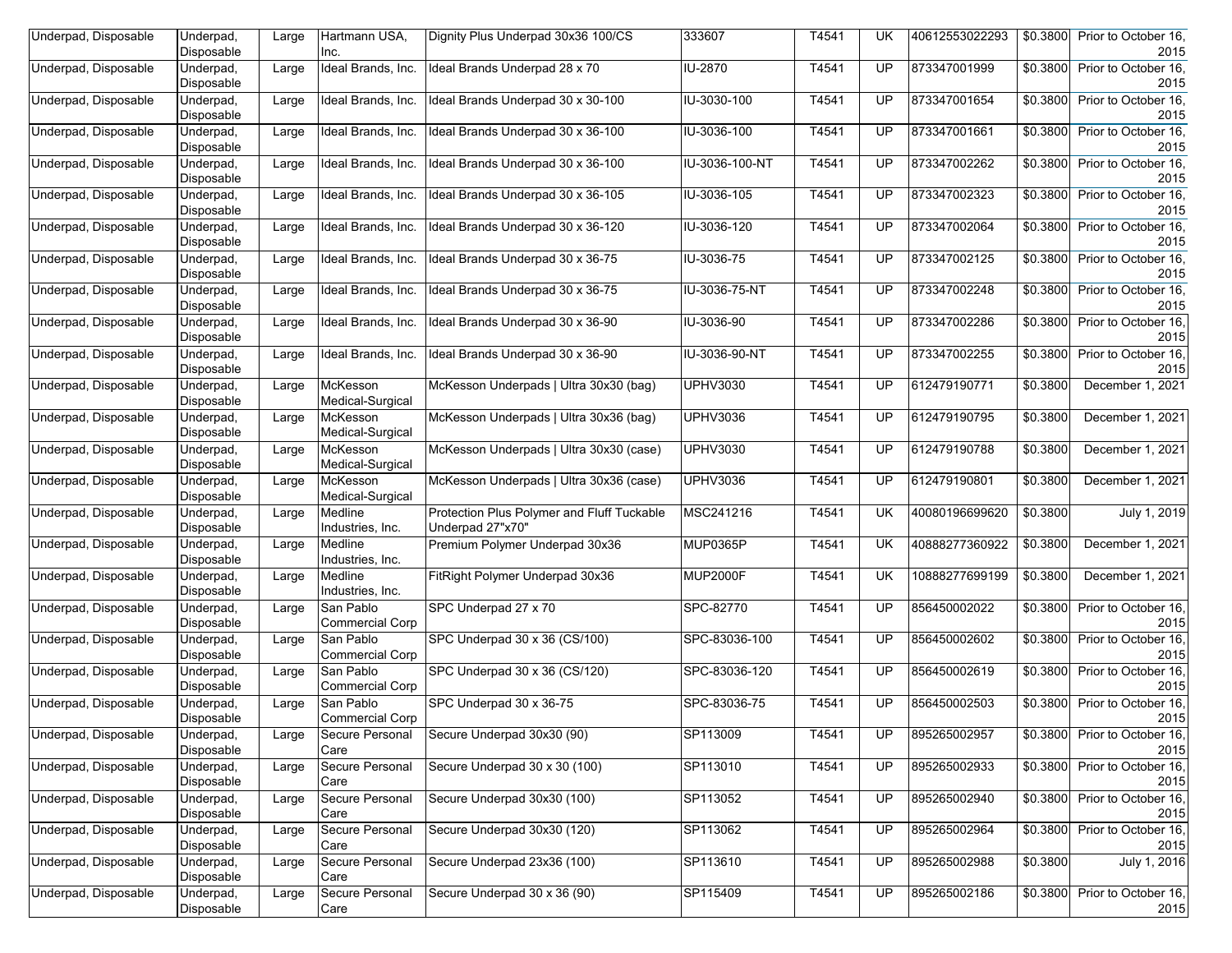| | | | | | | | | | | |
|---|---|---|---|---|---|---|---|---|---|---|
| Underpad, Disposable | Underpad, Disposable | Large | Hartmann USA, Inc. | Dignity Plus Underpad 30x36 100/CS | 333607 | T4541 | UK | 40612553022293 | $0.3800 | Prior to October 16, 2015 |
| Underpad, Disposable | Underpad, Disposable | Large | Ideal Brands, Inc. | Ideal Brands Underpad 28 x 70 | IU-2870 | T4541 | UP | 873347001999 | $0.3800 | Prior to October 16, 2015 |
| Underpad, Disposable | Underpad, Disposable | Large | Ideal Brands, Inc. | Ideal Brands Underpad 30 x 30-100 | IU-3030-100 | T4541 | UP | 873347001654 | $0.3800 | Prior to October 16, 2015 |
| Underpad, Disposable | Underpad, Disposable | Large | Ideal Brands, Inc. | Ideal Brands Underpad 30 x 36-100 | IU-3036-100 | T4541 | UP | 873347001661 | $0.3800 | Prior to October 16, 2015 |
| Underpad, Disposable | Underpad, Disposable | Large | Ideal Brands, Inc. | Ideal Brands Underpad 30 x 36-100 | IU-3036-100-NT | T4541 | UP | 873347002262 | $0.3800 | Prior to October 16, 2015 |
| Underpad, Disposable | Underpad, Disposable | Large | Ideal Brands, Inc. | Ideal Brands Underpad 30 x 36-105 | IU-3036-105 | T4541 | UP | 873347002323 | $0.3800 | Prior to October 16, 2015 |
| Underpad, Disposable | Underpad, Disposable | Large | Ideal Brands, Inc. | Ideal Brands Underpad 30 x 36-120 | IU-3036-120 | T4541 | UP | 873347002064 | $0.3800 | Prior to October 16, 2015 |
| Underpad, Disposable | Underpad, Disposable | Large | Ideal Brands, Inc. | Ideal Brands Underpad 30 x 36-75 | IU-3036-75 | T4541 | UP | 873347002125 | $0.3800 | Prior to October 16, 2015 |
| Underpad, Disposable | Underpad, Disposable | Large | Ideal Brands, Inc. | Ideal Brands Underpad 30 x 36-75 | IU-3036-75-NT | T4541 | UP | 873347002248 | $0.3800 | Prior to October 16, 2015 |
| Underpad, Disposable | Underpad, Disposable | Large | Ideal Brands, Inc. | Ideal Brands Underpad 30 x 36-90 | IU-3036-90 | T4541 | UP | 873347002286 | $0.3800 | Prior to October 16, 2015 |
| Underpad, Disposable | Underpad, Disposable | Large | Ideal Brands, Inc. | Ideal Brands Underpad 30 x 36-90 | IU-3036-90-NT | T4541 | UP | 873347002255 | $0.3800 | Prior to October 16, 2015 |
| Underpad, Disposable | Underpad, Disposable | Large | McKesson Medical-Surgical | McKesson Underpads \| Ultra 30x30 (bag) | UPHV3030 | T4541 | UP | 612479190771 | $0.3800 | December 1, 2021 |
| Underpad, Disposable | Underpad, Disposable | Large | McKesson Medical-Surgical | McKesson Underpads \| Ultra 30x36 (bag) | UPHV3036 | T4541 | UP | 612479190795 | $0.3800 | December 1, 2021 |
| Underpad, Disposable | Underpad, Disposable | Large | McKesson Medical-Surgical | McKesson Underpads \| Ultra 30x30 (case) | UPHV3030 | T4541 | UP | 612479190788 | $0.3800 | December 1, 2021 |
| Underpad, Disposable | Underpad, Disposable | Large | McKesson Medical-Surgical | McKesson Underpads \| Ultra 30x36 (case) | UPHV3036 | T4541 | UP | 612479190801 | $0.3800 | December 1, 2021 |
| Underpad, Disposable | Underpad, Disposable | Large | Medline Industries, Inc. | Protection Plus Polymer and Fluff Tuckable Underpad 27"x70" | MSC241216 | T4541 | UK | 40080196699620 | $0.3800 | July 1, 2019 |
| Underpad, Disposable | Underpad, Disposable | Large | Medline Industries, Inc. | Premium Polymer Underpad 30x36 | MUP0365P | T4541 | UK | 40888277360922 | $0.3800 | December 1, 2021 |
| Underpad, Disposable | Underpad, Disposable | Large | Medline Industries, Inc. | FitRight Polymer Underpad 30x36 | MUP2000F | T4541 | UK | 10888277699199 | $0.3800 | December 1, 2021 |
| Underpad, Disposable | Underpad, Disposable | Large | San Pablo Commercial Corp | SPC Underpad 27 x 70 | SPC-82770 | T4541 | UP | 856450002022 | $0.3800 | Prior to October 16, 2015 |
| Underpad, Disposable | Underpad, Disposable | Large | San Pablo Commercial Corp | SPC Underpad 30 x 36 (CS/100) | SPC-83036-100 | T4541 | UP | 856450002602 | $0.3800 | Prior to October 16, 2015 |
| Underpad, Disposable | Underpad, Disposable | Large | San Pablo Commercial Corp | SPC Underpad 30 x 36 (CS/120) | SPC-83036-120 | T4541 | UP | 856450002619 | $0.3800 | Prior to October 16, 2015 |
| Underpad, Disposable | Underpad, Disposable | Large | San Pablo Commercial Corp | SPC Underpad 30 x 36-75 | SPC-83036-75 | T4541 | UP | 856450002503 | $0.3800 | Prior to October 16, 2015 |
| Underpad, Disposable | Underpad, Disposable | Large | Secure Personal Care | Secure Underpad 30x30 (90) | SP113009 | T4541 | UP | 895265002957 | $0.3800 | Prior to October 16, 2015 |
| Underpad, Disposable | Underpad, Disposable | Large | Secure Personal Care | Secure Underpad 30 x 30 (100) | SP113010 | T4541 | UP | 895265002933 | $0.3800 | Prior to October 16, 2015 |
| Underpad, Disposable | Underpad, Disposable | Large | Secure Personal Care | Secure Underpad 30x30 (100) | SP113052 | T4541 | UP | 895265002940 | $0.3800 | Prior to October 16, 2015 |
| Underpad, Disposable | Underpad, Disposable | Large | Secure Personal Care | Secure Underpad 30x30 (120) | SP113062 | T4541 | UP | 895265002964 | $0.3800 | Prior to October 16, 2015 |
| Underpad, Disposable | Underpad, Disposable | Large | Secure Personal Care | Secure Underpad 23x36 (100) | SP113610 | T4541 | UP | 895265002988 | $0.3800 | July 1, 2016 |
| Underpad, Disposable | Underpad, Disposable | Large | Secure Personal Care | Secure Underpad 30 x 36 (90) | SP115409 | T4541 | UP | 895265002186 | $0.3800 | Prior to October 16, 2015 |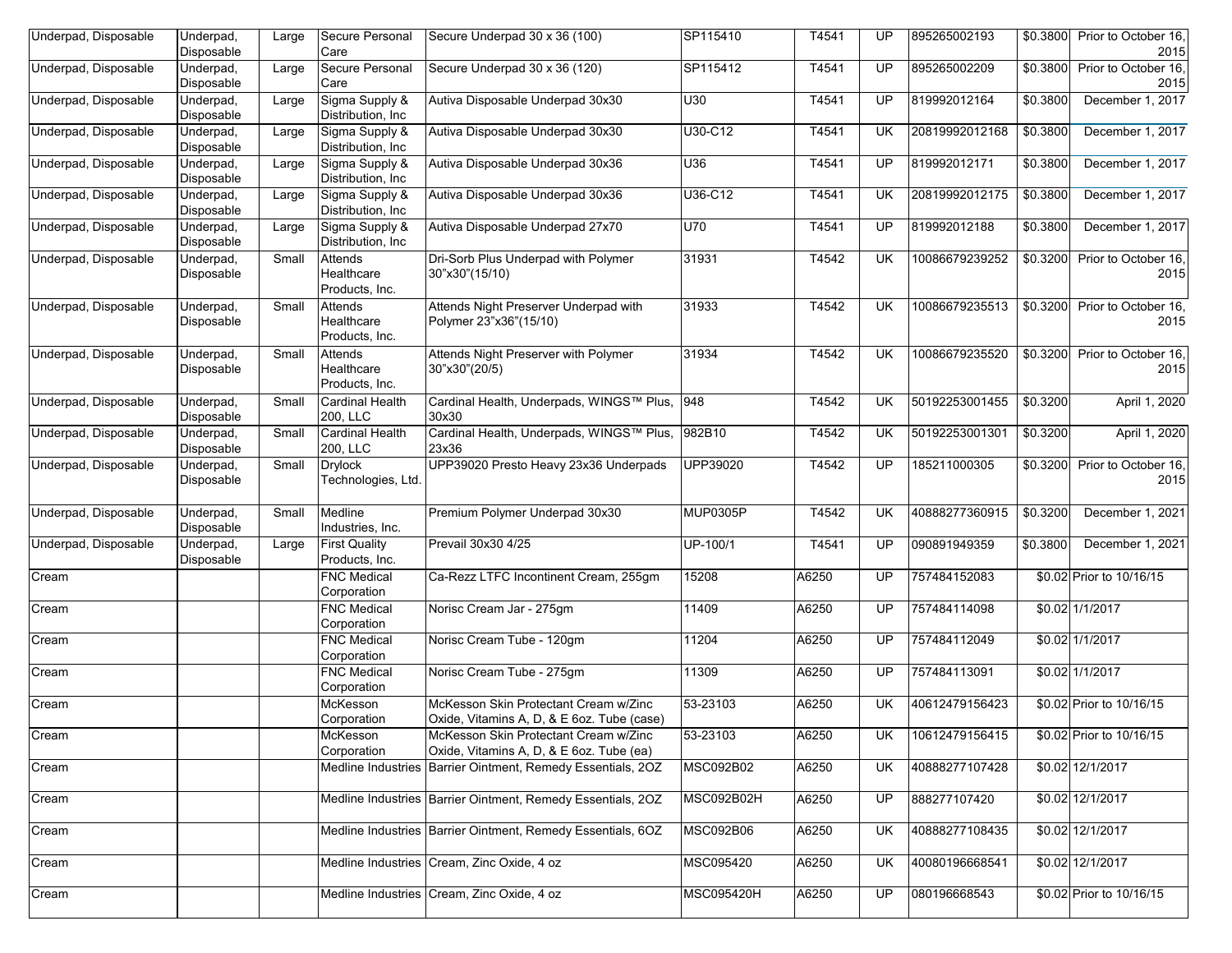| Underpad, Disposable | Underpad, Disposable | Large | Secure Personal Care | Secure Underpad 30 x 36 (100) | SP115410 | T4541 | UP | 895265002193 | $0.3800 | Prior to October 16, 2015 |
|---|---|---|---|---|---|---|---|---|---|---|
| Underpad, Disposable | Underpad, Disposable | Large | Secure Personal Care | Secure Underpad 30 x 36 (120) | SP115412 | T4541 | UP | 895265002209 | $0.3800 | Prior to October 16, 2015 |
| Underpad, Disposable | Underpad, Disposable | Large | Sigma Supply & Distribution, Inc | Autiva Disposable Underpad 30x30 | U30 | T4541 | UP | 819992012164 | $0.3800 | December 1, 2017 |
| Underpad, Disposable | Underpad, Disposable | Large | Sigma Supply & Distribution, Inc | Autiva Disposable Underpad 30x30 | U30-C12 | T4541 | UK | 20819992012168 | $0.3800 | December 1, 2017 |
| Underpad, Disposable | Underpad, Disposable | Large | Sigma Supply & Distribution, Inc | Autiva Disposable Underpad 30x36 | U36 | T4541 | UP | 819992012171 | $0.3800 | December 1, 2017 |
| Underpad, Disposable | Underpad, Disposable | Large | Sigma Supply & Distribution, Inc | Autiva Disposable Underpad 30x36 | U36-C12 | T4541 | UK | 20819992012175 | $0.3800 | December 1, 2017 |
| Underpad, Disposable | Underpad, Disposable | Large | Sigma Supply & Distribution, Inc | Autiva Disposable Underpad 27x70 | U70 | T4541 | UP | 819992012188 | $0.3800 | December 1, 2017 |
| Underpad, Disposable | Underpad, Disposable | Small | Attends Healthcare Products, Inc. | Dri-Sorb Plus Underpad with Polymer 30"x30"(15/10) | 31931 | T4542 | UK | 10086679239252 | $0.3200 | Prior to October 16, 2015 |
| Underpad, Disposable | Underpad, Disposable | Small | Attends Healthcare Products, Inc. | Attends Night Preserver Underpad with Polymer 23"x36"(15/10) | 31933 | T4542 | UK | 10086679235513 | $0.3200 | Prior to October 16, 2015 |
| Underpad, Disposable | Underpad, Disposable | Small | Attends Healthcare Products, Inc. | Attends Night Preserver with Polymer 30"x30"(20/5) | 31934 | T4542 | UK | 10086679235520 | $0.3200 | Prior to October 16, 2015 |
| Underpad, Disposable | Underpad, Disposable | Small | Cardinal Health 200, LLC | Cardinal Health, Underpads, WINGS™ Plus, 30x30 | 948 | T4542 | UK | 50192253001455 | $0.3200 | April 1, 2020 |
| Underpad, Disposable | Underpad, Disposable | Small | Cardinal Health 200, LLC | Cardinal Health, Underpads, WINGS™ Plus, 23x36 | 982B10 | T4542 | UK | 50192253001301 | $0.3200 | April 1, 2020 |
| Underpad, Disposable | Underpad, Disposable | Small | Drylock Technologies, Ltd. | UPP39020 Presto Heavy 23x36 Underpads | UPP39020 | T4542 | UP | 185211000305 | $0.3200 | Prior to October 16, 2015 |
| Underpad, Disposable | Underpad, Disposable | Small | Medline Industries, Inc. | Premium Polymer Underpad 30x30 | MUP0305P | T4542 | UK | 40888277360915 | $0.3200 | December 1, 2021 |
| Underpad, Disposable | Underpad, Disposable | Large | First Quality Products, Inc. | Prevail 30x30 4/25 | UP-100/1 | T4541 | UP | 090891949359 | $0.3800 | December 1, 2021 |
| Cream | | | FNC Medical Corporation | Ca-Rezz LTFC Incontinent Cream, 255gm | 15208 | A6250 | UP | 757484152083 | $0.02 | Prior to 10/16/15 |
| Cream | | | FNC Medical Corporation | Norisc Cream Jar - 275gm | 11409 | A6250 | UP | 757484114098 | $0.02 | 1/1/2017 |
| Cream | | | FNC Medical Corporation | Norisc Cream Tube - 120gm | 11204 | A6250 | UP | 757484112049 | $0.02 | 1/1/2017 |
| Cream | | | FNC Medical Corporation | Norisc Cream Tube - 275gm | 11309 | A6250 | UP | 757484113091 | $0.02 | 1/1/2017 |
| Cream | | | McKesson Corporation | McKesson Skin Protectant Cream w/Zinc Oxide, Vitamins A, D, & E 6oz. Tube (case) | 53-23103 | A6250 | UK | 40612479156423 | $0.02 | Prior to 10/16/15 |
| Cream | | | McKesson Corporation | McKesson Skin Protectant Cream w/Zinc Oxide, Vitamins A, D, & E 6oz. Tube (ea) | 53-23103 | A6250 | UK | 10612479156415 | $0.02 | Prior to 10/16/15 |
| Cream | | | Medline Industries | Barrier Ointment, Remedy Essentials, 2OZ | MSC092B02 | A6250 | UK | 40888277107428 | $0.02 | 12/1/2017 |
| Cream | | | Medline Industries | Barrier Ointment, Remedy Essentials, 2OZ | MSC092B02H | A6250 | UP | 888277107420 | $0.02 | 12/1/2017 |
| Cream | | | Medline Industries | Barrier Ointment, Remedy Essentials, 6OZ | MSC092B06 | A6250 | UK | 40888277108435 | $0.02 | 12/1/2017 |
| Cream | | | Medline Industries | Cream, Zinc Oxide, 4 oz | MSC095420 | A6250 | UK | 40080196668541 | $0.02 | 12/1/2017 |
| Cream | | | Medline Industries | Cream, Zinc Oxide, 4 oz | MSC095420H | A6250 | UP | 080196668543 | $0.02 | Prior to 10/16/15 |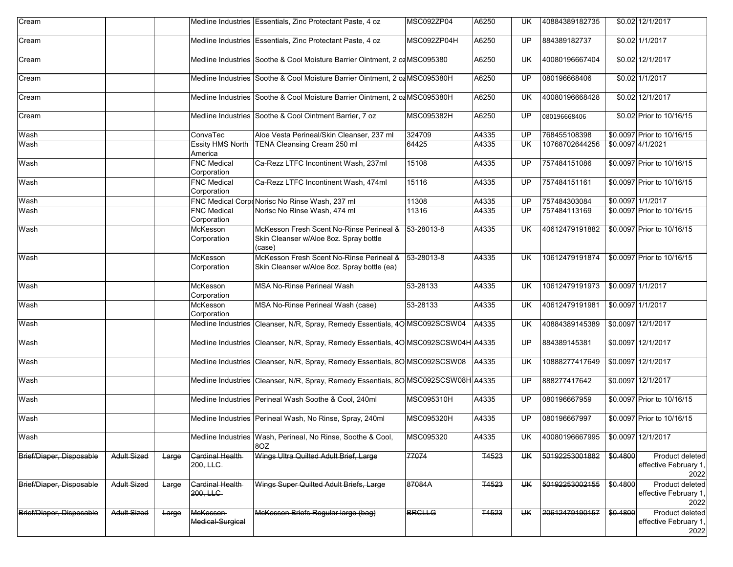| Cream | | | Medline Industries | Essentials, Zinc Protectant Paste, 4 oz | MSC092ZP04 | A6250 | UK | 40884389182735 | $0.02 | 12/1/2017 |
|---|---|---|---|---|---|---|---|---|---|---|
| Cream | | | Medline Industries | Essentials, Zinc Protectant Paste, 4 oz | MSC092ZP04H | A6250 | UP | 884389182737 | $0.02 | 1/1/2017 |
| Cream | | | Medline Industries | Soothe & Cool Moisture Barrier Ointment, 2 oz | MSC095380 | A6250 | UK | 40080196667404 | $0.02 | 12/1/2017 |
| Cream | | | Medline Industries | Soothe & Cool Moisture Barrier Ointment, 2 oz | MSC095380H | A6250 | UP | 080196668406 | $0.02 | 1/1/2017 |
| Cream | | | Medline Industries | Soothe & Cool Moisture Barrier Ointment, 2 oz | MSC095380H | A6250 | UK | 40080196668428 | $0.02 | 12/1/2017 |
| Cream | | | Medline Industries | Soothe & Cool Ointment Barrier, 7 oz | MSC095382H | A6250 | UP | 080196668406 | $0.02 | Prior to 10/16/15 |
| Wash | | | ConvaTec | Aloe Vesta Perineal/Skin Cleanser, 237 ml | 324709 | A4335 | UP | 768455108398 | $0.0097 | Prior to 10/16/15 |
| Wash | | | Essity HMS North America | TENA Cleansing Cream 250 ml | 64425 | A4335 | UK | 10768702644256 | $0.0097 | 4/1/2021 |
| Wash | | | FNC Medical Corporation | Ca-Rezz LTFC Incontinent Wash, 237ml | 15108 | A4335 | UP | 757484151086 | $0.0097 | Prior to 10/16/15 |
| Wash | | | FNC Medical Corporation | Ca-Rezz LTFC Incontinent Wash, 474ml | 15116 | A4335 | UP | 757484151161 | $0.0097 | Prior to 10/16/15 |
| Wash | | | FNC Medical Corpo | Norisc No Rinse Wash, 237 ml | 11308 | A4335 | UP | 757484303084 | $0.0097 | 1/1/2017 |
| Wash | | | FNC Medical Corporation | Norisc No Rinse Wash, 474 ml | 11316 | A4335 | UP | 757484113169 | $0.0097 | Prior to 10/16/15 |
| Wash | | | McKesson Corporation | McKesson Fresh Scent No-Rinse Perineal & Skin Cleanser w/Aloe 8oz. Spray bottle (case) | 53-28013-8 | A4335 | UK | 40612479191882 | $0.0097 | Prior to 10/16/15 |
| Wash | | | McKesson Corporation | McKesson Fresh Scent No-Rinse Perineal & Skin Cleanser w/Aloe 8oz. Spray bottle (ea) | 53-28013-8 | A4335 | UK | 10612479191874 | $0.0097 | Prior to 10/16/15 |
| Wash | | | McKesson Corporation | MSA No-Rinse Perineal Wash | 53-28133 | A4335 | UK | 10612479191973 | $0.0097 | 1/1/2017 |
| Wash | | | McKesson Corporation | MSA No-Rinse Perineal Wash (case) | 53-28133 | A4335 | UK | 40612479191981 | $0.0097 | 1/1/2017 |
| Wash | | | Medline Industries | Cleanser, N/R, Spray, Remedy Essentials, 4O | MSC092SCSW04 | A4335 | UK | 40884389145389 | $0.0097 | 12/1/2017 |
| Wash | | | Medline Industries | Cleanser, N/R, Spray, Remedy Essentials, 4O | MSC092SCSW04H | A4335 | UP | 884389145381 | $0.0097 | 12/1/2017 |
| Wash | | | Medline Industries | Cleanser, N/R, Spray, Remedy Essentials, 8O | MSC092SCSW08 | A4335 | UK | 10888277417649 | $0.0097 | 12/1/2017 |
| Wash | | | Medline Industries | Cleanser, N/R, Spray, Remedy Essentials, 8O | MSC092SCSW08H | A4335 | UP | 888277417642 | $0.0097 | 12/1/2017 |
| Wash | | | Medline Industries | Perineal Wash Soothe & Cool, 240ml | MSC095310H | A4335 | UP | 080196667959 | $0.0097 | Prior to 10/16/15 |
| Wash | | | Medline Industries | Perineal Wash, No Rinse, Spray, 240ml | MSC095320H | A4335 | UP | 080196667997 | $0.0097 | Prior to 10/16/15 |
| Wash | | | Medline Industries | Wash, Perineal, No Rinse, Soothe & Cool, 8OZ | MSC095320 | A4335 | UK | 40080196667995 | $0.0097 | 12/1/2017 |
| ~~Brief/Diaper, Disposable~~ | ~~Adult Sized~~ | ~~Large~~ | ~~Cardinal Health 200, LLC~~ | ~~Wings Ultra Quilted Adult Brief, Large~~ | ~~77074~~ | ~~T4523~~ | ~~UK~~ | ~~50192253001882~~ | ~~$0.4800~~ | Product deleted effective February 1, 2022 |
| ~~Brief/Diaper, Disposable~~ | ~~Adult Sized~~ | ~~Large~~ | ~~Cardinal Health 200, LLC~~ | ~~Wings Super Quilted Adult Briefs, Large~~ | ~~87084A~~ | ~~T4523~~ | ~~UK~~ | ~~50192253002155~~ | ~~$0.4800~~ | Product deleted effective February 1, 2022 |
| ~~Brief/Diaper, Disposable~~ | ~~Adult Sized~~ | ~~Large~~ | ~~McKesson Medical-Surgical~~ | ~~McKesson Briefs Regular large (bag)~~ | ~~BRCLLG~~ | ~~T4523~~ | ~~UK~~ | ~~20612479190157~~ | ~~$0.4800~~ | Product deleted effective February 1, 2022 |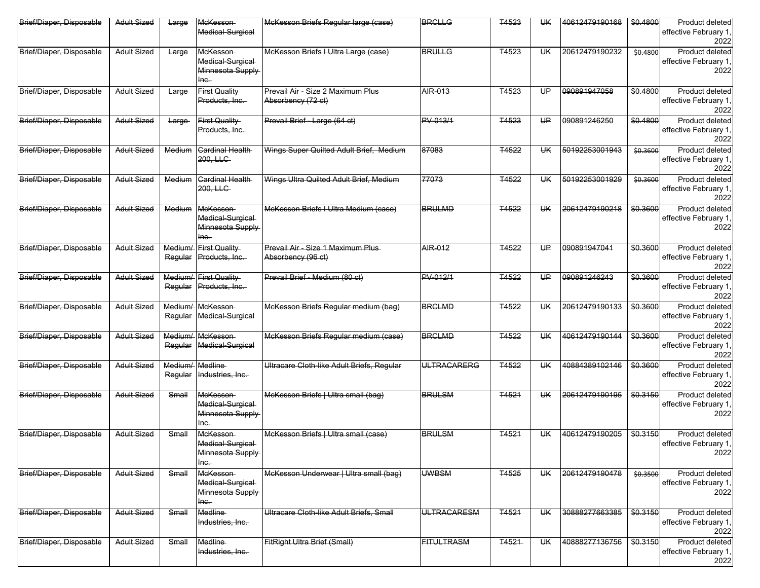| | | | | | | | | | | |
|---|---|---|---|---|---|---|---|---|---|---|
| ~~Brief/Diaper, Disposable~~ | ~~Adult Sized~~ | ~~Large~~ | ~~McKesson Medical-Surgical~~ | ~~McKesson Briefs Regular large (case)~~ | ~~BRCLLG~~ | ~~T4523~~ | ~~UK~~ | ~~40612479190168~~ | ~~$0.4800~~ | Product deleted effective February 1, 2022 |
| ~~Brief/Diaper, Disposable~~ | ~~Adult Sized~~ | ~~Large~~ | ~~McKesson Medical-Surgical Minnesota Supply Inc.~~ | ~~McKesson Briefs I Ultra Large (case)~~ | ~~BRULLG~~ | ~~T4523~~ | ~~UK~~ | ~~20612479190232~~ | ~~$0.4800~~ | Product deleted effective February 1, 2022 |
| ~~Brief/Diaper, Disposable~~ | ~~Adult Sized~~ | ~~Large~~ | ~~First Quality Products, Inc.~~ | ~~Prevail Air - Size 2 Maximum Plus Absorbency (72 ct)~~ | ~~AIR-013~~ | ~~T4523~~ | ~~UP~~ | ~~090891947058~~ | ~~$0.4800~~ | Product deleted effective February 1, 2022 |
| ~~Brief/Diaper, Disposable~~ | ~~Adult Sized~~ | ~~Large~~ | ~~First Quality Products, Inc.~~ | ~~Prevail Brief - Large (64 ct)~~ | ~~PV-013/1~~ | ~~T4523~~ | ~~UP~~ | ~~090891246250~~ | ~~$0.4800~~ | Product deleted effective February 1, 2022 |
| ~~Brief/Diaper, Disposable~~ | ~~Adult Sized~~ | ~~Medium~~ | ~~Cardinal Health 200, LLC~~ | ~~Wings Super Quilted Adult Brief, Medium~~ | ~~87083~~ | ~~T4522~~ | ~~UK~~ | ~~50192253001943~~ | ~~$0.3600~~ | Product deleted effective February 1, 2022 |
| ~~Brief/Diaper, Disposable~~ | ~~Adult Sized~~ | ~~Medium~~ | ~~Cardinal Health 200, LLC~~ | ~~Wings Ultra Quilted Adult Brief, Medium~~ | ~~77073~~ | ~~T4522~~ | ~~UK~~ | ~~50192253001929~~ | ~~$0.3600~~ | Product deleted effective February 1, 2022 |
| ~~Brief/Diaper, Disposable~~ | ~~Adult Sized~~ | ~~Medium~~ | ~~McKesson Medical-Surgical Minnesota Supply Inc.~~ | ~~McKesson Briefs I Ultra Medium (case)~~ | ~~BRULMD~~ | ~~T4522~~ | ~~UK~~ | ~~20612479190218~~ | ~~$0.3600~~ | Product deleted effective February 1, 2022 |
| ~~Brief/Diaper, Disposable~~ | ~~Adult Sized~~ | ~~Medium/ Regular~~ | ~~First Quality Products, Inc.~~ | ~~Prevail Air - Size 1 Maximum Plus Absorbency (96 ct)~~ | ~~AIR-012~~ | ~~T4522~~ | ~~UP~~ | ~~090891947041~~ | ~~$0.3600~~ | Product deleted effective February 1, 2022 |
| ~~Brief/Diaper, Disposable~~ | ~~Adult Sized~~ | ~~Medium/ Regular~~ | ~~First Quality Products, Inc.~~ | ~~Prevail Brief - Medium (80 ct)~~ | ~~PV-012/1~~ | ~~T4522~~ | ~~UP~~ | ~~090891246243~~ | ~~$0.3600~~ | Product deleted effective February 1, 2022 |
| ~~Brief/Diaper, Disposable~~ | ~~Adult Sized~~ | ~~Medium/ Regular~~ | ~~McKesson Medical-Surgical~~ | ~~McKesson Briefs Regular medium (bag)~~ | ~~BRCLMD~~ | ~~T4522~~ | ~~UK~~ | ~~20612479190133~~ | ~~$0.3600~~ | Product deleted effective February 1, 2022 |
| ~~Brief/Diaper, Disposable~~ | ~~Adult Sized~~ | ~~Medium/ Regular~~ | ~~McKesson Medical-Surgical~~ | ~~McKesson Briefs Regular medium (case)~~ | ~~BRCLMD~~ | ~~T4522~~ | ~~UK~~ | ~~40612479190144~~ | ~~$0.3600~~ | Product deleted effective February 1, 2022 |
| ~~Brief/Diaper, Disposable~~ | ~~Adult Sized~~ | ~~Medium/ Regular~~ | ~~Medline Industries, Inc.~~ | ~~Ultracare Cloth-like Adult Briefs, Regular~~ | ~~ULTRACARERG~~ | ~~T4522~~ | ~~UK~~ | ~~40884389102146~~ | ~~$0.3600~~ | Product deleted effective February 1, 2022 |
| ~~Brief/Diaper, Disposable~~ | ~~Adult Sized~~ | ~~Small~~ | ~~McKesson Medical-Surgical Minnesota Supply Inc.~~ | ~~McKesson Briefs \| Ultra small (bag)~~ | ~~BRULSM~~ | ~~T4521~~ | ~~UK~~ | ~~20612479190195~~ | ~~$0.3150~~ | Product deleted effective February 1, 2022 |
| ~~Brief/Diaper, Disposable~~ | ~~Adult Sized~~ | ~~Small~~ | ~~McKesson Medical-Surgical Minnesota Supply Inc.~~ | ~~McKesson Briefs \| Ultra small (case)~~ | ~~BRULSM~~ | ~~T4521~~ | ~~UK~~ | ~~40612479190205~~ | ~~$0.3150~~ | Product deleted effective February 1, 2022 |
| ~~Brief/Diaper, Disposable~~ | ~~Adult Sized~~ | ~~Small~~ | ~~McKesson Medical-Surgical Minnesota Supply Inc.~~ | ~~McKesson Underwear \| Ultra small (bag)~~ | ~~UWBSM~~ | ~~T4525~~ | ~~UK~~ | ~~20612479190478~~ | ~~$0.3500~~ | Product deleted effective February 1, 2022 |
| ~~Brief/Diaper, Disposable~~ | ~~Adult Sized~~ | ~~Small~~ | ~~Medline Industries, Inc.~~ | ~~Ultracare Cloth-like Adult Briefs, Small~~ | ~~ULTRACARESM~~ | ~~T4521~~ | ~~UK~~ | ~~30888277663385~~ | ~~$0.3150~~ | Product deleted effective February 1, 2022 |
| ~~Brief/Diaper, Disposable~~ | ~~Adult Sized~~ | ~~Small~~ | ~~Medline Industries, Inc.~~ | ~~FitRight Ultra Brief (Small)~~ | ~~FITULTRASM~~ | ~~T4521~~ | ~~UK~~ | ~~40888277136756~~ | ~~$0.3150~~ | Product deleted effective February 1, 2022 |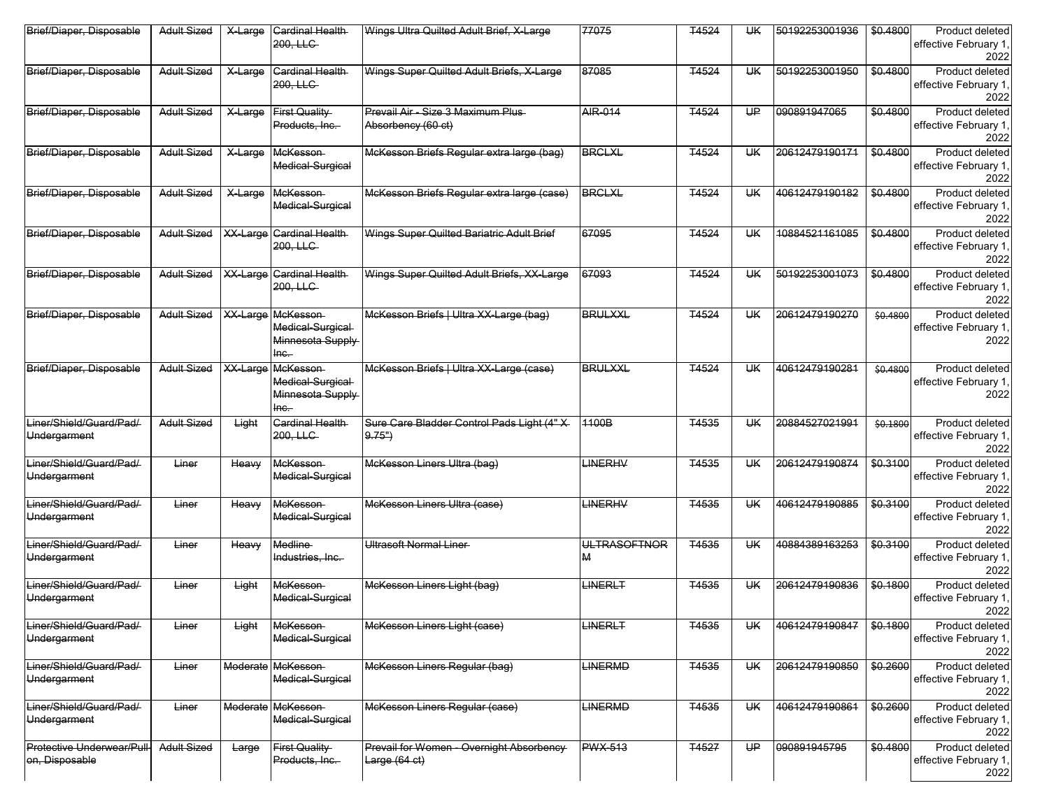| ~~Brief/Diaper, Disposable~~ | ~~Adult Sized~~ | ~~X-Large~~ | ~~Cardinal Health 200, LLC~~ | ~~Wings Ultra Quilted Adult Brief, X-Large~~ | ~~77075~~ | ~~T4524~~ | ~~UK~~ | ~~50192253001936~~ | ~~$0.4800~~ | Product deleted effective February 1, 2022 |
|---|---|---|---|---|---|---|---|---|---|---|
| ~~Brief/Diaper, Disposable~~ | ~~Adult Sized~~ | ~~X-Large~~ | ~~Cardinal Health 200, LLC~~ | ~~Wings Super Quilted Adult Briefs, X-Large~~ | ~~87085~~ | ~~T4524~~ | ~~UK~~ | ~~50192253001950~~ | ~~$0.4800~~ | Product deleted effective February 1, 2022 |
| ~~Brief/Diaper, Disposable~~ | ~~Adult Sized~~ | ~~X-Large~~ | ~~First Quality Products, Inc.~~ | ~~Prevail Air - Size 3 Maximum Plus Absorbency (60 ct)~~ | ~~AIR-014~~ | ~~T4524~~ | ~~UP~~ | ~~090891947065~~ | ~~$0.4800~~ | Product deleted effective February 1, 2022 |
| ~~Brief/Diaper, Disposable~~ | ~~Adult Sized~~ | ~~X-Large~~ | ~~McKesson Medical-Surgical~~ | ~~McKesson Briefs Regular extra large (bag)~~ | ~~BRCLXL~~ | ~~T4524~~ | ~~UK~~ | ~~20612479190171~~ | ~~$0.4800~~ | Product deleted effective February 1, 2022 |
| ~~Brief/Diaper, Disposable~~ | ~~Adult Sized~~ | ~~X-Large~~ | ~~McKesson Medical-Surgical~~ | ~~McKesson Briefs Regular extra large (case)~~ | ~~BRCLXL~~ | ~~T4524~~ | ~~UK~~ | ~~40612479190182~~ | ~~$0.4800~~ | Product deleted effective February 1, 2022 |
| ~~Brief/Diaper, Disposable~~ | ~~Adult Sized~~ | ~~XX-Large~~ | ~~Cardinal Health 200, LLC~~ | ~~Wings Super Quilted Bariatric Adult Brief~~ | ~~67095~~ | ~~T4524~~ | ~~UK~~ | ~~10884521161085~~ | ~~$0.4800~~ | Product deleted effective February 1, 2022 |
| ~~Brief/Diaper, Disposable~~ | ~~Adult Sized~~ | ~~XX-Large~~ | ~~Cardinal Health 200, LLC~~ | ~~Wings Super Quilted Adult Briefs, XX-Large~~ | ~~67093~~ | ~~T4524~~ | ~~UK~~ | ~~50192253001073~~ | ~~$0.4800~~ | Product deleted effective February 1, 2022 |
| ~~Brief/Diaper, Disposable~~ | ~~Adult Sized~~ | ~~XX-Large~~ | ~~McKesson Medical-Surgical Minnesota Supply Inc.~~ | ~~McKesson Briefs \| Ultra XX-Large (bag)~~ | ~~BRULXXL~~ | ~~T4524~~ | ~~UK~~ | ~~20612479190270~~ | ~~$0.4800~~ | Product deleted effective February 1, 2022 |
| ~~Brief/Diaper, Disposable~~ | ~~Adult Sized~~ | ~~XX-Large~~ | ~~McKesson Medical-Surgical Minnesota Supply Inc.~~ | ~~McKesson Briefs \| Ultra XX-Large (case)~~ | ~~BRULXXL~~ | ~~T4524~~ | ~~UK~~ | ~~40612479190281~~ | ~~$0.4800~~ | Product deleted effective February 1, 2022 |
| ~~Liner/Shield/Guard/Pad/ Undergarment~~ | ~~Adult Sized~~ | ~~Light~~ | ~~Cardinal Health 200, LLC~~ | ~~Sure Care Bladder Control Pads Light (4" X 9.75")~~ | ~~1100B~~ | ~~T4535~~ | ~~UK~~ | ~~20884527021991~~ | ~~$0.1800~~ | Product deleted effective February 1, 2022 |
| ~~Liner/Shield/Guard/Pad/ Undergarment~~ | ~~Liner~~ | ~~Heavy~~ | ~~McKesson Medical-Surgical~~ | ~~McKesson Liners Ultra (bag)~~ | ~~LINERHV~~ | ~~T4535~~ | ~~UK~~ | ~~20612479190874~~ | ~~$0.3100~~ | Product deleted effective February 1, 2022 |
| ~~Liner/Shield/Guard/Pad/ Undergarment~~ | ~~Liner~~ | ~~Heavy~~ | ~~McKesson Medical-Surgical~~ | ~~McKesson Liners Ultra (case)~~ | ~~LINERHV~~ | ~~T4535~~ | ~~UK~~ | ~~40612479190885~~ | ~~$0.3100~~ | Product deleted effective February 1, 2022 |
| ~~Liner/Shield/Guard/Pad/ Undergarment~~ | ~~Liner~~ | ~~Heavy~~ | ~~Medline Industries, Inc.~~ | ~~Ultrasoft Normal Liner~~ | ~~ULTRASOFTNORM~~ | ~~T4535~~ | ~~UK~~ | ~~40884389163253~~ | ~~$0.3100~~ | Product deleted effective February 1, 2022 |
| ~~Liner/Shield/Guard/Pad/ Undergarment~~ | ~~Liner~~ | ~~Light~~ | ~~McKesson Medical-Surgical~~ | ~~McKesson Liners Light (bag)~~ | ~~LINERLT~~ | ~~T4535~~ | ~~UK~~ | ~~20612479190836~~ | ~~$0.1800~~ | Product deleted effective February 1, 2022 |
| ~~Liner/Shield/Guard/Pad/ Undergarment~~ | ~~Liner~~ | ~~Light~~ | ~~McKesson Medical-Surgical~~ | ~~McKesson Liners Light (case)~~ | ~~LINERLT~~ | ~~T4535~~ | ~~UK~~ | ~~40612479190847~~ | ~~$0.1800~~ | Product deleted effective February 1, 2022 |
| ~~Liner/Shield/Guard/Pad/ Undergarment~~ | ~~Liner~~ | ~~Moderate~~ | ~~McKesson Medical-Surgical~~ | ~~McKesson Liners Regular (bag)~~ | ~~LINERMD~~ | ~~T4535~~ | ~~UK~~ | ~~20612479190850~~ | ~~$0.2600~~ | Product deleted effective February 1, 2022 |
| ~~Liner/Shield/Guard/Pad/ Undergarment~~ | ~~Liner~~ | ~~Moderate~~ | ~~McKesson Medical-Surgical~~ | ~~McKesson Liners Regular (case)~~ | ~~LINERMD~~ | ~~T4535~~ | ~~UK~~ | ~~40612479190861~~ | ~~$0.2600~~ | Product deleted effective February 1, 2022 |
| ~~Protective Underwear/Pull-on, Disposable~~ | ~~Adult Sized~~ | ~~Large~~ | ~~First Quality Products, Inc.~~ | ~~Prevail for Women - Overnight Absorbency Large (64 ct)~~ | ~~PWX-513~~ | ~~T4527~~ | ~~UP~~ | ~~090891945795~~ | ~~$0.4800~~ | Product deleted effective February 1, 2022 |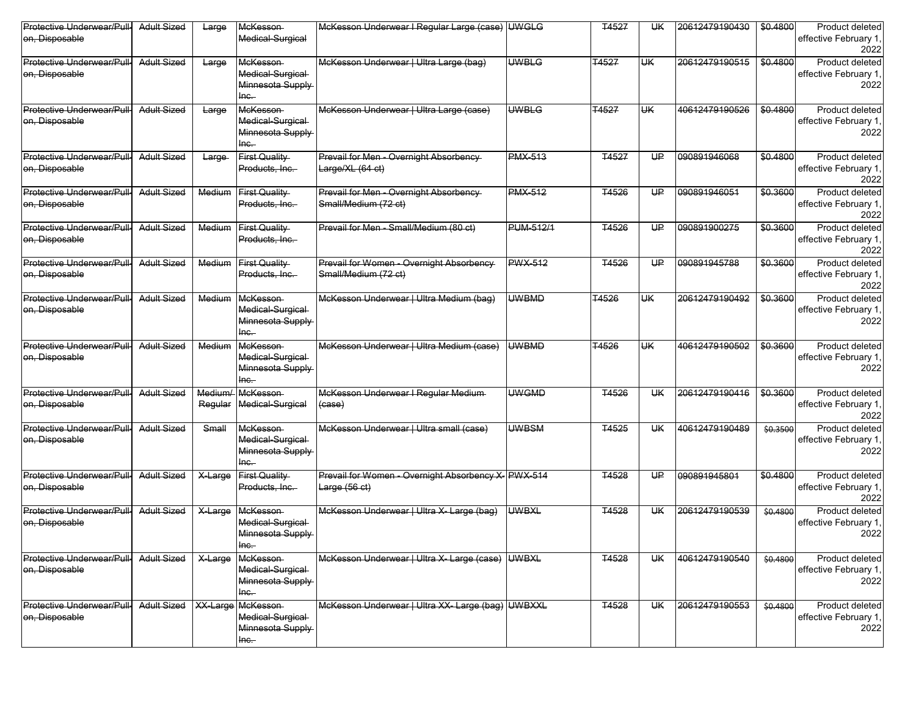| | | | | | | | | | | |
|---|---|---|---|---|---|---|---|---|---|---|
| ~~Protective Underwear/Pull-on, Disposable~~ | ~~Adult Sized~~ | ~~Large~~ | ~~McKesson Medical-Surgical~~ | ~~McKesson Underwear I Regular Large (case)~~ | ~~UWGLG~~ | ~~T4527~~ | ~~UK~~ | ~~20612479190430~~ | ~~$0.4800~~ | Product deleted effective February 1, 2022 |
| ~~Protective Underwear/Pull-on, Disposable~~ | ~~Adult Sized~~ | ~~Large~~ | ~~McKesson Medical-Surgical Minnesota Supply Inc.~~ | ~~McKesson Underwear \| Ultra Large (bag)~~ | ~~UWBLG~~ | ~~T4527~~ | ~~UK~~ | ~~20612479190515~~ | ~~$0.4800~~ | Product deleted effective February 1, 2022 |
| ~~Protective Underwear/Pull-on, Disposable~~ | ~~Adult Sized~~ | ~~Large~~ | ~~McKesson Medical-Surgical Minnesota Supply Inc.~~ | ~~McKesson Underwear \| Ultra Large (case)~~ | ~~UWBLG~~ | ~~T4527~~ | ~~UK~~ | ~~40612479190526~~ | ~~$0.4800~~ | Product deleted effective February 1, 2022 |
| ~~Protective Underwear/Pull-on, Disposable~~ | ~~Adult Sized~~ | ~~Large~~ | ~~First Quality Products, Inc.~~ | ~~Prevail for Men - Overnight Absorbency Large/XL (64 ct)~~ | ~~PMX-513~~ | ~~T4527~~ | ~~UP~~ | ~~090891946068~~ | ~~$0.4800~~ | Product deleted effective February 1, 2022 |
| ~~Protective Underwear/Pull-on, Disposable~~ | ~~Adult Sized~~ | ~~Medium~~ | ~~First Quality Products, Inc.~~ | ~~Prevail for Men - Overnight Absorbency Small/Medium (72 ct)~~ | ~~PMX-512~~ | ~~T4526~~ | ~~UP~~ | ~~090891946051~~ | ~~$0.3600~~ | Product deleted effective February 1, 2022 |
| ~~Protective Underwear/Pull-on, Disposable~~ | ~~Adult Sized~~ | ~~Medium~~ | ~~First Quality Products, Inc.~~ | ~~Prevail for Men - Small/Medium (80 ct)~~ | ~~PUM-512/1~~ | ~~T4526~~ | ~~UP~~ | ~~090891900275~~ | ~~$0.3600~~ | Product deleted effective February 1, 2022 |
| ~~Protective Underwear/Pull-on, Disposable~~ | ~~Adult Sized~~ | ~~Medium~~ | ~~First Quality Products, Inc.~~ | ~~Prevail for Women - Overnight Absorbency Small/Medium (72 ct)~~ | ~~PWX-512~~ | ~~T4526~~ | ~~UP~~ | ~~090891945788~~ | ~~$0.3600~~ | Product deleted effective February 1, 2022 |
| ~~Protective Underwear/Pull-on, Disposable~~ | ~~Adult Sized~~ | ~~Medium~~ | ~~McKesson Medical-Surgical Minnesota Supply Inc.~~ | ~~McKesson Underwear \| Ultra Medium (bag)~~ | ~~UWBMD~~ | ~~T4526~~ | ~~UK~~ | ~~20612479190492~~ | ~~$0.3600~~ | Product deleted effective February 1, 2022 |
| ~~Protective Underwear/Pull-on, Disposable~~ | ~~Adult Sized~~ | ~~Medium~~ | ~~McKesson Medical-Surgical Minnesota Supply Inc.~~ | ~~McKesson Underwear \| Ultra Medium (case)~~ | ~~UWBMD~~ | ~~T4526~~ | ~~UK~~ | ~~40612479190502~~ | ~~$0.3600~~ | Product deleted effective February 1, 2022 |
| ~~Protective Underwear/Pull-on, Disposable~~ | ~~Adult Sized~~ | ~~Medium/ Regular~~ | ~~McKesson Medical-Surgical~~ | ~~McKesson Underwear I Regular Medium (case)~~ | ~~UWGMD~~ | ~~T4526~~ | ~~UK~~ | ~~20612479190416~~ | ~~$0.3600~~ | Product deleted effective February 1, 2022 |
| ~~Protective Underwear/Pull-on, Disposable~~ | ~~Adult Sized~~ | ~~Small~~ | ~~McKesson Medical-Surgical Minnesota Supply Inc.~~ | ~~McKesson Underwear \| Ultra small (case)~~ | ~~UWBSM~~ | ~~T4525~~ | ~~UK~~ | ~~40612479190489~~ | ~~$0.3500~~ | Product deleted effective February 1, 2022 |
| ~~Protective Underwear/Pull-on, Disposable~~ | ~~Adult Sized~~ | ~~X-Large~~ | ~~First Quality Products, Inc.~~ | ~~Prevail for Women - Overnight Absorbency X-Large (56 ct)~~ | ~~PWX-514~~ | ~~T4528~~ | ~~UP~~ | ~~090891945801~~ | ~~$0.4800~~ | Product deleted effective February 1, 2022 |
| ~~Protective Underwear/Pull-on, Disposable~~ | ~~Adult Sized~~ | ~~X-Large~~ | ~~McKesson Medical-Surgical Minnesota Supply Inc.~~ | ~~McKesson Underwear \| Ultra X- Large (bag)~~ | ~~UWBXL~~ | ~~T4528~~ | ~~UK~~ | ~~20612479190539~~ | ~~$0.4800~~ | Product deleted effective February 1, 2022 |
| ~~Protective Underwear/Pull-on, Disposable~~ | ~~Adult Sized~~ | ~~X-Large~~ | ~~McKesson Medical-Surgical Minnesota Supply Inc.~~ | ~~McKesson Underwear \| Ultra X- Large (case)~~ | ~~UWBXL~~ | ~~T4528~~ | ~~UK~~ | ~~40612479190540~~ | ~~$0.4800~~ | Product deleted effective February 1, 2022 |
| ~~Protective Underwear/Pull-on, Disposable~~ | ~~Adult Sized~~ | ~~XX-Large~~ | ~~McKesson Medical-Surgical Minnesota Supply Inc.~~ | ~~McKesson Underwear \| Ultra XX- Large (bag)~~ | ~~UWBXXL~~ | ~~T4528~~ | ~~UK~~ | ~~20612479190553~~ | ~~$0.4800~~ | Product deleted effective February 1, 2022 |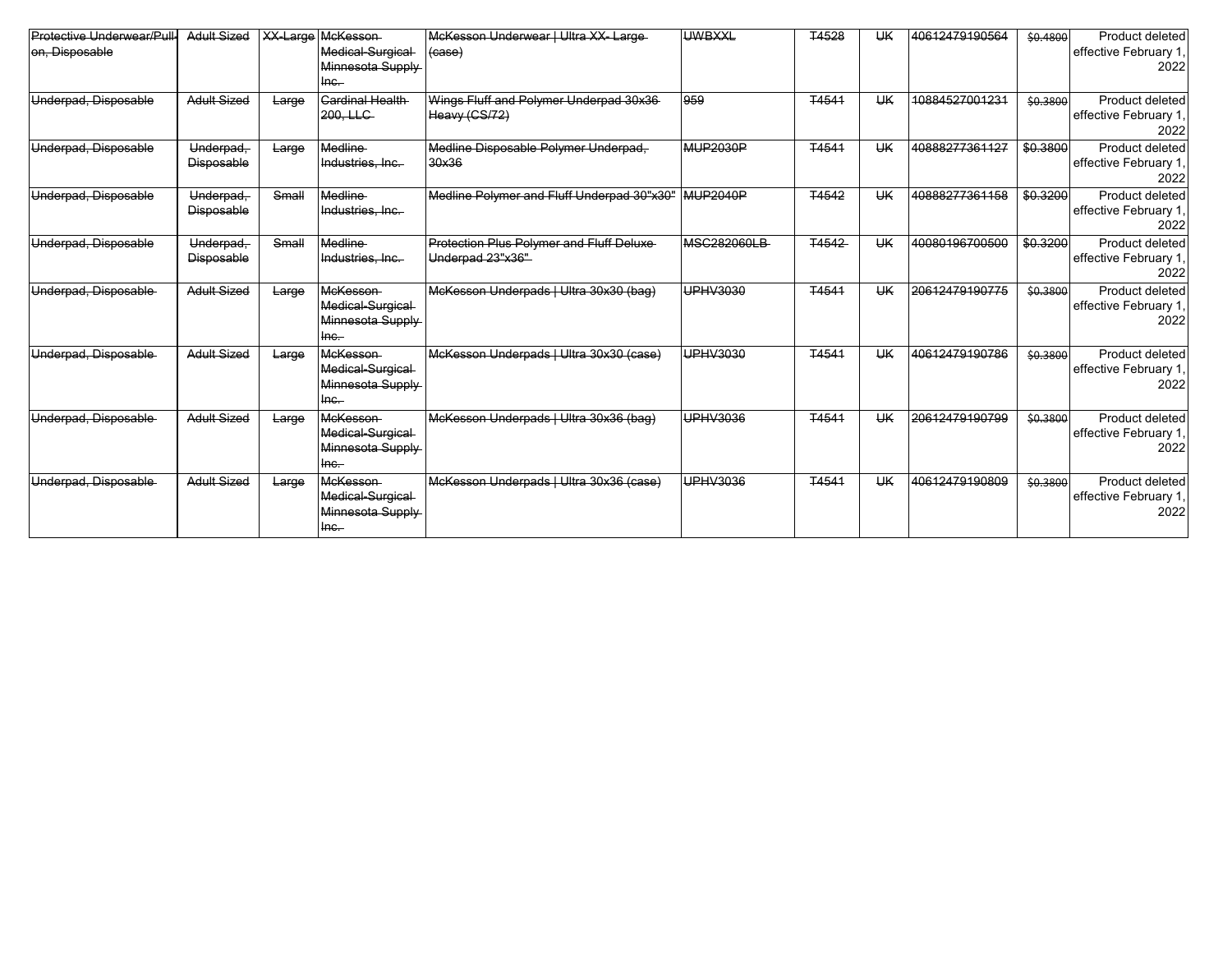| | | | | | | | | | | |
|---|---|---|---|---|---|---|---|---|---|---|
| ~~Protective Underwear/Pull-on, Disposable~~ | ~~Adult Sized~~ | ~~XX-Large~~ | ~~McKesson Medical-Surgical Minnesota Supply Inc.~~ | ~~McKesson Underwear \| Ultra XX- Large (case)~~ | ~~UWBXXL~~ | ~~T4528~~ | ~~UK~~ | ~~40612479190564~~ | ~~$0.4800~~ | Product deleted effective February 1, 2022 |
| ~~Underpad, Disposable~~ | ~~Adult Sized~~ | ~~Large~~ | ~~Cardinal Health 200, LLC~~ | ~~Wings Fluff and Polymer Underpad 30x36 Heavy (CS/72)~~ | ~~959~~ | ~~T4541~~ | ~~UK~~ | ~~10884527001231~~ | ~~$0.3800~~ | Product deleted effective February 1, 2022 |
| ~~Underpad, Disposable~~ | ~~Underpad, Disposable~~ | ~~Large~~ | ~~Medline Industries, Inc.~~ | ~~Medline Disposable Polymer Underpad, 30x36~~ | ~~MUP2030P~~ | ~~T4541~~ | ~~UK~~ | ~~40888277361127~~ | ~~$0.3800~~ | Product deleted effective February 1, 2022 |
| ~~Underpad, Disposable~~ | ~~Underpad, Disposable~~ | ~~Small~~ | ~~Medline Industries, Inc.~~ | ~~Medline Polymer and Fluff Underpad 30"x30"~~ | ~~MUP2040P~~ | ~~T4542~~ | ~~UK~~ | ~~40888277361158~~ | ~~$0.3200~~ | Product deleted effective February 1, 2022 |
| ~~Underpad, Disposable~~ | ~~Underpad, Disposable~~ | ~~Small~~ | ~~Medline Industries, Inc.~~ | ~~Protection Plus Polymer and Fluff Deluxe Underpad 23"x36"~~ | ~~MSC282060LB~~ | ~~T4542~~ | ~~UK~~ | ~~40080196700500~~ | ~~$0.3200~~ | Product deleted effective February 1, 2022 |
| ~~Underpad, Disposable~~ | ~~Adult Sized~~ | ~~Large~~ | ~~McKesson Medical-Surgical Minnesota Supply Inc.~~ | ~~McKesson Underpads \| Ultra 30x30 (bag)~~ | ~~UPHV3030~~ | ~~T4541~~ | ~~UK~~ | ~~20612479190775~~ | ~~$0.3800~~ | Product deleted effective February 1, 2022 |
| ~~Underpad, Disposable~~ | ~~Adult Sized~~ | ~~Large~~ | ~~McKesson Medical-Surgical Minnesota Supply Inc.~~ | ~~McKesson Underpads \| Ultra 30x30 (case)~~ | ~~UPHV3030~~ | ~~T4541~~ | ~~UK~~ | ~~40612479190786~~ | ~~$0.3800~~ | Product deleted effective February 1, 2022 |
| ~~Underpad, Disposable~~ | ~~Adult Sized~~ | ~~Large~~ | ~~McKesson Medical-Surgical Minnesota Supply Inc.~~ | ~~McKesson Underpads \| Ultra 30x36 (bag)~~ | ~~UPHV3036~~ | ~~T4541~~ | ~~UK~~ | ~~20612479190799~~ | ~~$0.3800~~ | Product deleted effective February 1, 2022 |
| ~~Underpad, Disposable~~ | ~~Adult Sized~~ | ~~Large~~ | ~~McKesson Medical-Surgical Minnesota Supply Inc.~~ | ~~McKesson Underpads \| Ultra 30x36 (case)~~ | ~~UPHV3036~~ | ~~T4541~~ | ~~UK~~ | ~~40612479190809~~ | ~~$0.3800~~ | Product deleted effective February 1, 2022 |